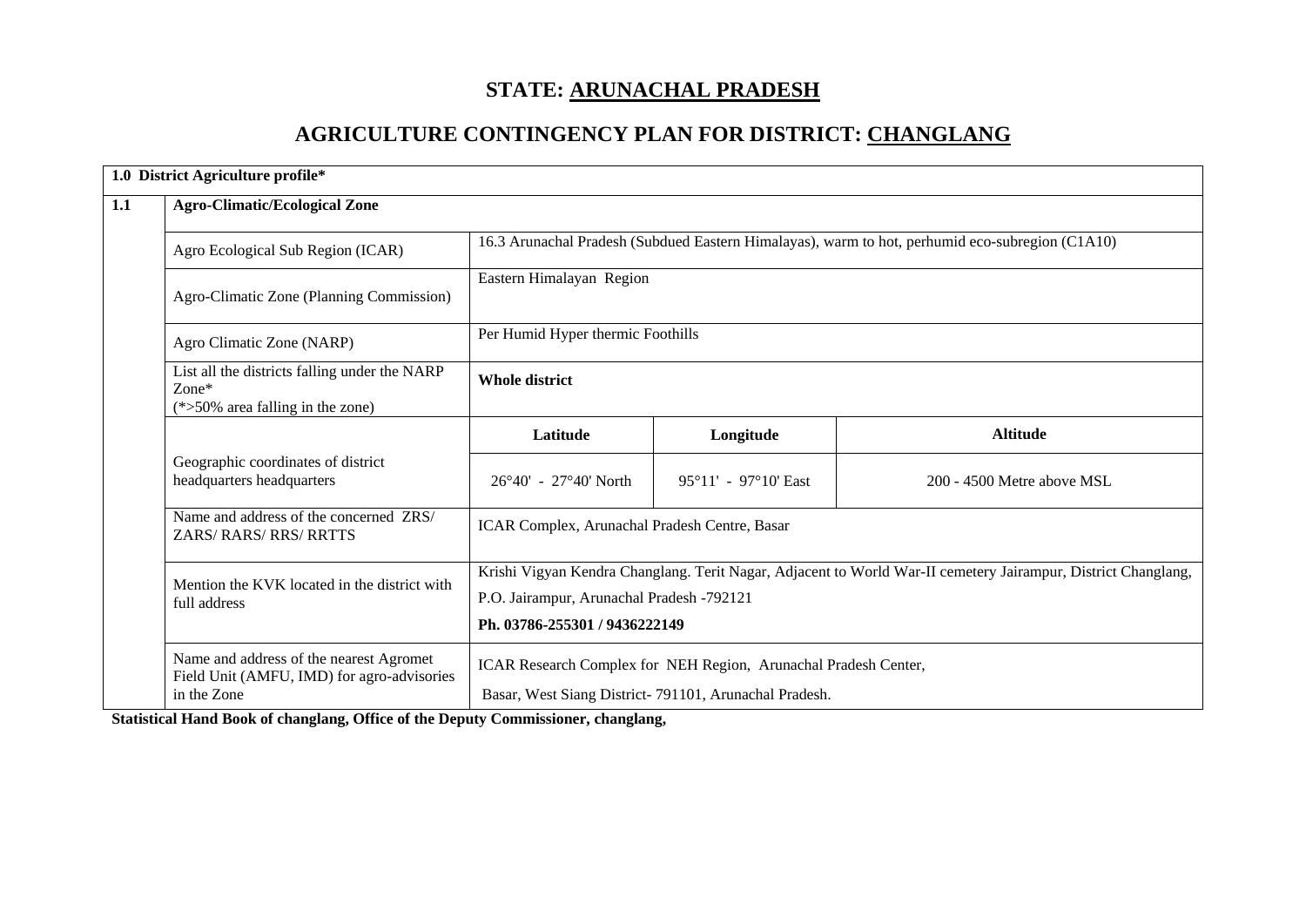# STATE: ARUNACHAL PRADESH

## AGRICULTURE CONTINGENCY PLAN FOR DISTRICT: CHANGLANG

| **1.0 District Agriculture profile*** | | | | |
|---|---|---|---|---|
| **1.1** | **Agro-Climatic/Ecological Zone** | | | |
| | Agro Ecological Sub Region (ICAR) | 16.3 Arunachal Pradesh (Subdued Eastern Himalayas), warm to hot, perhumid eco-subregion (C1A10) | | |
| | Agro-Climatic Zone (Planning Commission) | Eastern Himalayan Region | | |
| | Agro Climatic Zone (NARP) | Per Humid Hyper thermic Foothills | | |
| | List all the districts falling under the NARP Zone* (*>50% area falling in the zone) | **Whole district** | | |
| | Geographic coordinates of district headquarters headquarters | **Latitude** | **Longitude** | **Altitude** |
| | | 26°40' - 27°40' North | 95°11' - 97°10' East | 200 - 4500 Metre above MSL |
| | Name and address of the concerned ZRS/ ZARS/ RARS/ RRS/ RRTTS | ICAR Complex, Arunachal Pradesh Centre, Basar | | |
| | Mention the KVK located in the district with full address | Krishi Vigyan Kendra Changlang. Terit Nagar, Adjacent to World War-II cemetery Jairampur, District Changlang, P.O. Jairampur, Arunachal Pradesh -792121 **Ph. 03786-255301 / 9436222149** | | |
| | Name and address of the nearest Agromet Field Unit (AMFU, IMD) for agro-advisories in the Zone | ICAR Research Complex for NEH Region, Arunachal Pradesh Center, Basar, West Siang District- 791101, Arunachal Pradesh. | | |

**Statistical Hand Book of changlang, Office of the Deputy Commissioner, changlang,**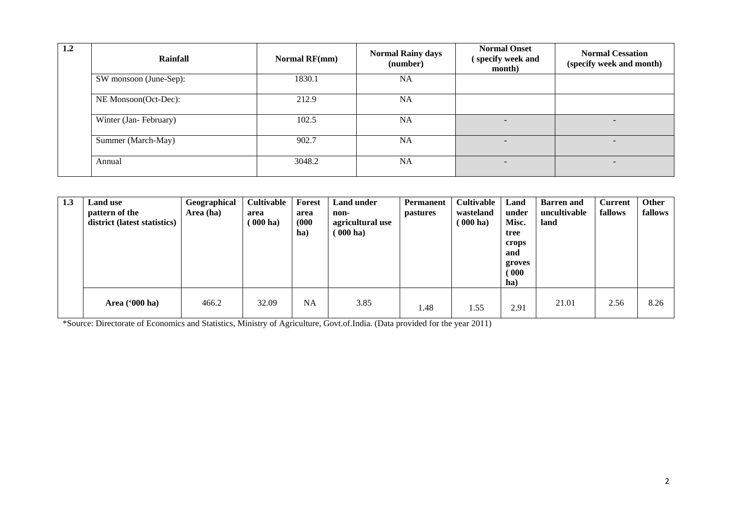| 1.2 | Rainfall | Normal RF(mm) | Normal Rainy days (number) | Normal Onset ( specify week and month) | Normal Cessation (specify week and month) |
|---|---|---|---|---|---|
| | SW monsoon (June-Sep): | 1830.1 | NA | | |
| | NE Monsoon(Oct-Dec): | 212.9 | NA | | |
| | Winter (Jan- February) | 102.5 | NA | - | - |
| | Summer (March-May) | 902.7 | NA | - | - |
| | Annual | 3048.2 | NA | - | - |

| 1.3 | Land use pattern of the district (latest statistics) | Geographical Area (ha) | Cultivable area ( 000 ha) | Forest area (000 ha) | Land under non-agricultural use ( 000 ha) | Permanent pastures | Cultivable wasteland ( 000 ha) | Land under Misc. tree crops and groves ( 000 ha) | Barren and uncultivable land | Current fallows | Other fallows |
|---|---|---|---|---|---|---|---|---|---|---|---|
| | Area ('000 ha) | 466.2 | 32.09 | NA | 3.85 | 1.48 | 1.55 | 2.91 | 21.01 | 2.56 | 8.26 |

*Source: Directorate of Economics and Statistics, Ministry of Agriculture, Govt.of.India. (Data provided for the year 2011)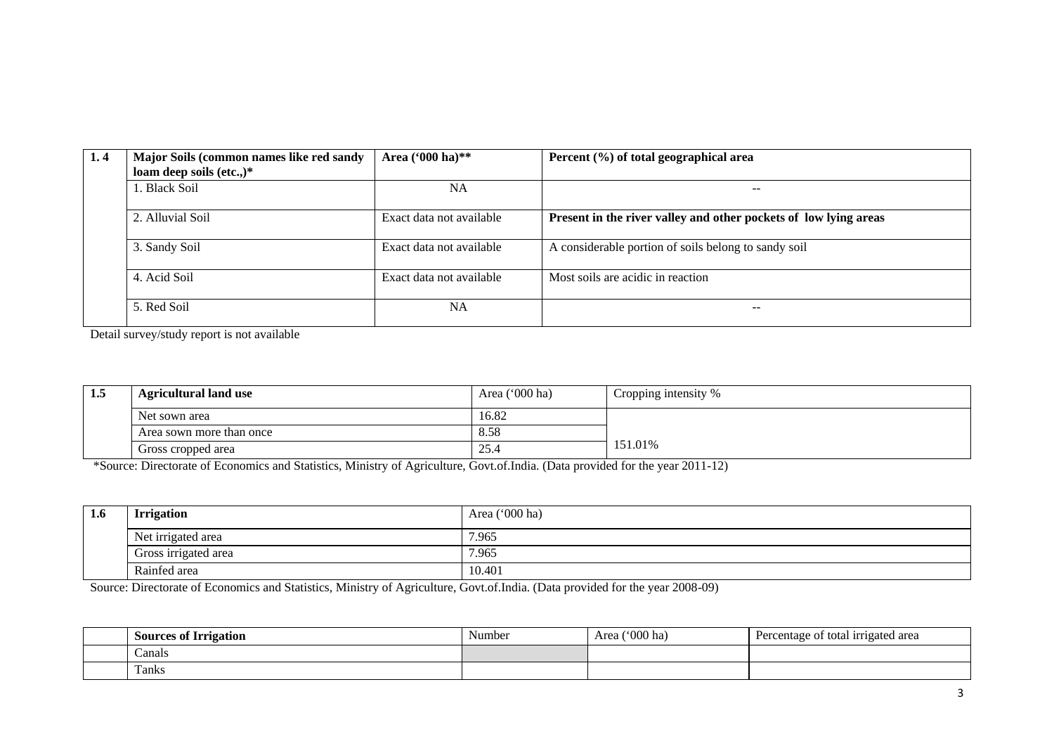| 1. 4 | Major Soils (common names like red sandy loam deep soils (etc.,)* | Area ('000 ha)** | Percent (%) of total geographical area |
|---|---|---|---|
| | 1. Black Soil | NA | -- |
| | 2. Alluvial Soil | Exact data not available | **Present in the river valley and other pockets of low lying areas** |
| | 3. Sandy Soil | Exact data not available | A considerable portion of soils belong to sandy soil |
| | 4. Acid Soil | Exact data not available | Most soils are acidic in reaction |
| | 5. Red Soil | NA | -- |

Detail survey/study report is not available

| 1.5 | Agricultural land use | Area ('000 ha) | Cropping intensity % |
|---|---|---|---|
| | Net sown area | 16.82 | |
| | Area sown more than once | 8.58 | |
| | Gross cropped area | 25.4 | 151.01% |

*Source: Directorate of Economics and Statistics, Ministry of Agriculture, Govt.of.India. (Data provided for the year 2011-12)

| 1.6 | Irrigation | Area ('000 ha) |
|---|---|---|
| | Net irrigated area | 7.965 |
| | Gross irrigated area | 7.965 |
| | Rainfed area | 10.401 |

Source: Directorate of Economics and Statistics, Ministry of Agriculture, Govt.of.India. (Data provided for the year 2008-09)

| | Sources of Irrigation | Number | Area ('000 ha) | Percentage of total irrigated area |
|---|---|---|---|---|
| | Canals | | | |
| | Tanks | | | |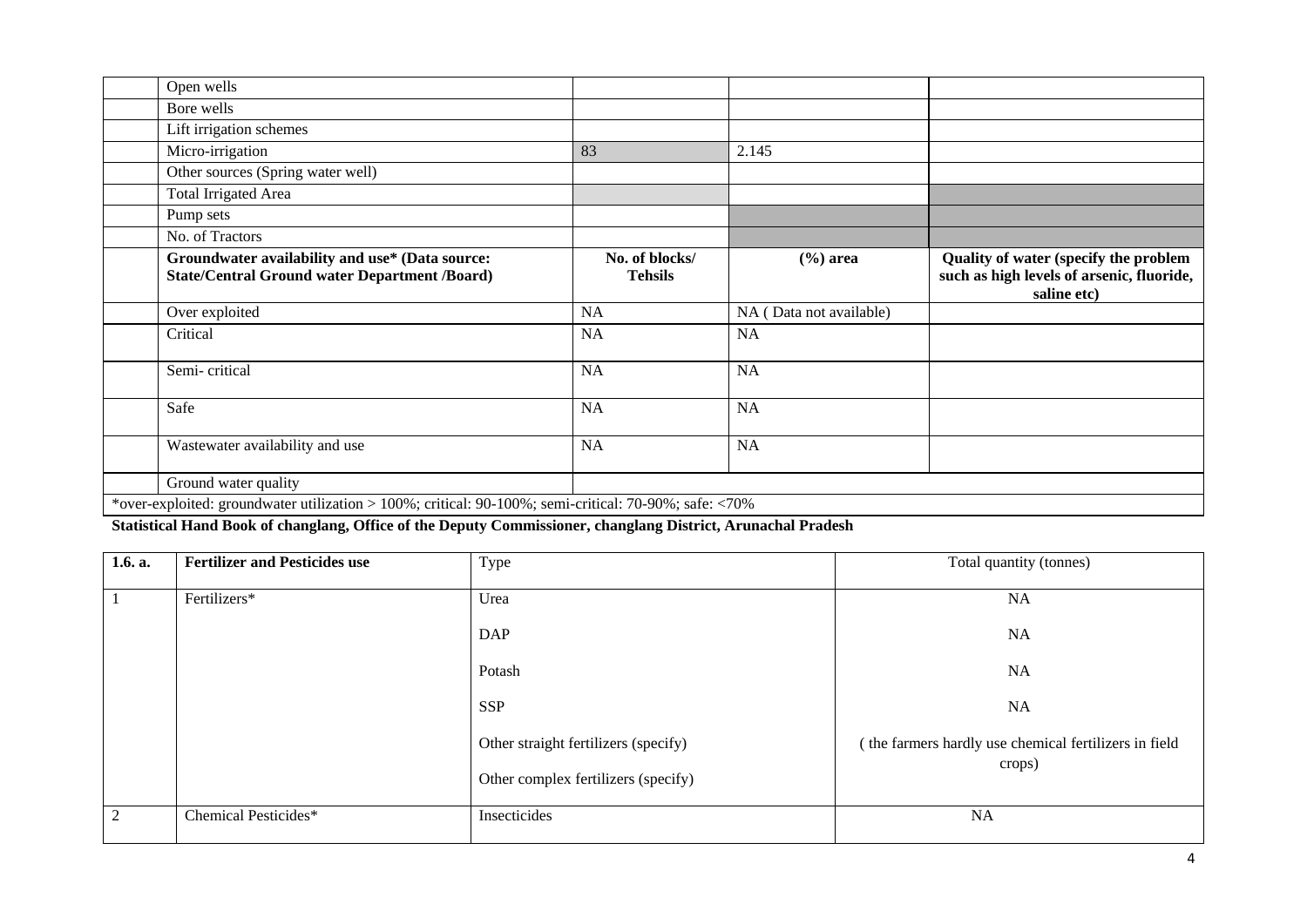| | | | | |
|---|---|---|---|---|
| | Open wells | | | |
| | Bore wells | | | |
| | Lift irrigation schemes | | | |
| | Micro-irrigation | 83 | 2.145 | |
| | Other sources (Spring water well) | | | |
| | Total Irrigated Area | | | |
| | Pump sets | | | |
| | No. of Tractors | | | |
| | **Groundwater availability and use* (Data source: State/Central Ground water Department /Board)** | **No. of blocks/ Tehsils** | **(%) area** | **Quality of water (specify the problem such as high levels of arsenic, fluoride, saline etc)** |
| | Over exploited | NA | NA ( Data not available) | |
| | Critical | NA | NA | |
| | Semi- critical | NA | NA | |
| | Safe | NA | NA | |
| | Wastewater availability and use | NA | NA | |
| | Ground water quality | | | |

*over-exploited: groundwater utilization > 100%; critical: 90-100%; semi-critical: 70-90%; safe: <70%

**Statistical Hand Book of changlang, Office of the Deputy Commissioner, changlang District, Arunachal Pradesh**

| **1.6. a.** | **Fertilizer and Pesticides use** | Type | Total quantity (tonnes) |
|---|---|---|---|
| 1 | Fertilizers* | Urea | NA |
| | | DAP | NA |
| | | Potash | NA |
| | | SSP | NA |
| | | Other straight fertilizers (specify) | ( the farmers hardly use chemical fertilizers in field crops) |
| | | Other complex fertilizers (specify) | |
| 2 | Chemical Pesticides* | Insecticides | NA |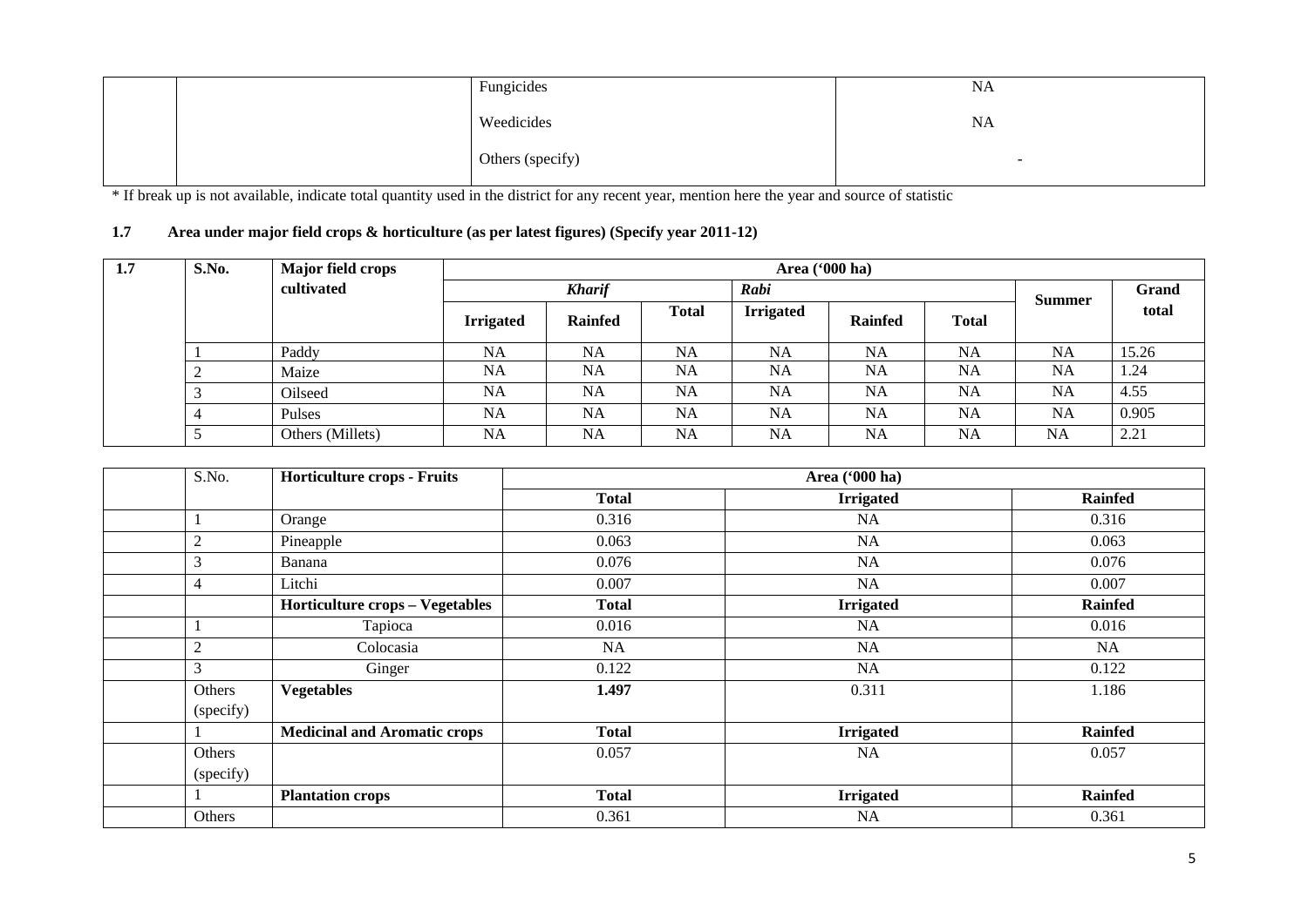| | | Fungicides | NA |
|---|---|---|---|
| | | Weedicides | NA |
| | | Others (specify) | - |

* If break up is not available, indicate total quantity used in the district for any recent year, mention here the year and source of statistic

### 1.7 Area under major field crops & horticulture (as per latest figures) (Specify year 2011-12)

| 1.7 | S.No. | Major field crops cultivated | Area ('000 ha) | | | | | | | |
|---|---|---|---|---|---|---|---|---|---|---|
| | | | *Kharif* | | | *Rabi* | | | Summer | Grand total |
| | | | Irrigated | Rainfed | Total | Irrigated | Rainfed | Total | | |
| | 1 | Paddy | NA | NA | NA | NA | NA | NA | NA | 15.26 |
| | 2 | Maize | NA | NA | NA | NA | NA | NA | NA | 1.24 |
| | 3 | Oilseed | NA | NA | NA | NA | NA | NA | NA | 4.55 |
| | 4 | Pulses | NA | NA | NA | NA | NA | NA | NA | 0.905 |
| | 5 | Others (Millets) | NA | NA | NA | NA | NA | NA | NA | 2.21 |

| | S.No. | Horticulture crops - Fruits | Area ('000 ha) | | |
|---|---|---|---|---|---|
| | | | Total | Irrigated | Rainfed |
| | 1 | Orange | 0.316 | NA | 0.316 |
| | 2 | Pineapple | 0.063 | NA | 0.063 |
| | 3 | Banana | 0.076 | NA | 0.076 |
| | 4 | Litchi | 0.007 | NA | 0.007 |
| | | **Horticulture crops – Vegetables** | **Total** | **Irrigated** | **Rainfed** |
| | 1 | Tapioca | 0.016 | NA | 0.016 |
| | 2 | Colocasia | NA | NA | NA |
| | 3 | Ginger | 0.122 | NA | 0.122 |
| | Others (specify) | **Vegetables** | **1.497** | 0.311 | 1.186 |
| | 1 | **Medicinal and Aromatic crops** | **Total** | **Irrigated** | **Rainfed** |
| | Others (specify) | | 0.057 | NA | 0.057 |
| | 1 | **Plantation crops** | **Total** | **Irrigated** | **Rainfed** |
| | Others | | 0.361 | NA | 0.361 |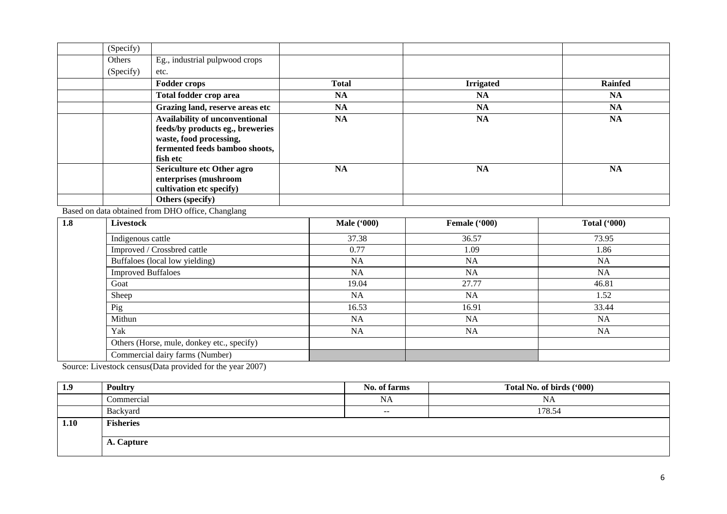|  | (Specify) |  |  |  |  |
|---|---|---|---|---|---|
|  | Others (Specify) | Eg., industrial pulpwood crops etc. |  |  |  |
|  |  | **Fodder crops** | **Total** | **Irrigated** | **Rainfed** |
|  |  | **Total fodder crop area** | **NA** | **NA** | **NA** |
|  |  | **Grazing land, reserve areas etc** | **NA** | **NA** | **NA** |
|  |  | **Availability of unconventional feeds/by products eg., breweries waste, food processing, fermented feeds bamboo shoots, fish etc** | **NA** | **NA** | **NA** |
|  |  | **Sericulture etc Other agro enterprises (mushroom cultivation etc specify)** | **NA** | **NA** | **NA** |
|  |  | **Others (specify)** |  |  |  |

Based on data obtained from DHO office, Changlang

| **1.8** | **Livestock** | **Male ('000)** | **Female ('000)** | **Total ('000)** |
|---|---|---|---|---|
|  | Indigenous cattle | 37.38 | 36.57 | 73.95 |
|  | Improved / Crossbred cattle | 0.77 | 1.09 | 1.86 |
|  | Buffaloes (local low yielding) | NA | NA | NA |
|  | Improved Buffaloes | NA | NA | NA |
|  | Goat | 19.04 | 27.77 | 46.81 |
|  | Sheep | NA | NA | 1.52 |
|  | Pig | 16.53 | 16.91 | 33.44 |
|  | Mithun | NA | NA | NA |
|  | Yak | NA | NA | NA |
|  | Others (Horse, mule, donkey etc., specify) |  |  |  |
|  | Commercial dairy farms (Number) |  |  |  |

Source: Livestock census(Data provided for the year 2007)

| **1.9** | **Poultry** | **No. of farms** | **Total No. of birds ('000)** |
|---|---|---|---|
|  | Commercial | NA | NA |
|  | Backyard | -- | 178.54 |
| **1.10** | **Fisheries** |  |  |
|  | **A. Capture** |  |  |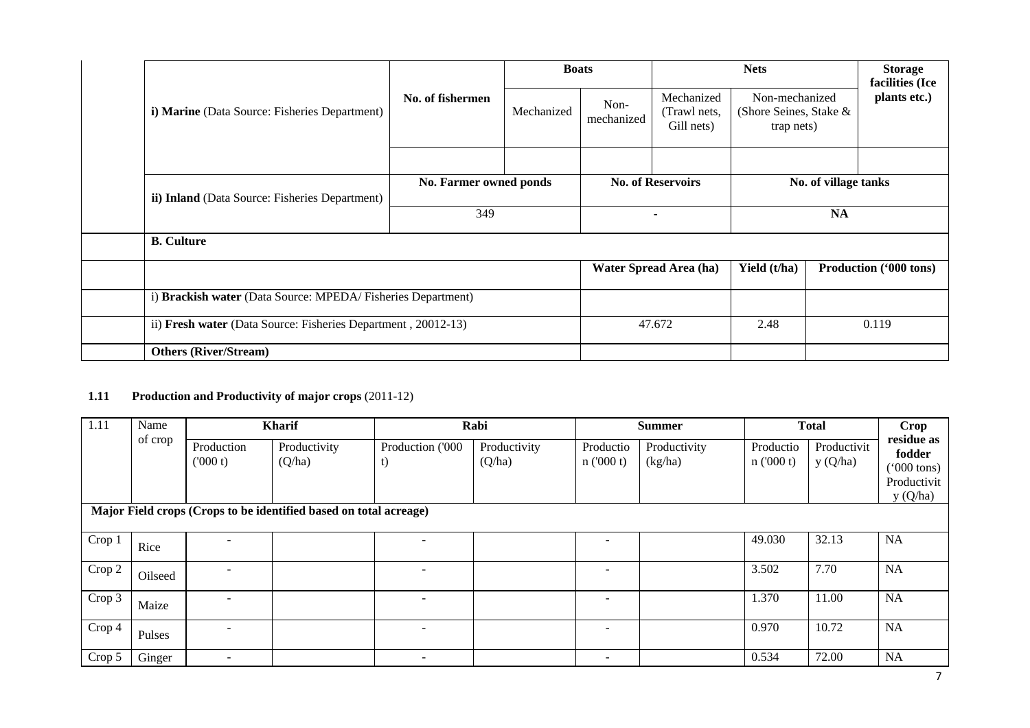| i) Marine (Data Source: Fisheries Department) | No. of fishermen | Boats | | Nets | | Storage facilities (Ice plants etc.) |
|---|---|---|---|---|---|---|
| | | Mechanized | Non-mechanized | Mechanized (Trawl nets, Gill nets) | Non-mechanized (Shore Seines, Stake & trap nets) | |
| | | | | | | |
| **ii) Inland** (Data Source: Fisheries Department) | No. Farmer owned ponds | | No. of Reservoirs | | No. of village tanks | |
| | 349 | | - | | NA | |

| **B. Culture** | | | |
|---|---|---|---|
| | Water Spread Area (ha) | Yield (t/ha) | Production ('000 tons) |
| i) **Brackish water** (Data Source: MPEDA/ Fisheries Department) | | | |
| ii) **Fresh water** (Data Source: Fisheries Department , 20012-13) | 47.672 | 2.48 | 0.119 |
| **Others (River/Stream)** | | | |

### 1.11 Production and Productivity of major crops (2011-12)

| 1.11 | Name of crop | Kharif | | Rabi | | Summer | | Total | | Crop residue as fodder ('000 tons) Productivity (Q/ha) |
|---|---|---|---|---|---|---|---|---|---|---|
| | | Production ('000 t) | Productivity (Q/ha) | Production ('000 t) | Productivity (Q/ha) | Production ('000 t) | Productivity (kg/ha) | Production ('000 t) | Productivity (Q/ha) | |
| **Major Field crops (Crops to be identified based on total acreage)** | | | | | | | | | | |
| Crop 1 | Rice | - | | - | | - | | 49.030 | 32.13 | NA |
| Crop 2 | Oilseed | - | | - | | - | | 3.502 | 7.70 | NA |
| Crop 3 | Maize | - | | - | | - | | 1.370 | 11.00 | NA |
| Crop 4 | Pulses | - | | - | | - | | 0.970 | 10.72 | NA |
| Crop 5 | Ginger | - | | - | | - | | 0.534 | 72.00 | NA |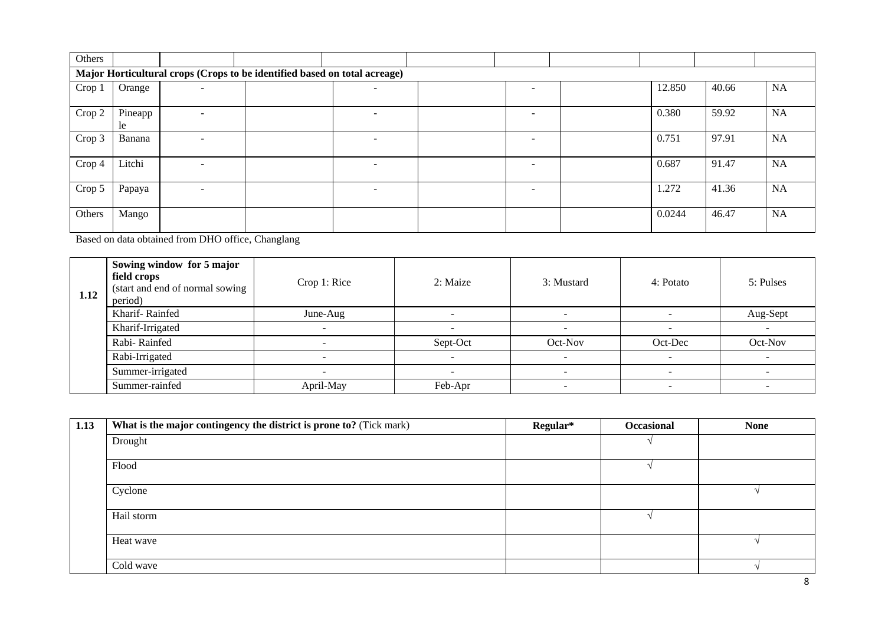| Others | | | | | | | | | | |
|---|---|---|---|---|---|---|---|---|---|---|
| **Major Horticultural crops (Crops to be identified based on total acreage)** | | | | | | | | | | |
| Crop 1 | Orange | - | | - | | - | | 12.850 | 40.66 | NA |
| Crop 2 | Pineapple | - | | - | | - | | 0.380 | 59.92 | NA |
| Crop 3 | Banana | - | | - | | - | | 0.751 | 97.91 | NA |
| Crop 4 | Litchi | - | | - | | - | | 0.687 | 91.47 | NA |
| Crop 5 | Papaya | - | | - | | - | | 1.272 | 41.36 | NA |
| Others | Mango | | | | | | | 0.0244 | 46.47 | NA |

Based on data obtained from DHO office, Changlang

| 1.12 | **Sowing window for 5 major field crops** (start and end of normal sowing period) | Crop 1: Rice | 2: Maize | 3: Mustard | 4: Potato | 5: Pulses |
|---|---|---|---|---|---|---|
| | Kharif- Rainfed | June-Aug | - | - | - | Aug-Sept |
| | Kharif-Irrigated | - | - | - | - | - |
| | Rabi- Rainfed | - | Sept-Oct | Oct-Nov | Oct-Dec | Oct-Nov |
| | Rabi-Irrigated | - | - | - | - | - |
| | Summer-irrigated | - | - | - | - | - |
| | Summer-rainfed | April-May | Feb-Apr | - | - | - |

| 1.13 | **What is the major contingency the district is prone to?** (Tick mark) | **Regular*** | **Occasional** | **None** |
|---|---|---|---|---|
| | Drought | | √ | |
| | Flood | | √ | |
| | Cyclone | | | √ |
| | Hail storm | | √ | |
| | Heat wave | | | √ |
| | Cold wave | | | √ |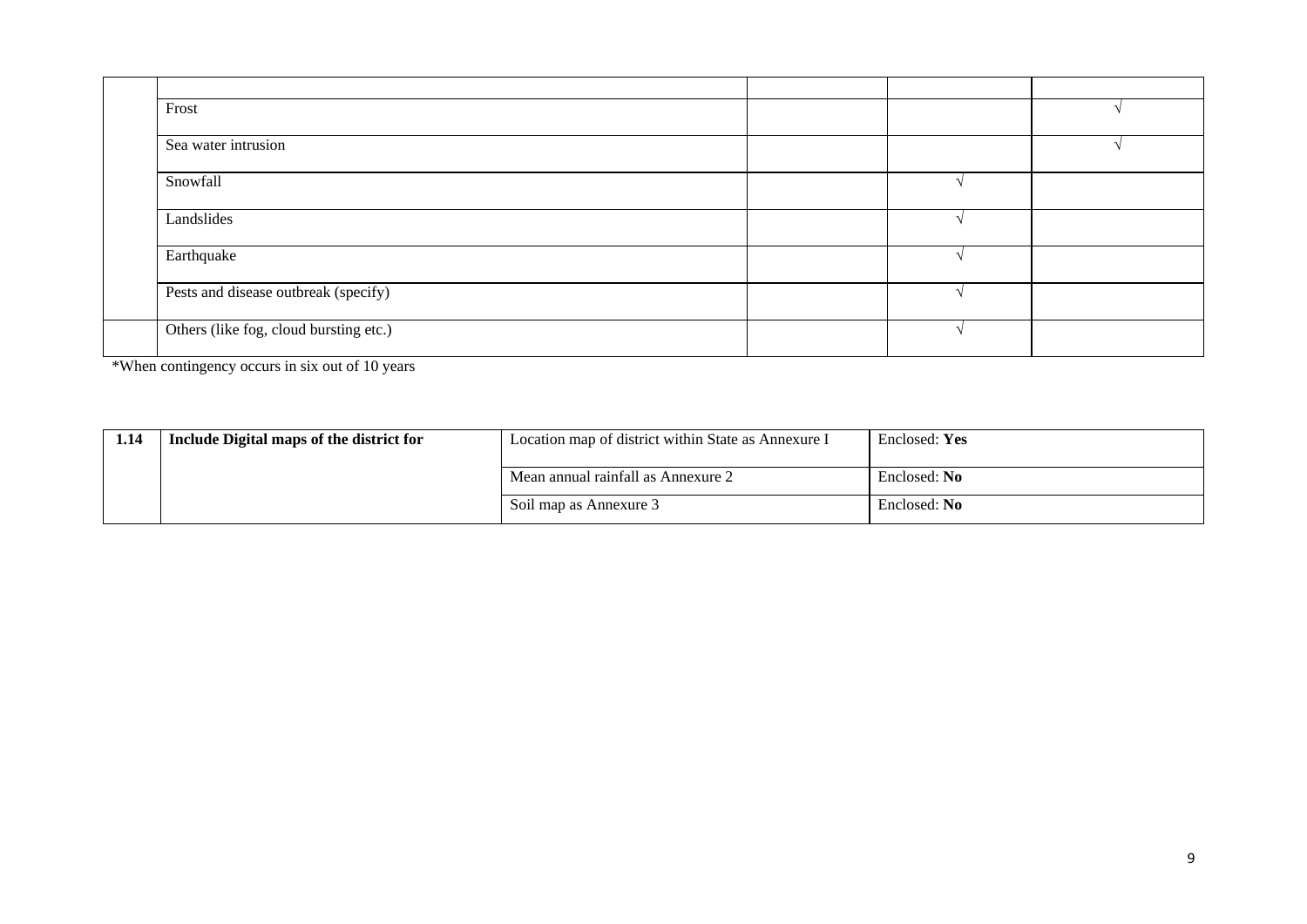| | | | | |
|---|---|---|---|---|
| | Frost | | | √ |
| | Sea water intrusion | | | √ |
| | Snowfall | | √ | |
| | Landslides | | √ | |
| | Earthquake | | √ | |
| | Pests and disease outbreak (specify) | | √ | |
| | Others (like fog, cloud bursting etc.) | | √ | |

*When contingency occurs in six out of 10 years

| 1.14 | Include Digital maps of the district for | Location map of district within State as Annexure I | Enclosed: **Yes** |
|---|---|---|---|
| | | Mean annual rainfall as Annexure 2 | Enclosed: **No** |
| | | Soil map as Annexure 3 | Enclosed: **No** |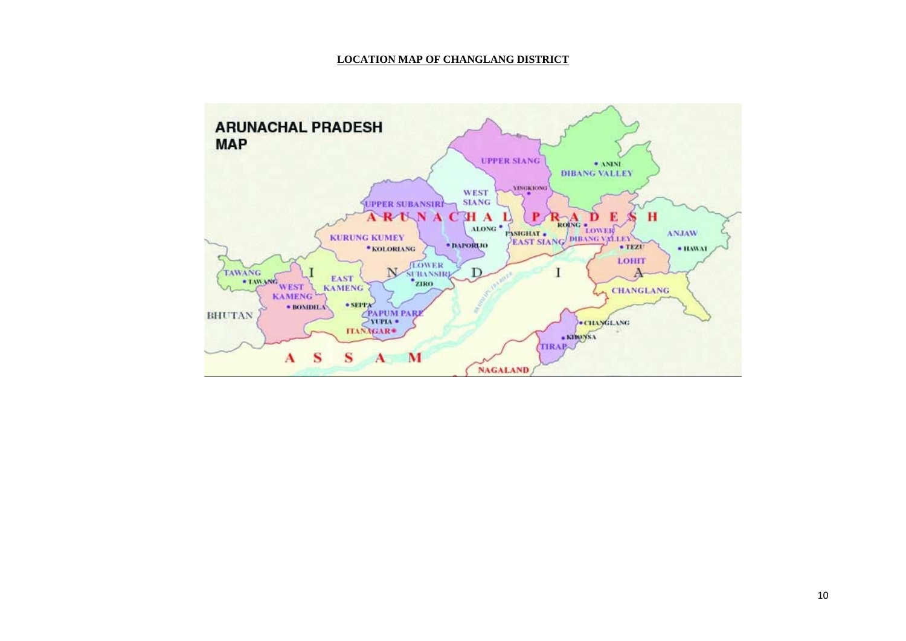**LOCATION MAP OF CHANGLANG DISTRICT**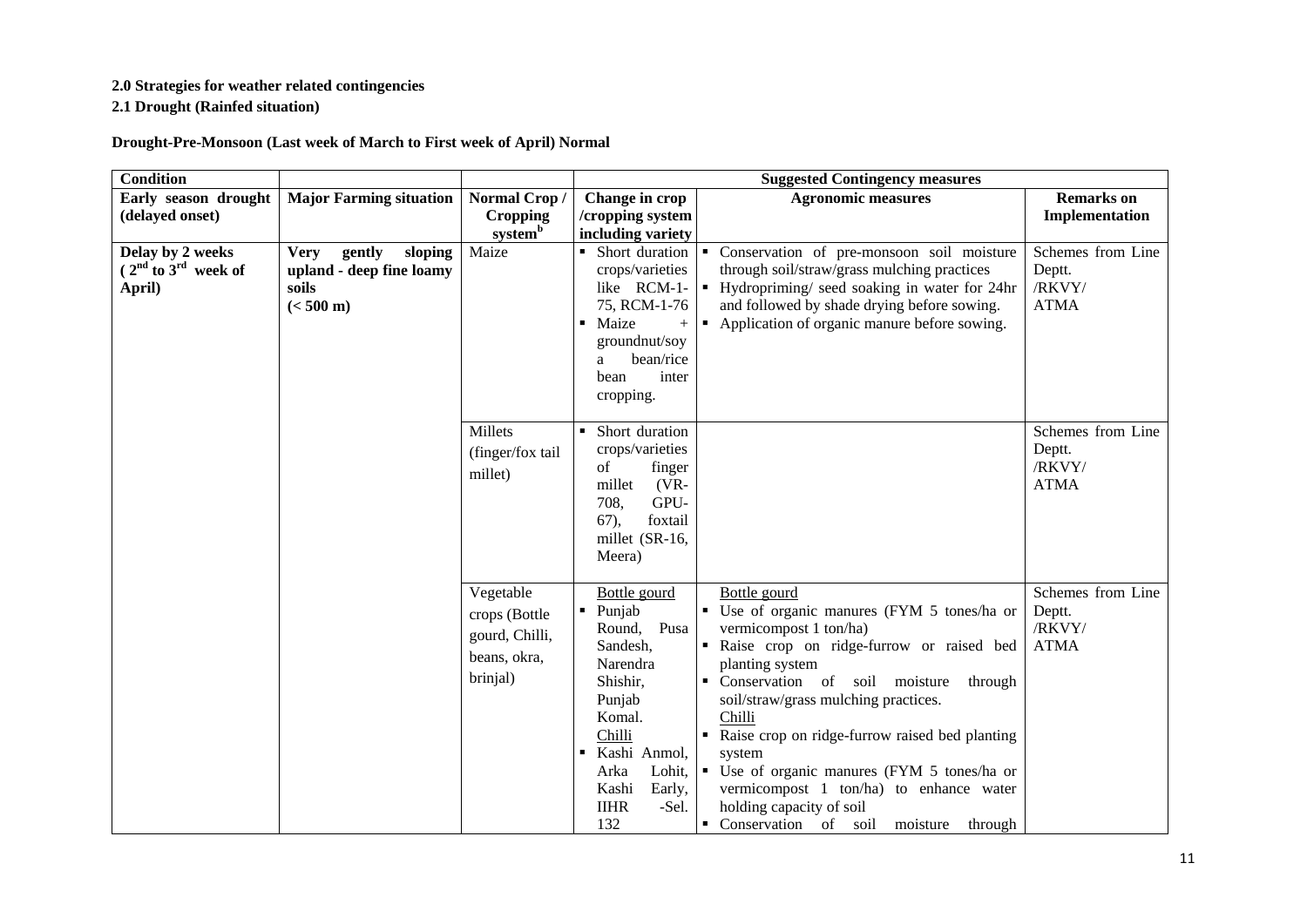**2.0 Strategies for weather related contingencies**

**2.1 Drought (Rainfed situation)**

**Drought-Pre-Monsoon (Last week of March to First week of April) Normal**

| **Condition** | | | **Suggested Contingency measures** | | |
|---|---|---|---|---|---|
| **Early season drought (delayed onset)** | **Major Farming situation** | **Normal Crop / Cropping system[b]** | **Change in crop /cropping system including variety** | **Agronomic measures** | **Remarks on Implementation** |
| **Delay by 2 weeks ( 2[nd] to 3[rd] week of April)** | **Very gently sloping upland - deep fine loamy soils (< 500 m)** | Maize | ▪ Short duration crops/varieties like RCM-1-75, RCM-1-76<br>▪ Maize + groundnut/soya bean/rice bean inter cropping. | ▪ Conservation of pre-monsoon soil moisture through soil/straw/grass mulching practices<br>▪ Hydropriming/ seed soaking in water for 24hr and followed by shade drying before sowing.<br>▪ Application of organic manure before sowing. | Schemes from Line Deptt. /RKVY/ ATMA |
| | | Millets (finger/fox tail millet) | ▪ Short duration crops/varieties of finger millet (VR-708, GPU-67), foxtail millet (SR-16, Meera) | | Schemes from Line Deptt. /RKVY/ ATMA |
| | | Vegetable crops (Bottle gourd, Chilli, beans, okra, brinjal) | Bottle gourd<br>▪ Punjab Round, Pusa Sandesh, Narendra Shishir, Punjab Komal.<br>Chilli<br>▪ Kashi Anmol, Arka Lohit, Kashi Early, IIHR -Sel. 132 | Bottle gourd<br>▪ Use of organic manures (FYM 5 tones/ha or vermicompost 1 ton/ha)<br>▪ Raise crop on ridge-furrow or raised bed planting system<br>▪ Conservation of soil moisture through soil/straw/grass mulching practices.<br>Chilli<br>▪ Raise crop on ridge-furrow raised bed planting system<br>▪ Use of organic manures (FYM 5 tones/ha or vermicompost 1 ton/ha) to enhance water holding capacity of soil<br>▪ Conservation of soil moisture through | Schemes from Line Deptt. /RKVY/ ATMA |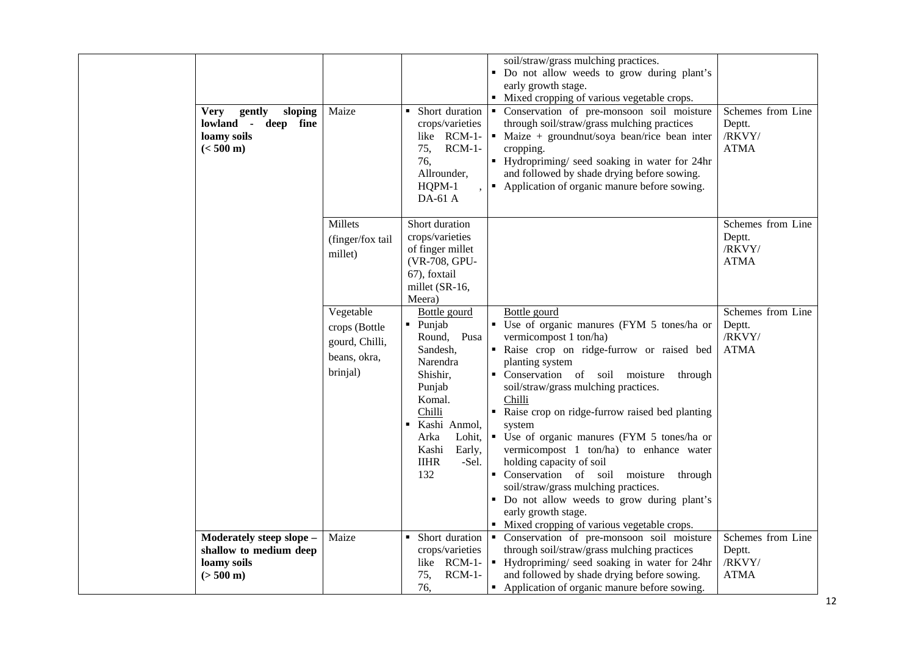| | | | | |
|---|---|---|---|---|
| | | | soil/straw/grass mulching practices.<br>▪ Do not allow weeds to grow during plant's early growth stage.<br>▪ Mixed cropping of various vegetable crops. | |
| **Very gently sloping lowland - deep fine loamy soils (< 500 m)** | Maize | ▪ Short duration crops/varieties like RCM-1-75, RCM-1-76, Allrounder, HQPM-1 , DA-61 A | ▪ Conservation of pre-monsoon soil moisture through soil/straw/grass mulching practices<br>▪ Maize + groundnut/soya bean/rice bean inter cropping.<br>▪ Hydropriming/ seed soaking in water for 24hr and followed by shade drying before sowing.<br>▪ Application of organic manure before sowing. | Schemes from Line Deptt. /RKVY/ ATMA |
| | Millets (finger/fox tail millet) | Short duration crops/varieties of finger millet (VR-708, GPU-67), foxtail millet (SR-16, Meera) | | Schemes from Line Deptt. /RKVY/ ATMA |
| | Vegetable crops (Bottle gourd, Chilli, beans, okra, brinjal) | Bottle gourd<br>▪ Punjab Round, Pusa Sandesh, Narendra Shishir, Punjab Komal.<br>Chilli<br>▪ Kashi Anmol, Arka Lohit, Kashi Early, IIHR -Sel. 132 | Bottle gourd<br>▪ Use of organic manures (FYM 5 tones/ha or vermicompost 1 ton/ha)<br>▪ Raise crop on ridge-furrow or raised bed planting system<br>▪ Conservation of soil moisture through soil/straw/grass mulching practices.<br>Chilli<br>▪ Raise crop on ridge-furrow raised bed planting system<br>▪ Use of organic manures (FYM 5 tones/ha or vermicompost 1 ton/ha) to enhance water holding capacity of soil<br>▪ Conservation of soil moisture through soil/straw/grass mulching practices.<br>▪ Do not allow weeds to grow during plant's early growth stage.<br>▪ Mixed cropping of various vegetable crops. | Schemes from Line Deptt. /RKVY/ ATMA |
| **Moderately steep slope – shallow to medium deep loamy soils (> 500 m)** | Maize | ▪ Short duration crops/varieties like RCM-1-75, RCM-1-76, | ▪ Conservation of pre-monsoon soil moisture through soil/straw/grass mulching practices<br>▪ Hydropriming/ seed soaking in water for 24hr and followed by shade drying before sowing.<br>▪ Application of organic manure before sowing. | Schemes from Line Deptt. /RKVY/ ATMA |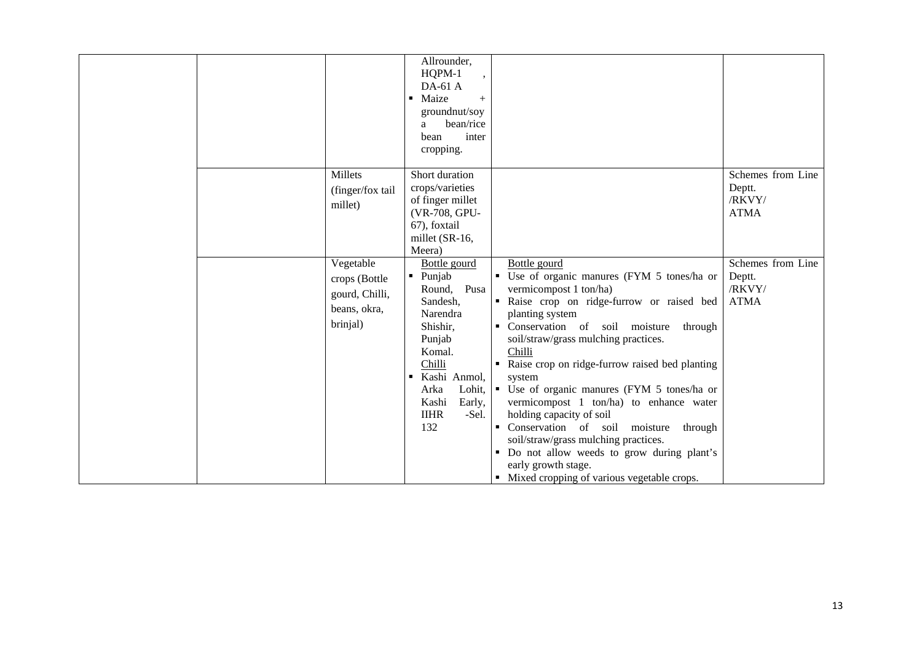| | | | | | |
|---|---|---|---|---|---|
| | | | Allrounder, HQPM-1 , DA-61 A<br>▪ Maize + groundnut/soya bean/rice bean inter cropping. | | |
| | | Millets (finger/fox tail millet) | Short duration crops/varieties of finger millet (VR-708, GPU-67), foxtail millet (SR-16, Meera) | | Schemes from Line Deptt. /RKVY/ ATMA |
| | | Vegetable crops (Bottle gourd, Chilli, beans, okra, brinjal) | Bottle gourd<br>▪ Punjab Round, Pusa Sandesh, Narendra Shishir, Punjab Komal.<br>Chilli<br>▪ Kashi Anmol, Arka Lohit, Kashi Early, IIHR -Sel. 132 | Bottle gourd<br>▪ Use of organic manures (FYM 5 tones/ha or vermicompost 1 ton/ha)<br>▪ Raise crop on ridge-furrow or raised bed planting system<br>▪ Conservation of soil moisture through soil/straw/grass mulching practices.<br>Chilli<br>▪ Raise crop on ridge-furrow raised bed planting system<br>▪ Use of organic manures (FYM 5 tones/ha or vermicompost 1 ton/ha) to enhance water holding capacity of soil<br>▪ Conservation of soil moisture through soil/straw/grass mulching practices.<br>▪ Do not allow weeds to grow during plant's early growth stage.<br>▪ Mixed cropping of various vegetable crops. | Schemes from Line Deptt. /RKVY/ ATMA |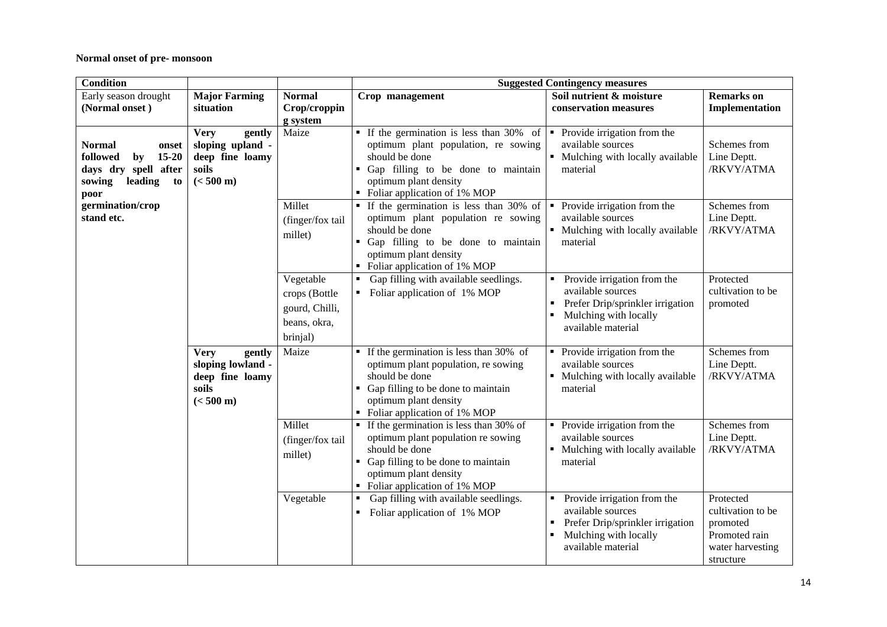**Normal onset of pre- monsoon**

| Condition | | | Suggested Contingency measures | | |
|---|---|---|---|---|---|
| Early season drought (Normal onset ) | **Major Farming situation** | **Normal Crop/cropping system** | **Crop management** | **Soil nutrient & moisture conservation measures** | **Remarks on Implementation** |
| **Normal onset followed by 15-20 days dry spell after sowing leading to poor germination/crop stand etc.** | **Very gently sloping upland - deep fine loamy soils (< 500 m)** | Maize | ▪ If the germination is less than 30% of optimum plant population, re sowing should be done<br>▪ Gap filling to be done to maintain optimum plant density<br>▪ Foliar application of 1% MOP | ▪ Provide irrigation from the available sources<br>▪ Mulching with locally available material | Schemes from Line Deptt. /RKVY/ATMA |
| | | Millet (finger/fox tail millet) | ▪ If the germination is less than 30% of optimum plant population re sowing should be done<br>▪ Gap filling to be done to maintain optimum plant density<br>▪ Foliar application of 1% MOP | ▪ Provide irrigation from the available sources<br>▪ Mulching with locally available material | Schemes from Line Deptt. /RKVY/ATMA |
| | | Vegetable crops (Bottle gourd, Chilli, beans, okra, brinjal) | ▪ Gap filling with available seedlings.<br>▪ Foliar application of 1% MOP | ▪ Provide irrigation from the available sources<br>▪ Prefer Drip/sprinkler irrigation<br>▪ Mulching with locally available material | Protected cultivation to be promoted |
| | **Very gently sloping lowland - deep fine loamy soils (< 500 m)** | Maize | ▪ If the germination is less than 30% of optimum plant population, re sowing should be done<br>▪ Gap filling to be done to maintain optimum plant density<br>▪ Foliar application of 1% MOP | ▪ Provide irrigation from the available sources<br>▪ Mulching with locally available material | Schemes from Line Deptt. /RKVY/ATMA |
| | | Millet (finger/fox tail millet) | ▪ If the germination is less than 30% of optimum plant population re sowing should be done<br>▪ Gap filling to be done to maintain optimum plant density<br>▪ Foliar application of 1% MOP | ▪ Provide irrigation from the available sources<br>▪ Mulching with locally available material | Schemes from Line Deptt. /RKVY/ATMA |
| | | Vegetable | ▪ Gap filling with available seedlings.<br>▪ Foliar application of 1% MOP | ▪ Provide irrigation from the available sources<br>▪ Prefer Drip/sprinkler irrigation<br>▪ Mulching with locally available material | Protected cultivation to be promoted Promoted rain water harvesting structure |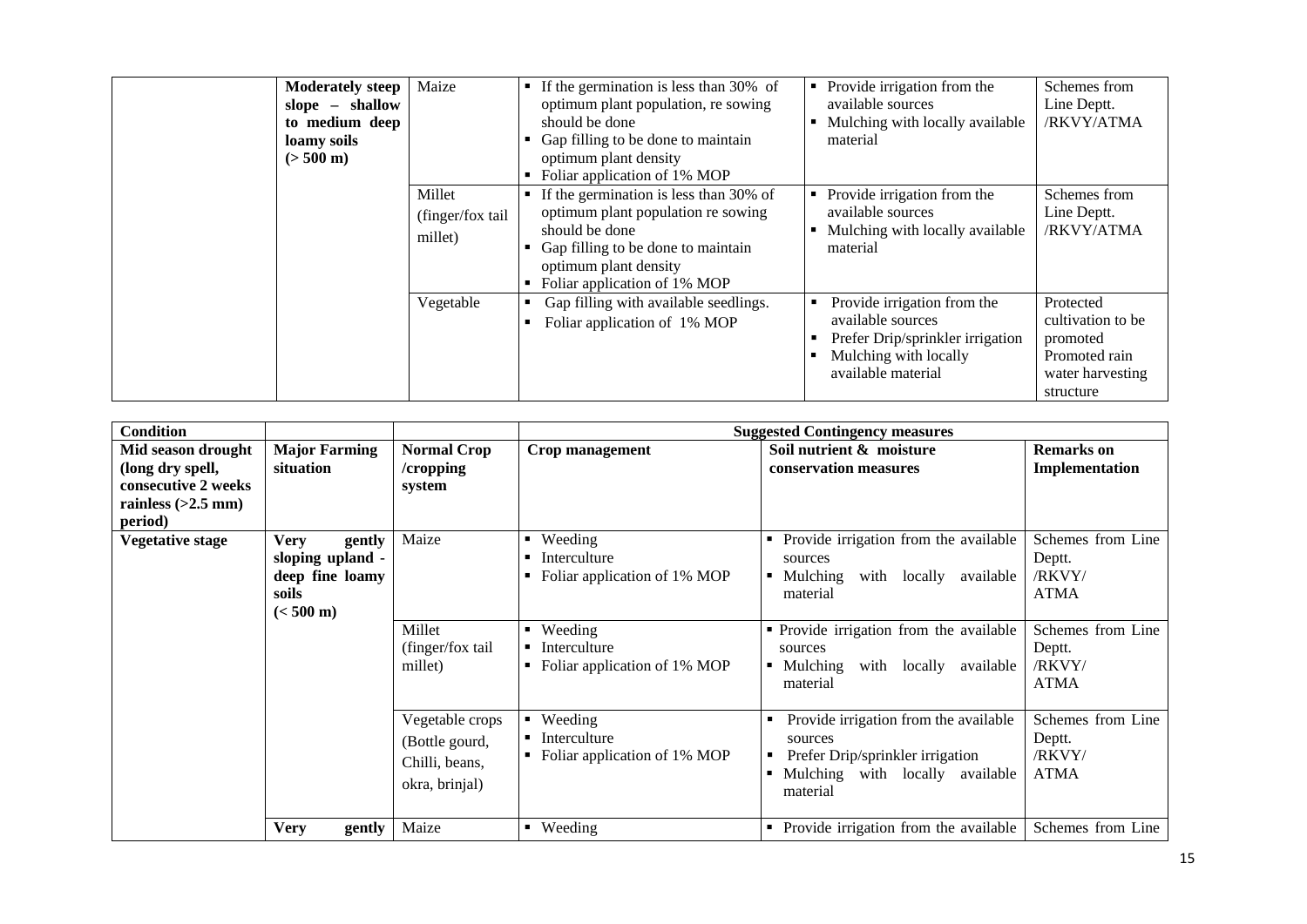| | | | | | |
|---|---|---|---|---|---|
| | **Moderately steep slope – shallow to medium deep loamy soils (> 500 m)** | Maize | ▪ If the germination is less than 30% of optimum plant population, re sowing should be done<br>▪ Gap filling to be done to maintain optimum plant density<br>▪ Foliar application of 1% MOP | ▪ Provide irrigation from the available sources<br>▪ Mulching with locally available material | Schemes from Line Deptt. /RKVY/ATMA |
| | | Millet (finger/fox tail millet) | ▪ If the germination is less than 30% of optimum plant population re sowing should be done<br>▪ Gap filling to be done to maintain optimum plant density<br>▪ Foliar application of 1% MOP | ▪ Provide irrigation from the available sources<br>▪ Mulching with locally available material | Schemes from Line Deptt. /RKVY/ATMA |
| | | Vegetable | ▪ Gap filling with available seedlings.<br>▪ Foliar application of 1% MOP | ▪ Provide irrigation from the available sources<br>▪ Prefer Drip/sprinkler irrigation<br>▪ Mulching with locally available material | Protected cultivation to be promoted Promoted rain water harvesting structure |

| **Condition** | | | **Suggested Contingency measures** | | |
|---|---|---|---|---|---|
| **Mid season drought (long dry spell, consecutive 2 weeks rainless (>2.5 mm) period)** | **Major Farming situation** | **Normal Crop /cropping system** | **Crop management** | **Soil nutrient & moisture conservation measures** | **Remarks on Implementation** |
| **Vegetative stage** | **Very gently sloping upland - deep fine loamy soils (< 500 m)** | Maize | ▪ Weeding<br>▪ Interculture<br>▪ Foliar application of 1% MOP | ▪ Provide irrigation from the available sources<br>▪ Mulching with locally available material | Schemes from Line Deptt. /RKVY/ ATMA |
| | | Millet (finger/fox tail millet) | ▪ Weeding<br>▪ Interculture<br>▪ Foliar application of 1% MOP | ▪ Provide irrigation from the available sources<br>▪ Mulching with locally available material | Schemes from Line Deptt. /RKVY/ ATMA |
| | | Vegetable crops (Bottle gourd, Chilli, beans, okra, brinjal) | ▪ Weeding<br>▪ Interculture<br>▪ Foliar application of 1% MOP | ▪ Provide irrigation from the available sources<br>▪ Prefer Drip/sprinkler irrigation<br>▪ Mulching with locally available material | Schemes from Line Deptt. /RKVY/ ATMA |
| | **Very gently** | Maize | ▪ Weeding | ▪ Provide irrigation from the available | Schemes from Line |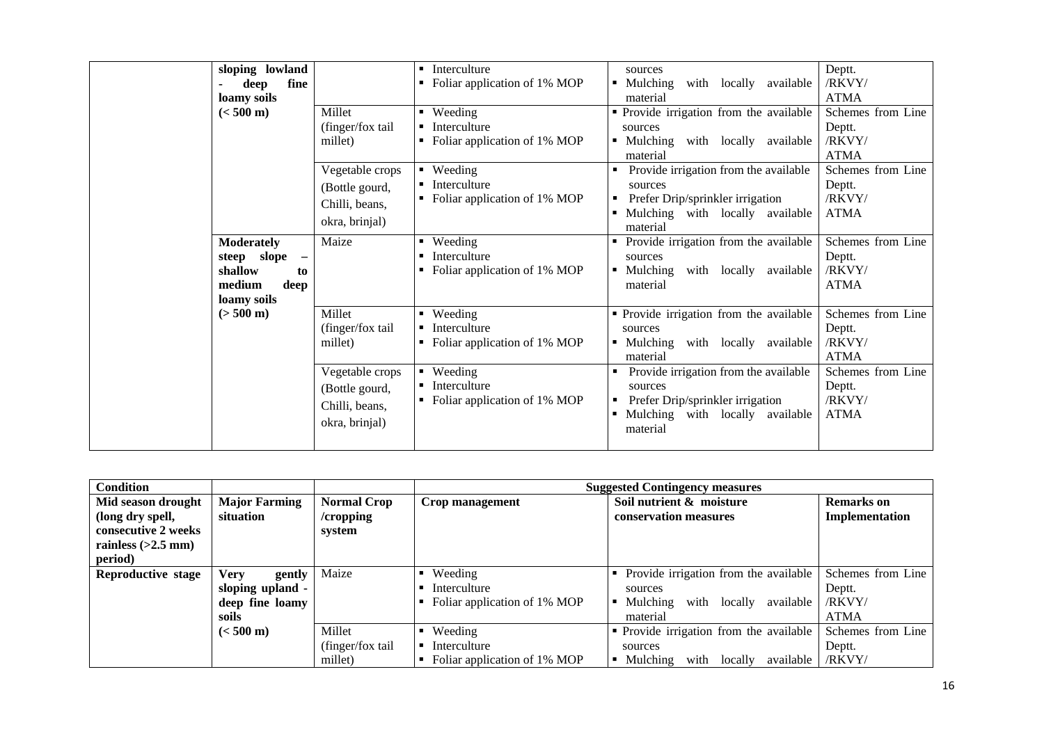| | | | | | |
|---|---|---|---|---|---|
| | sloping lowland - deep fine loamy soils (< 500 m) | | ▪ Interculture<br>▪ Foliar application of 1% MOP | sources<br>▪ Mulching with locally available material | Deptt. /RKVY/ ATMA |
| | | Millet (finger/fox tail millet) | ▪ Weeding<br>▪ Interculture<br>▪ Foliar application of 1% MOP | ▪ Provide irrigation from the available sources<br>▪ Mulching with locally available material | Schemes from Line Deptt. /RKVY/ ATMA |
| | | Vegetable crops (Bottle gourd, Chilli, beans, okra, brinjal) | ▪ Weeding<br>▪ Interculture<br>▪ Foliar application of 1% MOP | ▪ Provide irrigation from the available sources<br>▪ Prefer Drip/sprinkler irrigation<br>▪ Mulching with locally available material | Schemes from Line Deptt. /RKVY/ ATMA |
| | **Moderately steep slope – shallow to medium deep loamy soils (> 500 m)** | Maize | ▪ Weeding<br>▪ Interculture<br>▪ Foliar application of 1% MOP | ▪ Provide irrigation from the available sources<br>▪ Mulching with locally available material | Schemes from Line Deptt. /RKVY/ ATMA |
| | | Millet (finger/fox tail millet) | ▪ Weeding<br>▪ Interculture<br>▪ Foliar application of 1% MOP | ▪ Provide irrigation from the available sources<br>▪ Mulching with locally available material | Schemes from Line Deptt. /RKVY/ ATMA |
| | | Vegetable crops (Bottle gourd, Chilli, beans, okra, brinjal) | ▪ Weeding<br>▪ Interculture<br>▪ Foliar application of 1% MOP | ▪ Provide irrigation from the available sources<br>▪ Prefer Drip/sprinkler irrigation<br>▪ Mulching with locally available material | Schemes from Line Deptt. /RKVY/ ATMA |

| **Condition** | | | **Suggested Contingency measures** | | |
|---|---|---|---|---|---|
| **Mid season drought (long dry spell, consecutive 2 weeks rainless (>2.5 mm) period)** | **Major Farming situation** | **Normal Crop /cropping system** | **Crop management** | **Soil nutrient & moisture conservation measures** | **Remarks on Implementation** |
| **Reproductive stage** | **Very gently sloping upland - deep fine loamy soils (< 500 m)** | Maize | ▪ Weeding<br>▪ Interculture<br>▪ Foliar application of 1% MOP | ▪ Provide irrigation from the available sources<br>▪ Mulching with locally available material | Schemes from Line Deptt. /RKVY/ ATMA |
| | | Millet (finger/fox tail millet) | ▪ Weeding<br>▪ Interculture<br>▪ Foliar application of 1% MOP | ▪ Provide irrigation from the available sources<br>▪ Mulching with locally available | Schemes from Line Deptt. /RKVY/ |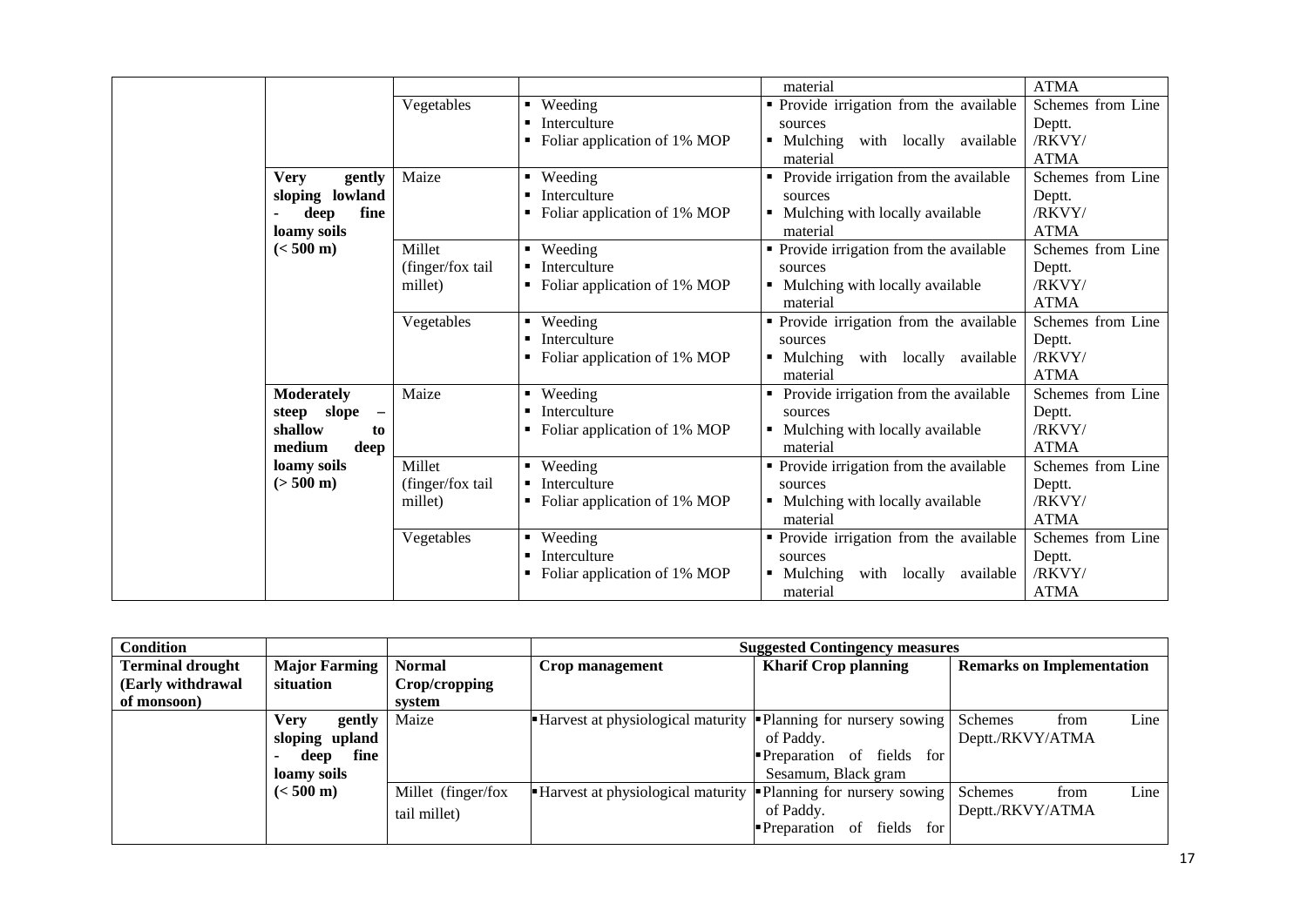| | | | | | |
|---|---|---|---|---|---|
| | | | | material | ATMA |
| | | Vegetables | ▪ Weeding<br>▪ Interculture<br>▪ Foliar application of 1% MOP | ▪ Provide irrigation from the available sources<br>▪ Mulching with locally available material | Schemes from Line Deptt. /RKVY/ ATMA |
| | **Very gently sloping lowland - deep fine loamy soils (< 500 m)** | Maize | ▪ Weeding<br>▪ Interculture<br>▪ Foliar application of 1% MOP | ▪ Provide irrigation from the available sources<br>▪ Mulching with locally available material | Schemes from Line Deptt. /RKVY/ ATMA |
| | | Millet (finger/fox tail millet) | ▪ Weeding<br>▪ Interculture<br>▪ Foliar application of 1% MOP | ▪ Provide irrigation from the available sources<br>▪ Mulching with locally available material | Schemes from Line Deptt. /RKVY/ ATMA |
| | | Vegetables | ▪ Weeding<br>▪ Interculture<br>▪ Foliar application of 1% MOP | ▪ Provide irrigation from the available sources<br>▪ Mulching with locally available material | Schemes from Line Deptt. /RKVY/ ATMA |
| | **Moderately steep slope – shallow to medium deep loamy soils (> 500 m)** | Maize | ▪ Weeding<br>▪ Interculture<br>▪ Foliar application of 1% MOP | ▪ Provide irrigation from the available sources<br>▪ Mulching with locally available material | Schemes from Line Deptt. /RKVY/ ATMA |
| | | Millet (finger/fox tail millet) | ▪ Weeding<br>▪ Interculture<br>▪ Foliar application of 1% MOP | ▪ Provide irrigation from the available sources<br>▪ Mulching with locally available material | Schemes from Line Deptt. /RKVY/ ATMA |
| | | Vegetables | ▪ Weeding<br>▪ Interculture<br>▪ Foliar application of 1% MOP | ▪ Provide irrigation from the available sources<br>▪ Mulching with locally available material | Schemes from Line Deptt. /RKVY/ ATMA |

| **Condition** | | | **Suggested Contingency measures** | | |
|---|---|---|---|---|---|
| **Terminal drought (Early withdrawal of monsoon)** | **Major Farming situation** | **Normal Crop/cropping system** | **Crop management** | **Kharif Crop planning** | **Remarks on Implementation** |
| | **Very gently sloping upland - deep fine loamy soils (< 500 m)** | Maize | ▪ Harvest at physiological maturity | ▪ Planning for nursery sowing of Paddy.<br>▪ Preparation of fields for Sesamum, Black gram | Schemes from Line Deptt./RKVY/ATMA |
| | | Millet (finger/fox tail millet) | ▪ Harvest at physiological maturity | ▪ Planning for nursery sowing of Paddy.<br>▪ Preparation of fields for | Schemes from Line Deptt./RKVY/ATMA |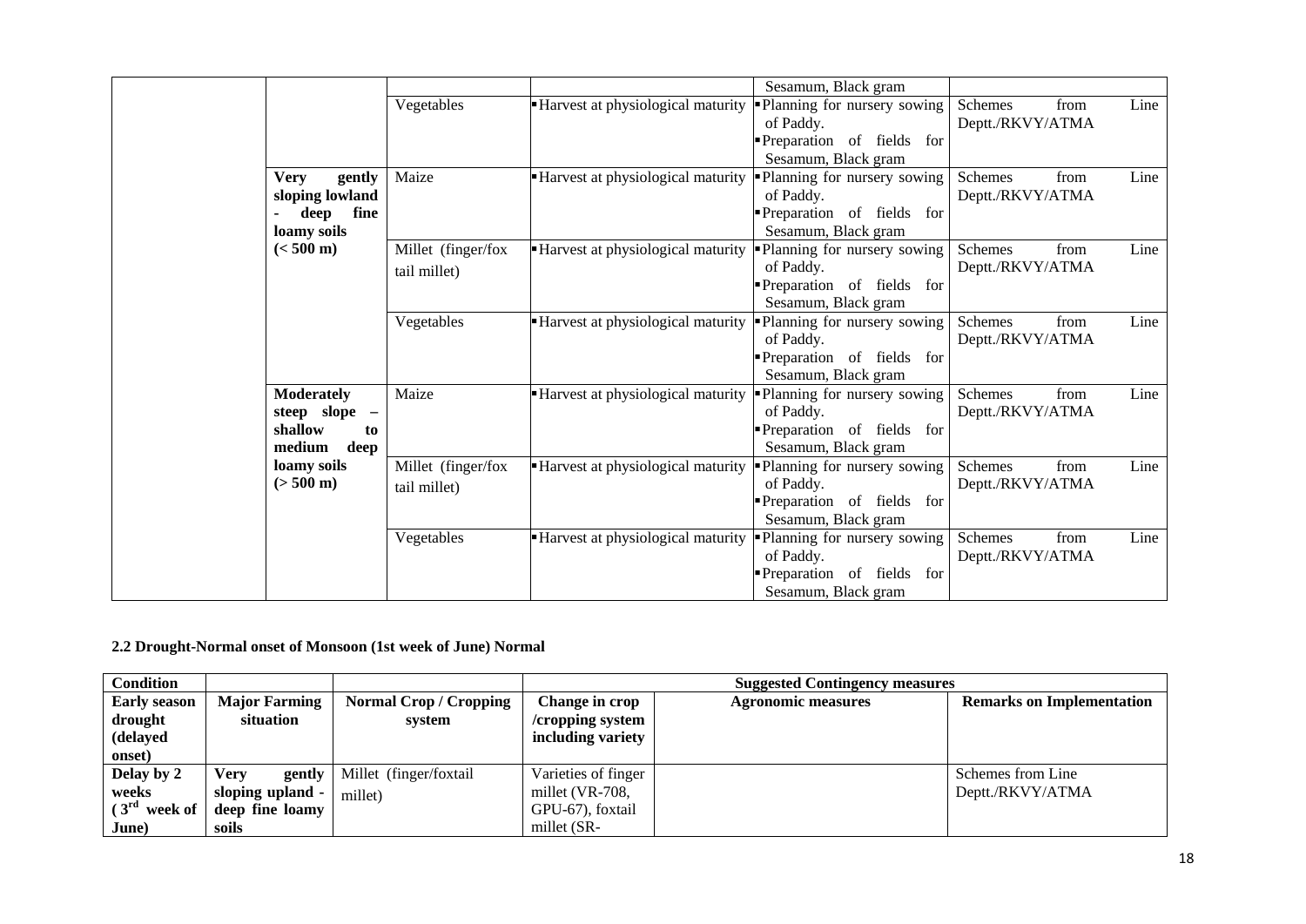| | | | | | |
|---|---|---|---|---|---|
| | | | | Sesamum, Black gram | |
| | | Vegetables | ▪Harvest at physiological maturity | ▪Planning for nursery sowing of Paddy.<br>▪Preparation of fields for Sesamum, Black gram | Schemes from Line Deptt./RKVY/ATMA |
| | **Very gently sloping lowland - deep fine loamy soils (< 500 m)** | Maize | ▪Harvest at physiological maturity | ▪Planning for nursery sowing of Paddy.<br>▪Preparation of fields for Sesamum, Black gram | Schemes from Line Deptt./RKVY/ATMA |
| | | Millet (finger/fox tail millet) | ▪Harvest at physiological maturity | ▪Planning for nursery sowing of Paddy.<br>▪Preparation of fields for Sesamum, Black gram | Schemes from Line Deptt./RKVY/ATMA |
| | | Vegetables | ▪Harvest at physiological maturity | ▪Planning for nursery sowing of Paddy.<br>▪Preparation of fields for Sesamum, Black gram | Schemes from Line Deptt./RKVY/ATMA |
| | **Moderately steep slope – shallow to medium deep loamy soils (> 500 m)** | Maize | ▪Harvest at physiological maturity | ▪Planning for nursery sowing of Paddy.<br>▪Preparation of fields for Sesamum, Black gram | Schemes from Line Deptt./RKVY/ATMA |
| | | Millet (finger/fox tail millet) | ▪Harvest at physiological maturity | ▪Planning for nursery sowing of Paddy.<br>▪Preparation of fields for Sesamum, Black gram | Schemes from Line Deptt./RKVY/ATMA |
| | | Vegetables | ▪Harvest at physiological maturity | ▪Planning for nursery sowing of Paddy.<br>▪Preparation of fields for Sesamum, Black gram | Schemes from Line Deptt./RKVY/ATMA |

**2.2 Drought-Normal onset of Monsoon (1st week of June) Normal**

| **Condition** | | | **Suggested Contingency measures** | | |
|---|---|---|---|---|---|
| **Early season drought (delayed onset)** | **Major Farming situation** | **Normal Crop / Cropping system** | **Change in crop /cropping system including variety** | **Agronomic measures** | **Remarks on Implementation** |
| **Delay by 2 weeks ($3^{rd}$ week of June)** | **Very gently sloping upland - deep fine loamy soils** | Millet (finger/foxtail millet) | Varieties of finger millet (VR-708, GPU-67), foxtail millet (SR- | | Schemes from Line Deptt./RKVY/ATMA |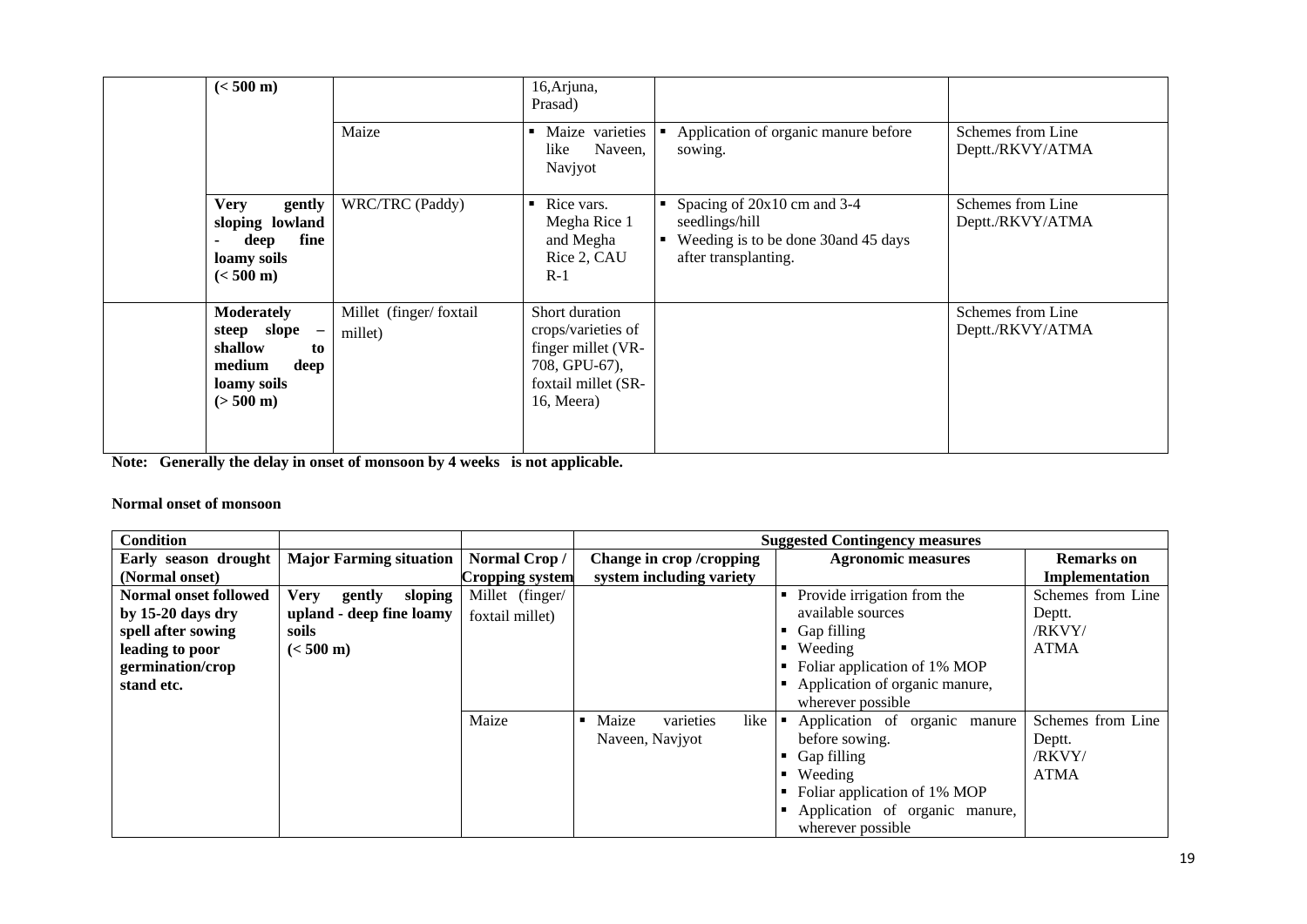|  | (< 500 m) |  | 16,Arjuna, Prasad) |  |  |
|---|---|---|---|---|---|
|  |  | Maize | ▪ Maize varieties like Naveen, Navjyot | ▪ Application of organic manure before sowing. | Schemes from Line Deptt./RKVY/ATMA |
|  | **Very gently sloping lowland - deep fine loamy soils (< 500 m)** | WRC/TRC (Paddy) | ▪ Rice vars. Megha Rice 1 and Megha Rice 2, CAU R-1 | ▪ Spacing of 20x10 cm and 3-4 seedlings/hill<br>▪ Weeding is to be done 30and 45 days after transplanting. | Schemes from Line Deptt./RKVY/ATMA |
|  | **Moderately steep slope – shallow to medium deep loamy soils (> 500 m)** | Millet (finger/ foxtail millet) | Short duration crops/varieties of finger millet (VR-708, GPU-67), foxtail millet (SR-16, Meera) |  | Schemes from Line Deptt./RKVY/ATMA |

**Note: Generally the delay in onset of monsoon by 4 weeks is not applicable.**

**Normal onset of monsoon**

| **Condition** |  |  | **Suggested Contingency measures** |  |  |
|---|---|---|---|---|---|
| **Early season drought (Normal onset)** | **Major Farming situation** | **Normal Crop / Cropping system** | **Change in crop /cropping system including variety** | **Agronomic measures** | **Remarks on Implementation** |
| **Normal onset followed by 15-20 days dry spell after sowing leading to poor germination/crop stand etc.** | **Very gently sloping upland - deep fine loamy soils (< 500 m)** | Millet (finger/ foxtail millet) |  | ▪ Provide irrigation from the available sources<br>▪ Gap filling<br>▪ Weeding<br>▪ Foliar application of 1% MOP<br>▪ Application of organic manure, wherever possible | Schemes from Line Deptt. /RKVY/ ATMA |
|  |  | Maize | ▪ Maize varieties like Naveen, Navjyot | ▪ Application of organic manure before sowing.<br>▪ Gap filling<br>▪ Weeding<br>▪ Foliar application of 1% MOP<br>▪ Application of organic manure, wherever possible | Schemes from Line Deptt. /RKVY/ ATMA |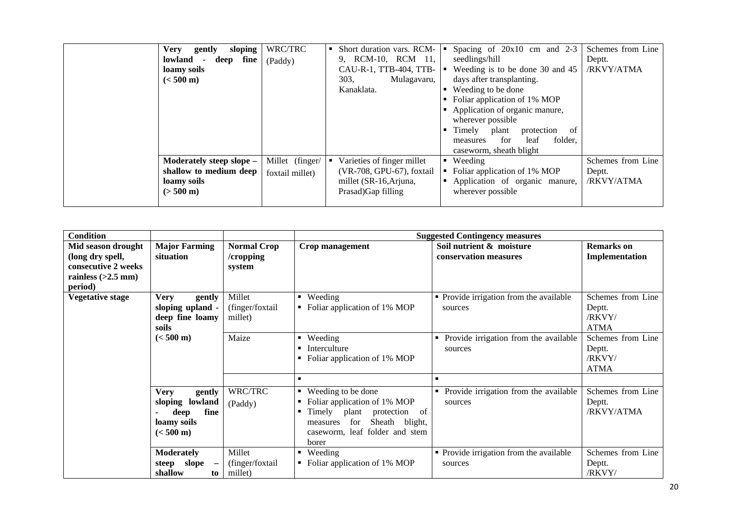| | | | | | |
|---|---|---|---|---|---|
| | **Very gently sloping lowland - deep fine loamy soils (< 500 m)** | WRC/TRC (Paddy) | ▪ Short duration vars. RCM-9, RCM-10, RCM 11, CAU-R-1, TTB-404, TTB-303, Mulagavaru, Kanaklata. | ▪ Spacing of 20x10 cm and 2-3 seedlings/hill<br>▪ Weeding is to be done 30 and 45 days after transplanting.<br>▪ Weeding to be done<br>▪ Foliar application of 1% MOP<br>▪ Application of organic manure, wherever possible<br>▪ Timely plant protection of measures for leaf folder, caseworm, sheath blight | Schemes from Line Deptt. /RKVY/ATMA |
| | **Moderately steep slope – shallow to medium deep loamy soils (> 500 m)** | Millet (finger/ foxtail millet) | ▪ Varieties of finger millet (VR-708, GPU-67), foxtail millet (SR-16,Arjuna, Prasad)Gap filling | ▪ Weeding<br>▪ Foliar application of 1% MOP<br>▪ Application of organic manure, wherever possible | Schemes from Line Deptt. /RKVY/ATMA |

| **Condition** | | | **Suggested Contingency measures** | | |
|---|---|---|---|---|---|
| **Mid season drought (long dry spell, consecutive 2 weeks rainless (>2.5 mm) period)** | **Major Farming situation** | **Normal Crop /cropping system** | **Crop management** | **Soil nutrient & moisture conservation measures** | **Remarks on Implementation** |
| **Vegetative stage** | **Very gently sloping upland - deep fine loamy soils (< 500 m)** | Millet (finger/foxtail millet) | ▪ Weeding<br>▪ Foliar application of 1% MOP | ▪ Provide irrigation from the available sources | Schemes from Line Deptt. /RKVY/ ATMA |
| | | Maize | ▪ Weeding<br>▪ Interculture<br>▪ Foliar application of 1% MOP | ▪ Provide irrigation from the available sources | Schemes from Line Deptt. /RKVY/ ATMA |
| | | | ▪ | ▪ | |
| | **Very gently sloping lowland - deep fine loamy soils (< 500 m)** | WRC/TRC (Paddy) | ▪ Weeding to be done<br>▪ Foliar application of 1% MOP<br>▪ Timely plant protection of measures for Sheath blight, caseworm, leaf folder and stem borer | ▪ Provide irrigation from the available sources | Schemes from Line Deptt. /RKVY/ATMA |
| | **Moderately steep slope – shallow to** | Millet (finger/foxtail millet) | ▪ Weeding<br>▪ Foliar application of 1% MOP | ▪ Provide irrigation from the available sources | Schemes from Line Deptt. /RKVY/ |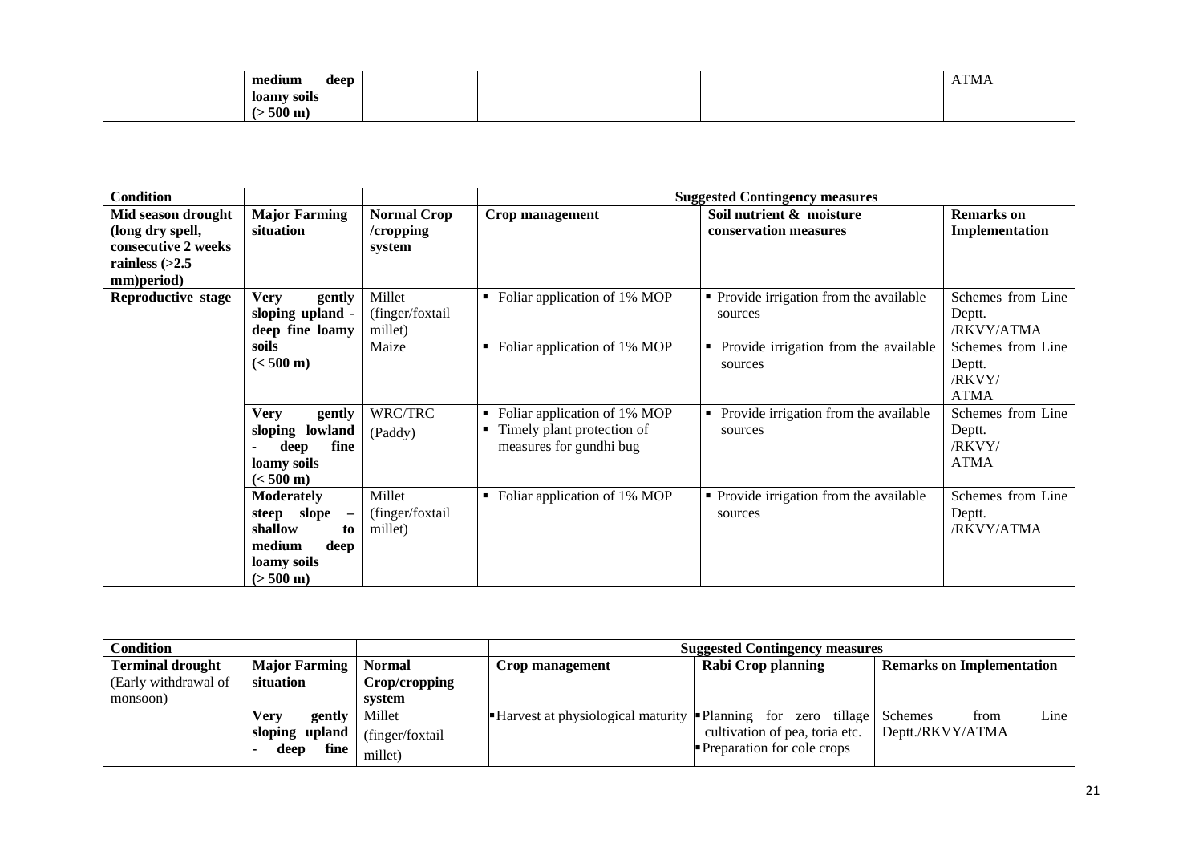| | medium deep loamy soils (> 500 m) | | | | ATMA |
|---|---|---|---|---|---|

| Condition | | | Suggested Contingency measures | | |
|---|---|---|---|---|---|
| **Mid season drought (long dry spell, consecutive 2 weeks rainless (>2.5 mm)period)** | **Major Farming situation** | **Normal Crop /cropping system** | **Crop management** | **Soil nutrient & moisture conservation measures** | **Remarks on Implementation** |
| **Reproductive stage** | **Very gently sloping upland - deep fine loamy soils (< 500 m)** | Millet (finger/foxtail millet) | ▪ Foliar application of 1% MOP | ▪ Provide irrigation from the available sources | Schemes from Line Deptt. /RKVY/ATMA |
| | | Maize | ▪ Foliar application of 1% MOP | ▪ Provide irrigation from the available sources | Schemes from Line Deptt. /RKVY/ ATMA |
| | **Very gently sloping lowland - deep fine loamy soils (< 500 m)** | WRC/TRC (Paddy) | ▪ Foliar application of 1% MOP<br>▪ Timely plant protection of measures for gundhi bug | ▪ Provide irrigation from the available sources | Schemes from Line Deptt. /RKVY/ ATMA |
| | **Moderately steep slope – shallow to medium deep loamy soils (> 500 m)** | Millet (finger/foxtail millet) | ▪ Foliar application of 1% MOP | ▪ Provide irrigation from the available sources | Schemes from Line Deptt. /RKVY/ATMA |

| Condition | | | Suggested Contingency measures | | |
|---|---|---|---|---|---|
| **Terminal drought** (Early withdrawal of monsoon) | **Major Farming situation** | **Normal Crop/cropping system** | **Crop management** | **Rabi Crop planning** | **Remarks on Implementation** |
| | **Very gently sloping upland - deep fine** | Millet (finger/foxtail millet) | ▪ Harvest at physiological maturity | ▪ Planning for zero tillage cultivation of pea, toria etc.<br>▪ Preparation for cole crops | Schemes from Line Deptt./RKVY/ATMA |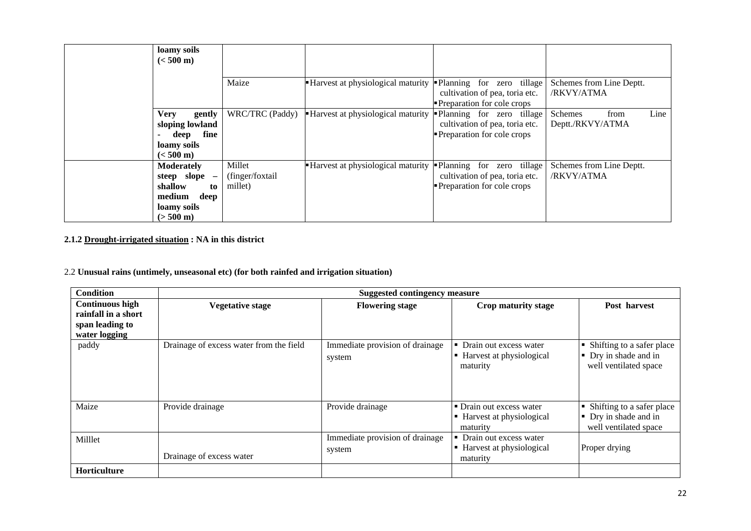| | loamy soils (< 500 m) | | | | |
|---|---|---|---|---|---|
| | | Maize | ▪Harvest at physiological maturity | ▪Planning for zero tillage cultivation of pea, toria etc. ▪Preparation for cole crops | Schemes from Line Deptt. /RKVY/ATMA |
| | **Very gently sloping lowland - deep fine loamy soils (< 500 m)** | WRC/TRC (Paddy) | ▪Harvest at physiological maturity | ▪Planning for zero tillage cultivation of pea, toria etc. ▪Preparation for cole crops | Schemes from Line Deptt./RKVY/ATMA |
| | **Moderately steep slope – shallow to medium deep loamy soils (> 500 m)** | Millet (finger/foxtail millet) | ▪Harvest at physiological maturity | ▪Planning for zero tillage cultivation of pea, toria etc. ▪Preparation for cole crops | Schemes from Line Deptt. /RKVY/ATMA |

**2.1.2 Drought-irrigated situation : NA in this district**

2.2 **Unusual rains (untimely, unseasonal etc) (for both rainfed and irrigation situation)**

| **Condition** | **Suggested contingency measure** | | | |
|---|---|---|---|---|
| **Continuous high rainfall in a short span leading to water logging** | **Vegetative stage** | **Flowering stage** | **Crop maturity stage** | **Post harvest** |
| paddy | Drainage of excess water from the field | Immediate provision of drainage system | ▪ Drain out excess water ▪ Harvest at physiological maturity | ▪ Shifting to a safer place ▪ Dry in shade and in well ventilated space |
| Maize | Provide drainage | Provide drainage | ▪ Drain out excess water ▪ Harvest at physiological maturity | ▪ Shifting to a safer place ▪ Dry in shade and in well ventilated space |
| Milllet | Drainage of excess water | Immediate provision of drainage system | ▪ Drain out excess water ▪ Harvest at physiological maturity | Proper drying |
| **Horticulture** | | | | |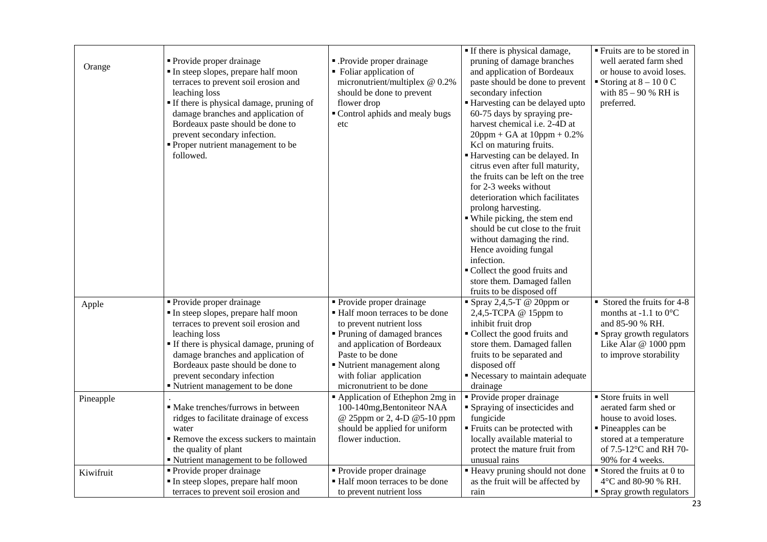| Orange | ▪ Provide proper drainage<br>▪ In steep slopes, prepare half moon terraces to prevent soil erosion and leaching loss<br>▪ If there is physical damage, pruning of damage branches and application of Bordeaux paste should be done to prevent secondary infection.<br>▪ Proper nutrient management to be followed. | ▪ .Provide proper drainage<br>▪ Foliar application of micronutrient/multiplex @ 0.2% should be done to prevent flower drop<br>▪ Control aphids and mealy bugs etc | ▪ If there is physical damage, pruning of damage branches and application of Bordeaux paste should be done to prevent secondary infection<br>▪ Harvesting can be delayed upto 60-75 days by spraying pre-harvest chemical i.e. 2-4D at 20ppm + GA at 10ppm + 0.2% Kcl on maturing fruits.<br>▪ Harvesting can be delayed. In citrus even after full maturity, the fruits can be left on the tree for 2-3 weeks without deterioration which facilitates prolong harvesting.<br>▪ While picking, the stem end should be cut close to the fruit without damaging the rind. Hence avoiding fungal infection.<br>▪ Collect the good fruits and store them. Damaged fallen fruits to be disposed off | ▪ Fruits are to be stored in well aerated farm shed or house to avoid loses.<br>▪ Storing at 8 – 10 0 C with 85 – 90 % RH is preferred. |
|---|---|---|---|---|
| Apple | ▪ Provide proper drainage<br>▪ In steep slopes, prepare half moon terraces to prevent soil erosion and leaching loss<br>▪ If there is physical damage, pruning of damage branches and application of Bordeaux paste should be done to prevent secondary infection<br>▪ Nutrient management to be done | ▪ Provide proper drainage<br>▪ Half moon terraces to be done to prevent nutrient loss<br>▪ Pruning of damaged brances and application of Bordeaux Paste to be done<br>▪ Nutrient management along with foliar application micronutrient to be done | ▪ Spray 2,4,5-T @ 20ppm or 2,4,5-TCPA @ 15ppm to inhibit fruit drop<br>▪ Collect the good fruits and store them. Damaged fallen fruits to be separated and disposed off<br>▪ Necessary to maintain adequate drainage | ▪ Stored the fruits for 4-8 months at -1.1 to 0°C and 85-90 % RH.<br>▪ Spray growth regulators Like Alar @ 1000 ppm to improve storability |
| Pineapple | .<br>▪ Make trenches/furrows in between ridges to facilitate drainage of excess water<br>▪ Remove the excess suckers to maintain the quality of plant<br>▪ Nutrient management to be followed | ▪ Application of Ethephon 2mg in 100-140mg,Bentoniteor NAA @ 25ppm or 2, 4-D @5-10 ppm should be applied for uniform flower induction. | ▪ Provide proper drainage<br>▪ Spraying of insecticides and fungicide<br>▪ Fruits can be protected with locally available material to protect the mature fruit from unusual rains | ▪ Store fruits in well aerated farm shed or house to avoid loses.<br>▪ Pineapples can be stored at a temperature of 7.5-12°C and RH 70-90% for 4 weeks. |
| Kiwifruit | ▪ Provide proper drainage<br>▪ In steep slopes, prepare half moon terraces to prevent soil erosion and | ▪ Provide proper drainage<br>▪ Half moon terraces to be done to prevent nutrient loss | ▪ Heavy pruning should not done as the fruit will be affected by rain | ▪ Stored the fruits at 0 to 4°C and 80-90 % RH.<br>▪ Spray growth regulators |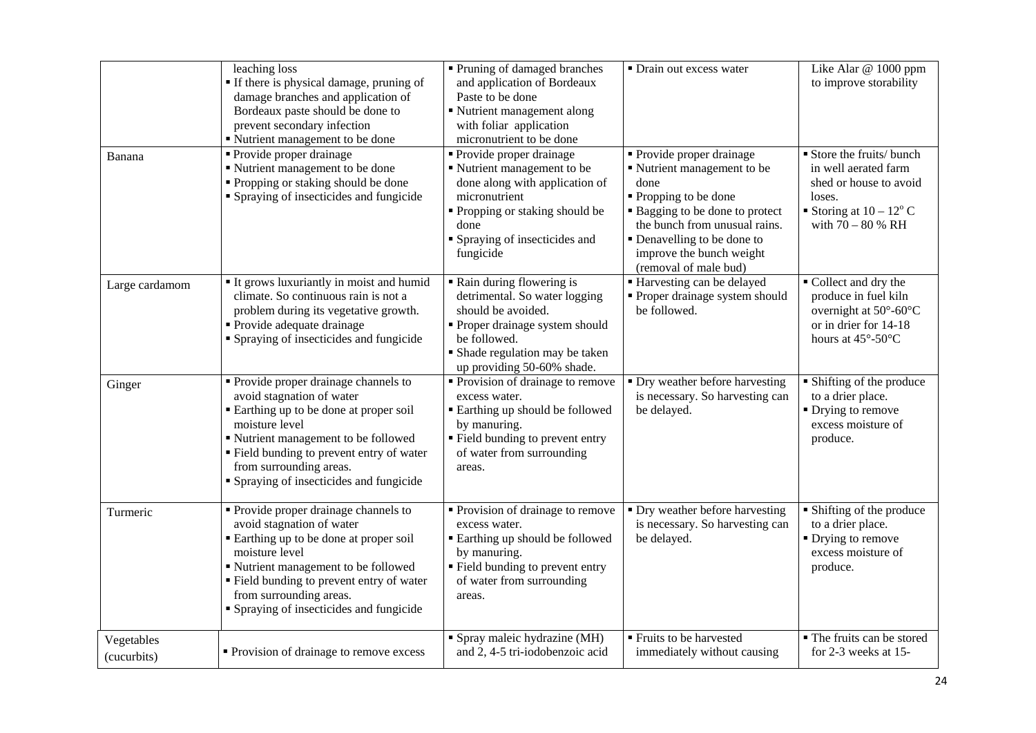| | | | | |
|---|---|---|---|---|
| | leaching loss<br>▪ If there is physical damage, pruning of damage branches and application of Bordeaux paste should be done to prevent secondary infection<br>▪ Nutrient management to be done | ▪ Pruning of damaged branches and application of Bordeaux Paste to be done<br>▪ Nutrient management along with foliar application micronutrient to be done | ▪ Drain out excess water | Like Alar @ 1000 ppm to improve storability |
| Banana | ▪ Provide proper drainage<br>▪ Nutrient management to be done<br>▪ Propping or staking should be done<br>▪ Spraying of insecticides and fungicide | ▪ Provide proper drainage<br>▪ Nutrient management to be done along with application of micronutrient<br>▪ Propping or staking should be done<br>▪ Spraying of insecticides and fungicide | ▪ Provide proper drainage<br>▪ Nutrient management to be done<br>▪ Propping to be done<br>▪ Bagging to be done to protect the bunch from unusual rains.<br>▪ Denavelling to be done to improve the bunch weight (removal of male bud) | ▪ Store the fruits/ bunch in well aerated farm shed or house to avoid loses.<br>▪ Storing at $10 – 12^{o}$ C with 70 – 80 % RH |
| Large cardamom | ▪ It grows luxuriantly in moist and humid climate. So continuous rain is not a problem during its vegetative growth.<br>▪ Provide adequate drainage<br>▪ Spraying of insecticides and fungicide | ▪ Rain during flowering is detrimental. So water logging should be avoided.<br>▪ Proper drainage system should be followed.<br>▪ Shade regulation may be taken up providing 50-60% shade. | ▪ Harvesting can be delayed<br>▪ Proper drainage system should be followed. | ▪ Collect and dry the produce in fuel kiln overnight at 50°-60°C or in drier for 14-18 hours at 45°-50°C |
| Ginger | ▪ Provide proper drainage channels to avoid stagnation of water<br>▪ Earthing up to be done at proper soil moisture level<br>▪ Nutrient management to be followed<br>▪ Field bunding to prevent entry of water from surrounding areas.<br>▪ Spraying of insecticides and fungicide | ▪ Provision of drainage to remove excess water.<br>▪ Earthing up should be followed by manuring.<br>▪ Field bunding to prevent entry of water from surrounding areas. | ▪ Dry weather before harvesting is necessary. So harvesting can be delayed. | ▪ Shifting of the produce to a drier place.<br>▪ Drying to remove excess moisture of produce. |
| Turmeric | ▪ Provide proper drainage channels to avoid stagnation of water<br>▪ Earthing up to be done at proper soil moisture level<br>▪ Nutrient management to be followed<br>▪ Field bunding to prevent entry of water from surrounding areas.<br>▪ Spraying of insecticides and fungicide | ▪ Provision of drainage to remove excess water.<br>▪ Earthing up should be followed by manuring.<br>▪ Field bunding to prevent entry of water from surrounding areas. | ▪ Dry weather before harvesting is necessary. So harvesting can be delayed. | ▪ Shifting of the produce to a drier place.<br>▪ Drying to remove excess moisture of produce. |
| Vegetables (cucurbits) | ▪ Provision of drainage to remove excess | ▪ Spray maleic hydrazine (MH) and 2, 4-5 tri-iodobenzoic acid | ▪ Fruits to be harvested immediately without causing | ▪ The fruits can be stored for 2-3 weeks at 15- |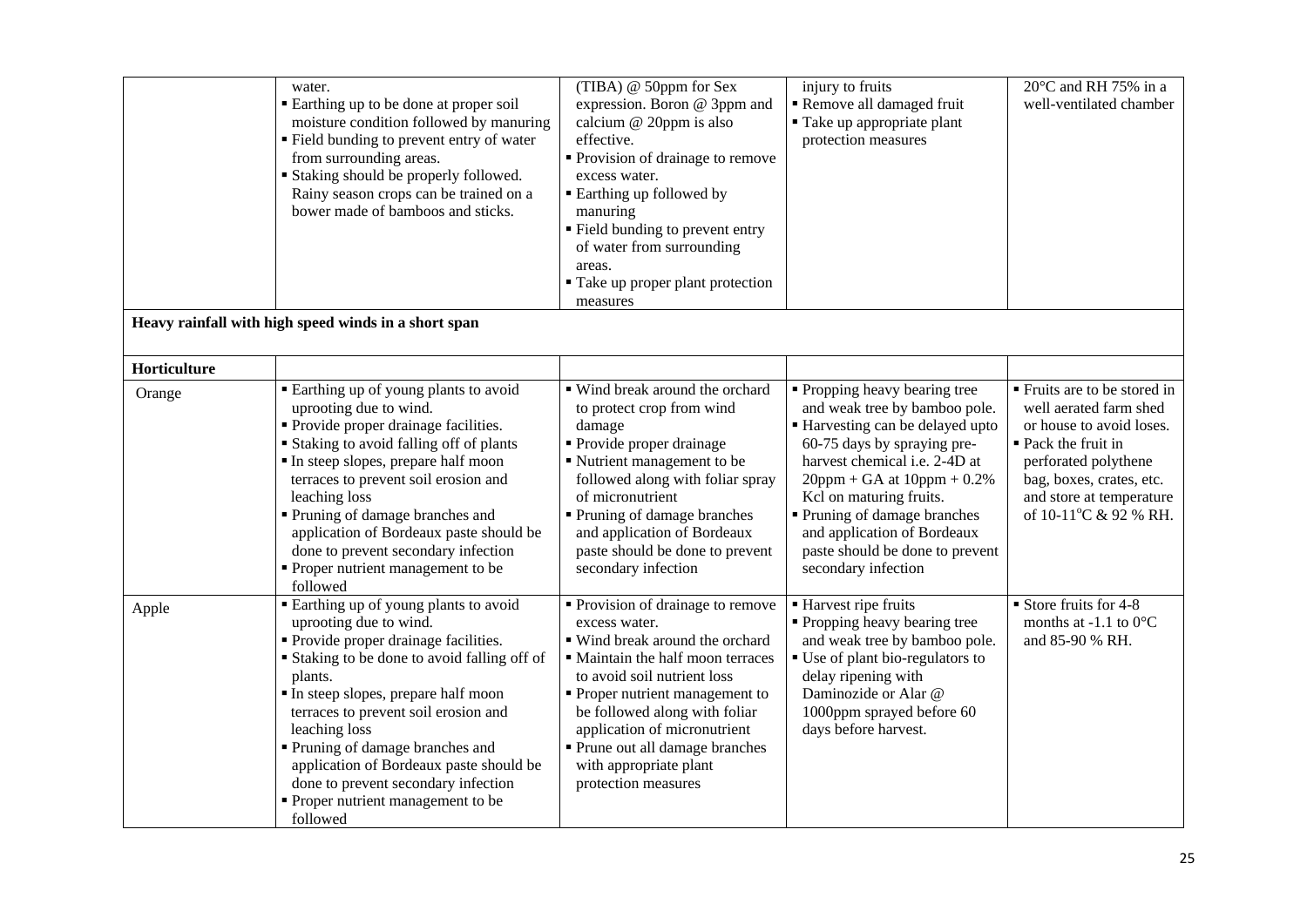| | | | | |
|---|---|---|---|---|
| | water.<br>▪ Earthing up to be done at proper soil moisture condition followed by manuring<br>▪ Field bunding to prevent entry of water from surrounding areas.<br>▪ Staking should be properly followed. Rainy season crops can be trained on a bower made of bamboos and sticks. | (TIBA) @ 50ppm for Sex expression. Boron @ 3ppm and calcium @ 20ppm is also effective.<br>▪ Provision of drainage to remove excess water.<br>▪ Earthing up followed by manuring<br>▪ Field bunding to prevent entry of water from surrounding areas.<br>▪ Take up proper plant protection measures | injury to fruits<br>▪ Remove all damaged fruit<br>▪ Take up appropriate plant protection measures | 20°C and RH 75% in a well-ventilated chamber |
| **Heavy rainfall with high speed winds in a short span** | | | | |
| **Horticulture** | | | | |
| Orange | ▪ Earthing up of young plants to avoid uprooting due to wind.<br>▪ Provide proper drainage facilities.<br>▪ Staking to avoid falling off of plants<br>▪ In steep slopes, prepare half moon terraces to prevent soil erosion and leaching loss<br>▪ Pruning of damage branches and application of Bordeaux paste should be done to prevent secondary infection<br>▪ Proper nutrient management to be followed | ▪ Wind break around the orchard to protect crop from wind damage<br>▪ Provide proper drainage<br>▪ Nutrient management to be followed along with foliar spray of micronutrient<br>▪ Pruning of damage branches and application of Bordeaux paste should be done to prevent secondary infection | ▪ Propping heavy bearing tree and weak tree by bamboo pole.<br>▪ Harvesting can be delayed upto 60-75 days by spraying pre-harvest chemical i.e. 2-4D at 20ppm + GA at 10ppm + 0.2% Kcl on maturing fruits.<br>▪ Pruning of damage branches and application of Bordeaux paste should be done to prevent secondary infection | ▪ Fruits are to be stored in well aerated farm shed or house to avoid loses.<br>▪ Pack the fruit in perforated polythene bag, boxes, crates, etc. and store at temperature of 10-11°C & 92 % RH. |
| Apple | ▪ Earthing up of young plants to avoid uprooting due to wind.<br>▪ Provide proper drainage facilities.<br>▪ Staking to be done to avoid falling off of plants.<br>▪ In steep slopes, prepare half moon terraces to prevent soil erosion and leaching loss<br>▪ Pruning of damage branches and application of Bordeaux paste should be done to prevent secondary infection<br>▪ Proper nutrient management to be followed | ▪ Provision of drainage to remove excess water.<br>▪ Wind break around the orchard<br>▪ Maintain the half moon terraces to avoid soil nutrient loss<br>▪ Proper nutrient management to be followed along with foliar application of micronutrient<br>▪ Prune out all damage branches with appropriate plant protection measures | ▪ Harvest ripe fruits<br>▪ Propping heavy bearing tree and weak tree by bamboo pole.<br>▪ Use of plant bio-regulators to delay ripening with Daminozide or Alar @ 1000ppm sprayed before 60 days before harvest. | ▪ Store fruits for 4-8 months at -1.1 to 0°C and 85-90 % RH. |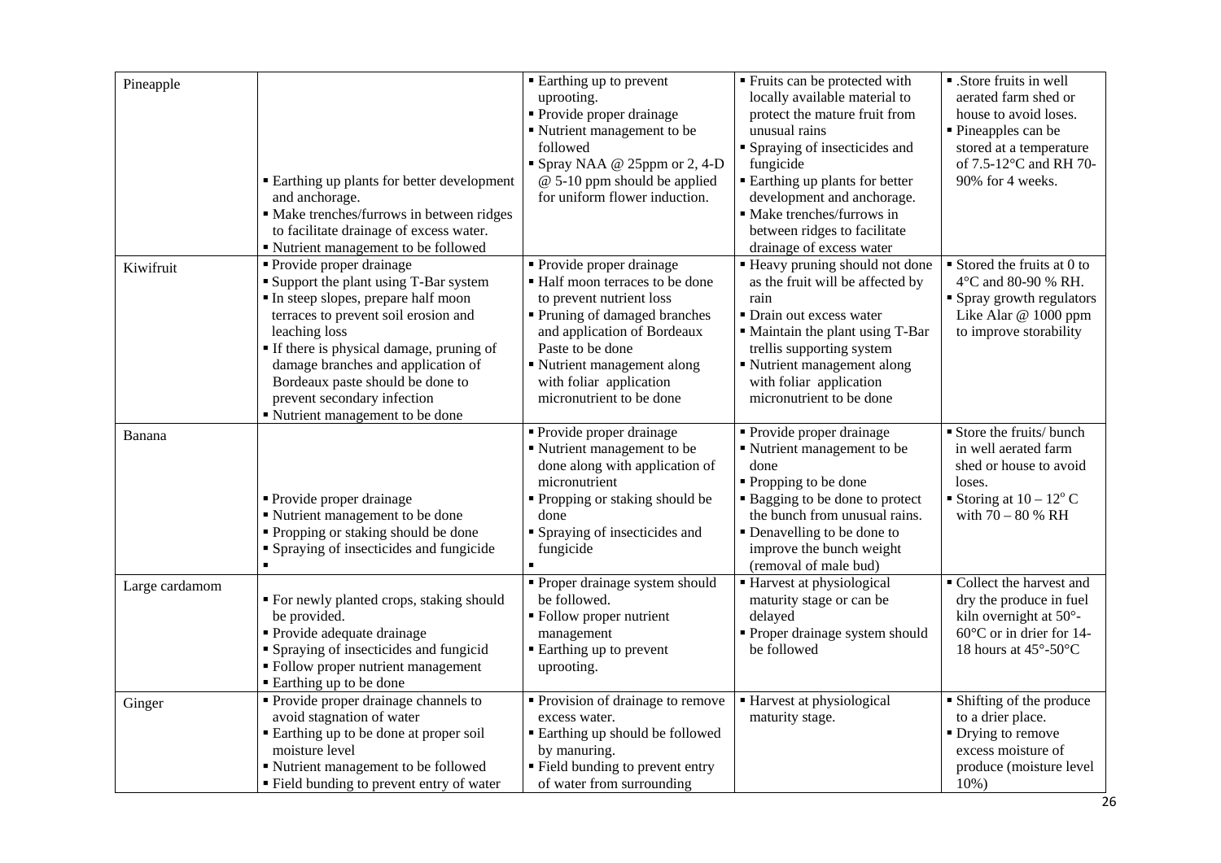| | | | | |
|---|---|---|---|---|
| Pineapple | ▪ Earthing up plants for better development and anchorage.<br>▪ Make trenches/furrows in between ridges to facilitate drainage of excess water.<br>▪ Nutrient management to be followed | ▪ Earthing up to prevent uprooting.<br>▪ Provide proper drainage<br>▪ Nutrient management to be followed<br>▪ Spray NAA @ 25ppm or 2, 4-D @ 5-10 ppm should be applied for uniform flower induction. | ▪ Fruits can be protected with locally available material to protect the mature fruit from unusual rains<br>▪ Spraying of insecticides and fungicide<br>▪ Earthing up plants for better development and anchorage.<br>▪ Make trenches/furrows in between ridges to facilitate drainage of excess water | ▪ .Store fruits in well aerated farm shed or house to avoid loses.<br>▪ Pineapples can be stored at a temperature of 7.5-12°C and RH 70-90% for 4 weeks. |
| Kiwifruit | ▪ Provide proper drainage<br>▪ Support the plant using T-Bar system<br>▪ In steep slopes, prepare half moon terraces to prevent soil erosion and leaching loss<br>▪ If there is physical damage, pruning of damage branches and application of Bordeaux paste should be done to prevent secondary infection<br>▪ Nutrient management to be done | ▪ Provide proper drainage<br>▪ Half moon terraces to be done to prevent nutrient loss<br>▪ Pruning of damaged branches and application of Bordeaux Paste to be done<br>▪ Nutrient management along with foliar application micronutrient to be done | ▪ Heavy pruning should not done as the fruit will be affected by rain<br>▪ Drain out excess water<br>▪ Maintain the plant using T-Bar trellis supporting system<br>▪ Nutrient management along with foliar application micronutrient to be done | ▪ Stored the fruits at 0 to 4°C and 80-90 % RH.<br>▪ Spray growth regulators Like Alar @ 1000 ppm to improve storability |
| Banana | ▪ Provide proper drainage<br>▪ Nutrient management to be done<br>▪ Propping or staking should be done<br>▪ Spraying of insecticides and fungicide<br>▪ | ▪ Provide proper drainage<br>▪ Nutrient management to be done along with application of micronutrient<br>▪ Propping or staking should be done<br>▪ Spraying of insecticides and fungicide<br>▪ | ▪ Provide proper drainage<br>▪ Nutrient management to be done<br>▪ Propping to be done<br>▪ Bagging to be done to protect the bunch from unusual rains.<br>▪ Denavelling to be done to improve the bunch weight (removal of male bud) | ▪ Store the fruits/ bunch in well aerated farm shed or house to avoid loses.<br>▪ Storing at 10 – 12° C with 70 – 80 % RH |
| Large cardamom | ▪ For newly planted crops, staking should be provided.<br>▪ Provide adequate drainage<br>▪ Spraying of insecticides and fungicid<br>▪ Follow proper nutrient management<br>▪ Earthing up to be done | ▪ Proper drainage system should be followed.<br>▪ Follow proper nutrient management<br>▪ Earthing up to prevent uprooting. | ▪ Harvest at physiological maturity stage or can be delayed<br>▪ Proper drainage system should be followed | ▪ Collect the harvest and dry the produce in fuel kiln overnight at 50°-60°C or in drier for 14-18 hours at 45°-50°C |
| Ginger | ▪ Provide proper drainage channels to avoid stagnation of water<br>▪ Earthing up to be done at proper soil moisture level<br>▪ Nutrient management to be followed<br>▪ Field bunding to prevent entry of water | ▪ Provision of drainage to remove excess water.<br>▪ Earthing up should be followed by manuring.<br>▪ Field bunding to prevent entry of water from surrounding | ▪ Harvest at physiological maturity stage. | ▪ Shifting of the produce to a drier place.<br>▪ Drying to remove excess moisture of produce (moisture level 10%) |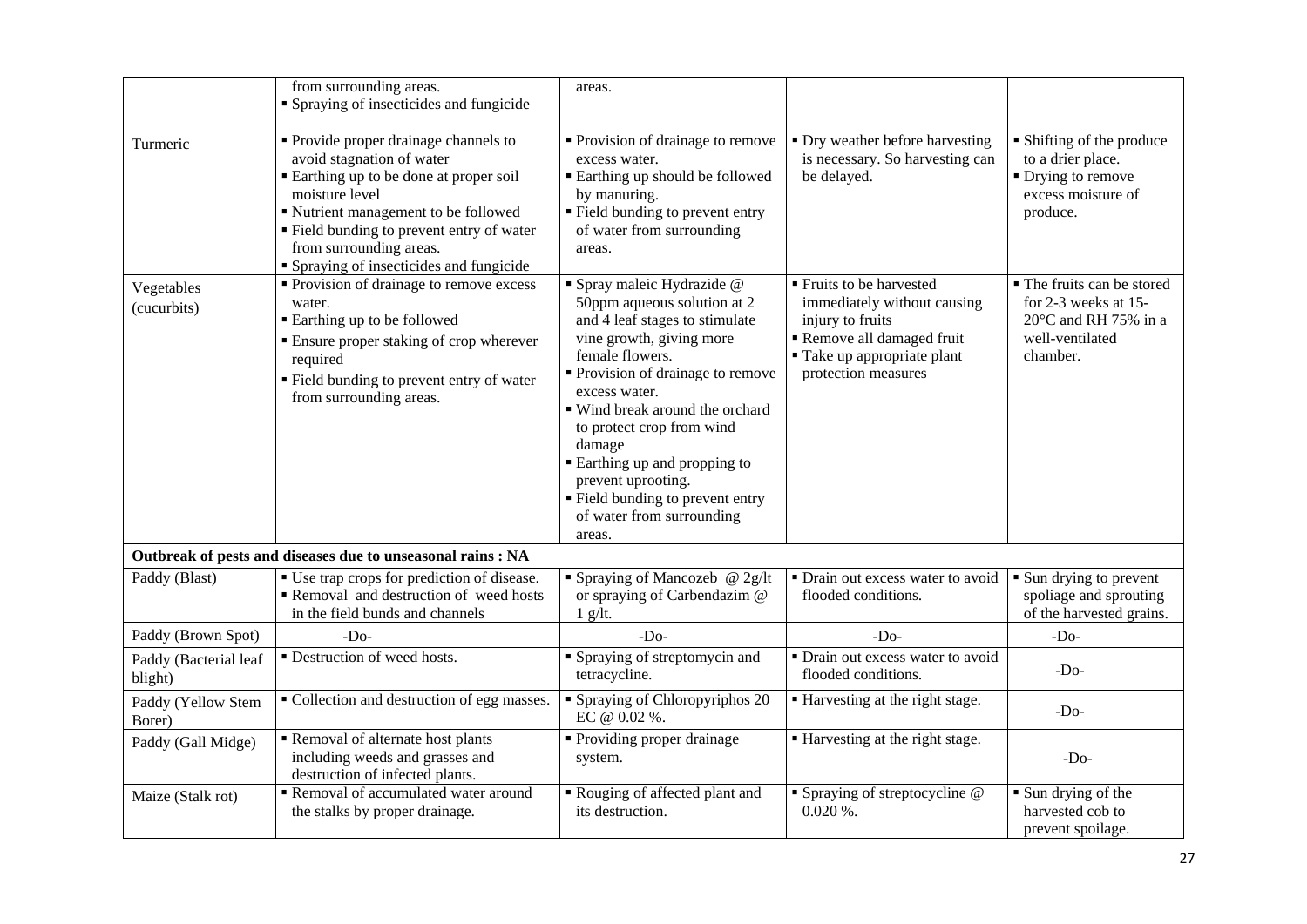|  |  |  |  |  |
|---|---|---|---|---|
|  | from surrounding areas.<br>▪ Spraying of insecticides and fungicide | areas. |  |  |
| Turmeric | ▪ Provide proper drainage channels to avoid stagnation of water<br>▪ Earthing up to be done at proper soil moisture level<br>▪ Nutrient management to be followed<br>▪ Field bunding to prevent entry of water from surrounding areas.<br>▪ Spraying of insecticides and fungicide | ▪ Provision of drainage to remove excess water.<br>▪ Earthing up should be followed by manuring.<br>▪ Field bunding to prevent entry of water from surrounding areas. | ▪ Dry weather before harvesting is necessary. So harvesting can be delayed. | ▪ Shifting of the produce to a drier place.<br>▪ Drying to remove excess moisture of produce. |
| Vegetables (cucurbits) | ▪ Provision of drainage to remove excess water.<br>▪ Earthing up to be followed<br>▪ Ensure proper staking of crop wherever required<br>▪ Field bunding to prevent entry of water from surrounding areas. | ▪ Spray maleic Hydrazide @ 50ppm aqueous solution at 2 and 4 leaf stages to stimulate vine growth, giving more female flowers.<br>▪ Provision of drainage to remove excess water.<br>▪ Wind break around the orchard to protect crop from wind damage<br>▪ Earthing up and propping to prevent uprooting.<br>▪ Field bunding to prevent entry of water from surrounding areas. | ▪ Fruits to be harvested immediately without causing injury to fruits<br>▪ Remove all damaged fruit<br>▪ Take up appropriate plant protection measures | ▪ The fruits can be stored for 2-3 weeks at 15-20°C and RH 75% in a well-ventilated chamber. |
| **Outbreak of pests and diseases due to unseasonal rains : NA** |  |  |  |  |
| Paddy (Blast) | ▪ Use trap crops for prediction of disease.<br>▪ Removal and destruction of weed hosts in the field bunds and channels | ▪ Spraying of Mancozeb @ 2g/lt or spraying of Carbendazim @ 1 g/lt. | ▪ Drain out excess water to avoid flooded conditions. | ▪ Sun drying to prevent spoliage and sprouting of the harvested grains. |
| Paddy (Brown Spot) | -Do- | -Do- | -Do- | -Do- |
| Paddy (Bacterial leaf blight) | ▪ Destruction of weed hosts. | ▪ Spraying of streptomycin and tetracycline. | ▪ Drain out excess water to avoid flooded conditions. | -Do- |
| Paddy (Yellow Stem Borer) | ▪ Collection and destruction of egg masses. | ▪ Spraying of Chloropyriphos 20 EC @ 0.02 %. | ▪ Harvesting at the right stage. | -Do- |
| Paddy (Gall Midge) | ▪ Removal of alternate host plants including weeds and grasses and destruction of infected plants. | ▪ Providing proper drainage system. | ▪ Harvesting at the right stage. | -Do- |
| Maize (Stalk rot) | ▪ Removal of accumulated water around the stalks by proper drainage. | ▪ Rouging of affected plant and its destruction. | ▪ Spraying of streptocycline @ 0.020 %. | ▪ Sun drying of the harvested cob to prevent spoilage. |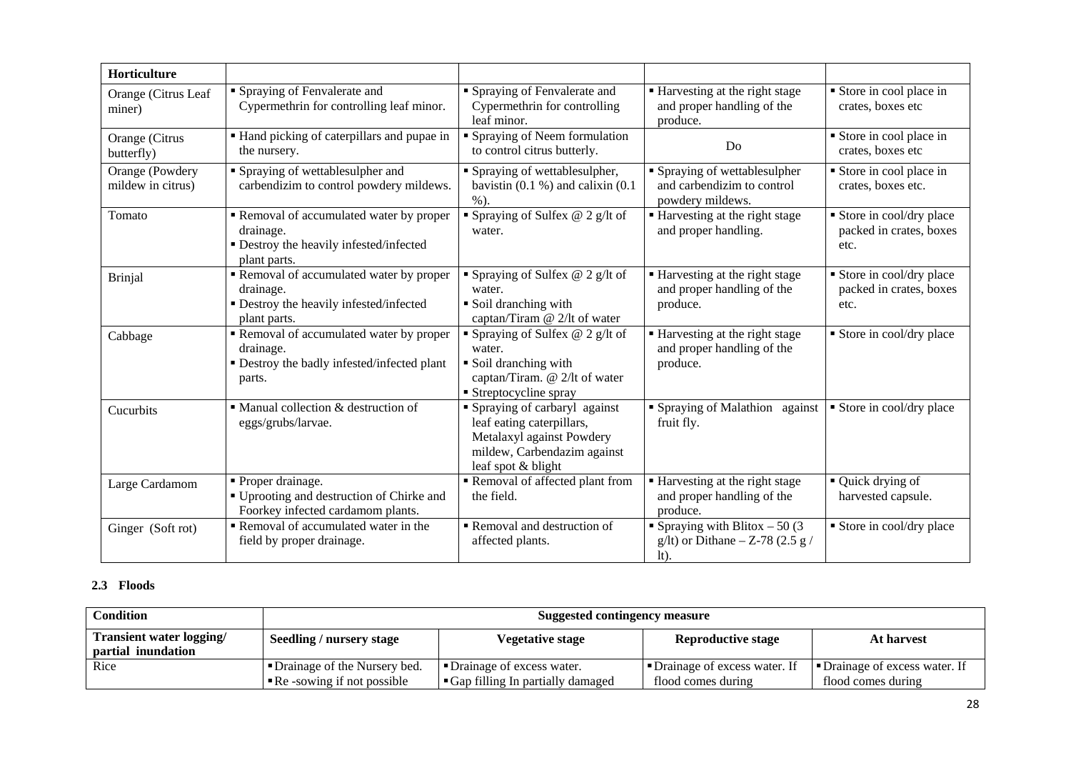| Horticulture | | | | |
|---|---|---|---|---|
| Orange (Citrus Leaf miner) | ▪ Spraying of Fenvalerate and Cypermethrin for controlling leaf minor. | ▪ Spraying of Fenvalerate and Cypermethrin for controlling leaf minor. | ▪ Harvesting at the right stage and proper handling of the produce. | ▪ Store in cool place in crates, boxes etc |
| Orange (Citrus butterfly) | ▪ Hand picking of caterpillars and pupae in the nursery. | ▪ Spraying of Neem formulation to control citrus butterly. | Do | ▪ Store in cool place in crates, boxes etc |
| Orange (Powdery mildew in citrus) | ▪ Spraying of wettablesulpher and carbendizim to control powdery mildews. | ▪ Spraying of wettablesulpher, bavistin (0.1 %) and calixin (0.1 %). | ▪ Spraying of wettablesulpher and carbendizim to control powdery mildews. | ▪ Store in cool place in crates, boxes etc. |
| Tomato | ▪ Removal of accumulated water by proper drainage.<br>▪ Destroy the heavily infested/infected plant parts. | ▪ Spraying of Sulfex @ 2 g/lt of water. | ▪ Harvesting at the right stage and proper handling. | ▪ Store in cool/dry place packed in crates, boxes etc. |
| Brinjal | ▪ Removal of accumulated water by proper drainage.<br>▪ Destroy the heavily infested/infected plant parts. | ▪ Spraying of Sulfex @ 2 g/lt of water.<br>▪ Soil dranching with captan/Tiram @ 2/lt of water | ▪ Harvesting at the right stage and proper handling of the produce. | ▪ Store in cool/dry place packed in crates, boxes etc. |
| Cabbage | ▪ Removal of accumulated water by proper drainage.<br>▪ Destroy the badly infested/infected plant parts. | ▪ Spraying of Sulfex @ 2 g/lt of water.<br>▪ Soil dranching with captan/Tiram. @ 2/lt of water<br>▪ Streptocycline spray | ▪ Harvesting at the right stage and proper handling of the produce. | ▪ Store in cool/dry place |
| Cucurbits | ▪ Manual collection & destruction of eggs/grubs/larvae. | ▪ Spraying of carbaryl against leaf eating caterpillars, Metalaxyl against Powdery mildew, Carbendazim against leaf spot & blight | ▪ Spraying of Malathion against fruit fly. | ▪ Store in cool/dry place |
| Large Cardamom | ▪ Proper drainage.<br>▪ Uprooting and destruction of Chirke and Foorkey infected cardamom plants. | ▪ Removal of affected plant from the field. | ▪ Harvesting at the right stage and proper handling of the produce. | ▪ Quick drying of harvested capsule. |
| Ginger (Soft rot) | ▪ Removal of accumulated water in the field by proper drainage. | ▪ Removal and destruction of affected plants. | ▪ Spraying with Blitox – 50 (3 g/lt) or Dithane – Z-78 (2.5 g / lt). | ▪ Store in cool/dry place |

### 2.3 Floods

| Condition | Suggested contingency measure | | | |
|---|---|---|---|---|
| **Transient water logging/ partial inundation** | **Seedling / nursery stage** | **Vegetative stage** | **Reproductive stage** | **At harvest** |
| Rice | ▪ Drainage of the Nursery bed.<br>▪ Re -sowing if not possible | ▪ Drainage of excess water.<br>▪ Gap filling In partially damaged | ▪ Drainage of excess water. If flood comes during | ▪ Drainage of excess water. If flood comes during |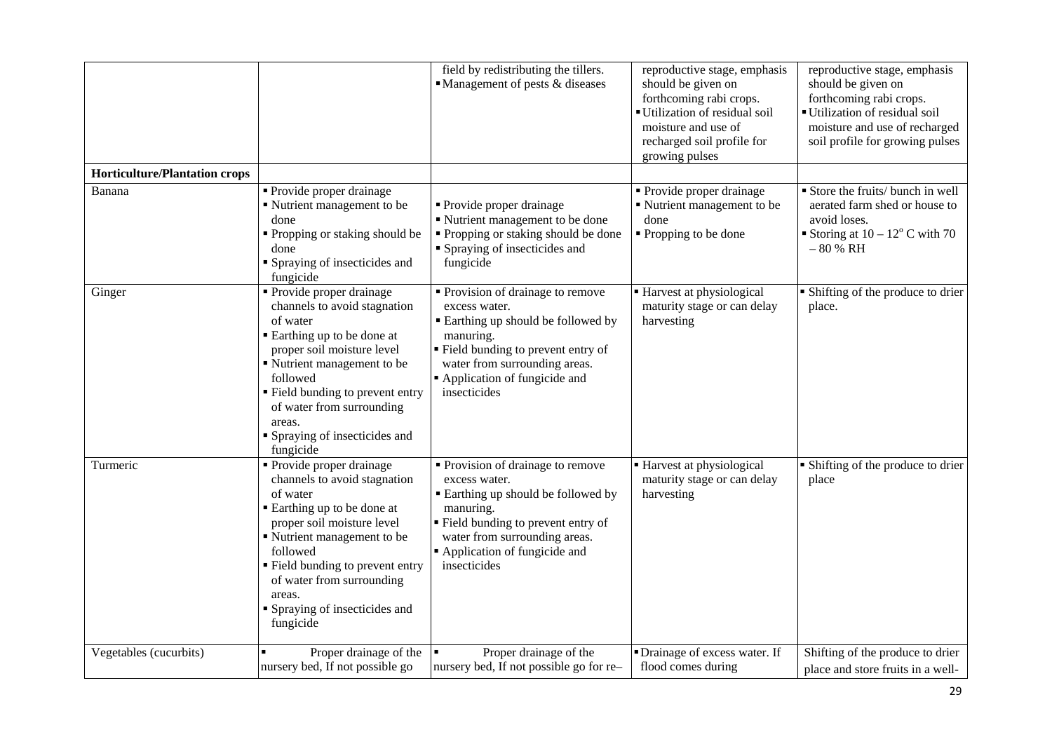| | | | | |
|---|---|---|---|---|
| | | field by redistributing the tillers.<br>▪ Management of pests & diseases | reproductive stage, emphasis should be given on forthcoming rabi crops.<br>▪ Utilization of residual soil moisture and use of recharged soil profile for growing pulses | reproductive stage, emphasis should be given on forthcoming rabi crops.<br>▪ Utilization of residual soil moisture and use of recharged soil profile for growing pulses |
| **Horticulture/Plantation crops** | | | | |
| Banana | ▪ Provide proper drainage<br>▪ Nutrient management to be done<br>▪ Propping or staking should be done<br>▪ Spraying of insecticides and fungicide | ▪ Provide proper drainage<br>▪ Nutrient management to be done<br>▪ Propping or staking should be done<br>▪ Spraying of insecticides and fungicide | ▪ Provide proper drainage<br>▪ Nutrient management to be done<br>▪ Propping to be done | ▪ Store the fruits/ bunch in well aerated farm shed or house to avoid loses.<br>▪ Storing at 10 – 12$^{o}$ C with 70 – 80 % RH |
| Ginger | ▪ Provide proper drainage channels to avoid stagnation of water<br>▪ Earthing up to be done at proper soil moisture level<br>▪ Nutrient management to be followed<br>▪ Field bunding to prevent entry of water from surrounding areas.<br>▪ Spraying of insecticides and fungicide | ▪ Provision of drainage to remove excess water.<br>▪ Earthing up should be followed by manuring.<br>▪ Field bunding to prevent entry of water from surrounding areas.<br>▪ Application of fungicide and insecticides | ▪ Harvest at physiological maturity stage or can delay harvesting | ▪ Shifting of the produce to drier place. |
| Turmeric | ▪ Provide proper drainage channels to avoid stagnation of water<br>▪ Earthing up to be done at proper soil moisture level<br>▪ Nutrient management to be followed<br>▪ Field bunding to prevent entry of water from surrounding areas.<br>▪ Spraying of insecticides and fungicide | ▪ Provision of drainage to remove excess water.<br>▪ Earthing up should be followed by manuring.<br>▪ Field bunding to prevent entry of water from surrounding areas.<br>▪ Application of fungicide and insecticides | ▪ Harvest at physiological maturity stage or can delay harvesting | ▪ Shifting of the produce to drier place |
| Vegetables (cucurbits) | ▪ Proper drainage of the nursery bed, If not possible go | ▪ Proper drainage of the nursery bed, If not possible go for re– | ▪ Drainage of excess water. If flood comes during | Shifting of the produce to drier place and store fruits in a well- |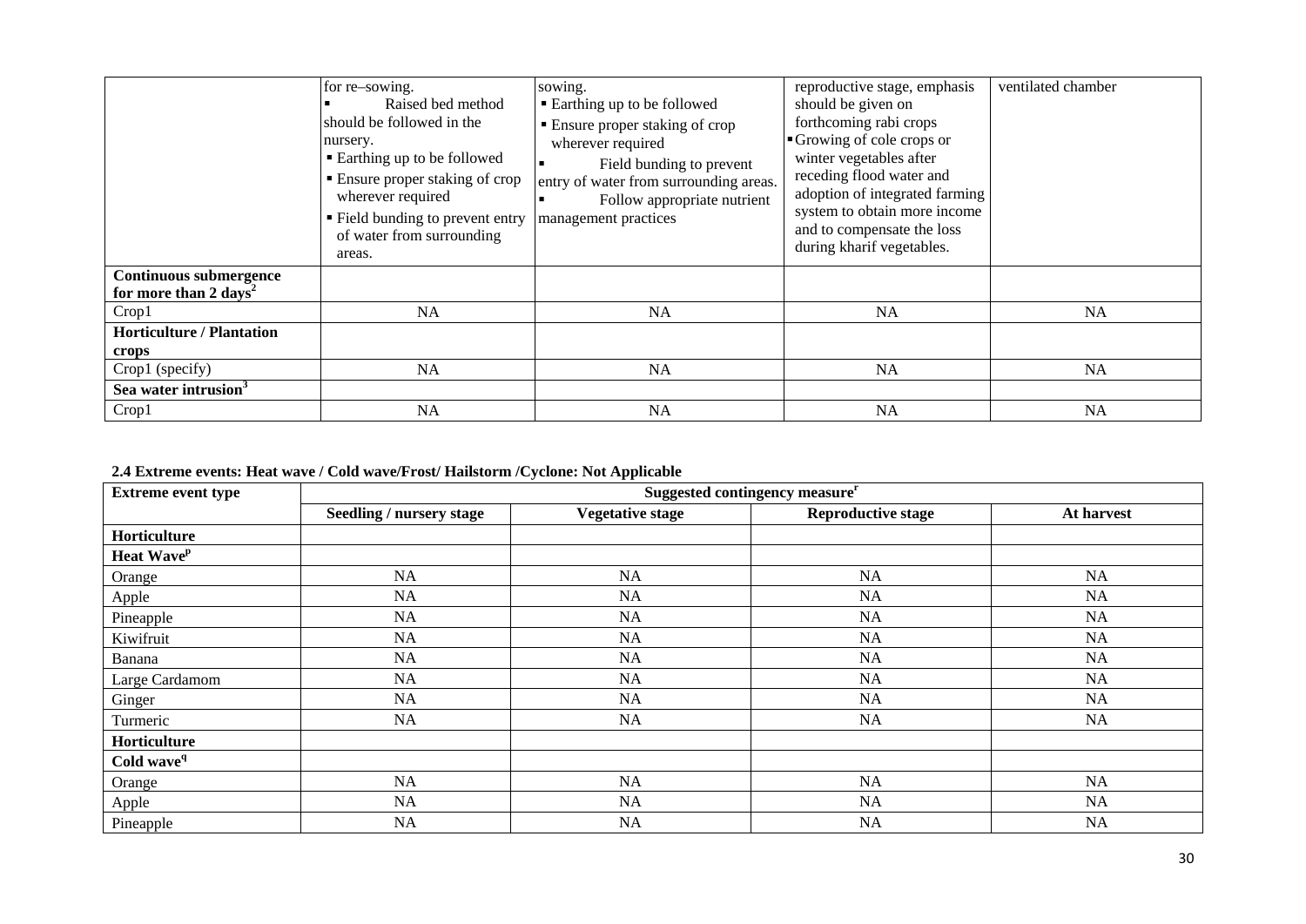| | | | | |
|---|---|---|---|---|
| | for re–sowing.<br>▪ Raised bed method should be followed in the nursery.<br>▪ Earthing up to be followed<br>▪ Ensure proper staking of crop wherever required<br>▪ Field bunding to prevent entry of water from surrounding areas. | sowing.<br>▪ Earthing up to be followed<br>▪ Ensure proper staking of crop wherever required<br>▪ Field bunding to prevent entry of water from surrounding areas.<br>▪ Follow appropriate nutrient management practices | reproductive stage, emphasis should be given on forthcoming rabi crops<br>▪ Growing of cole crops or winter vegetables after receding flood water and adoption of integrated farming system to obtain more income and to compensate the loss during kharif vegetables. | ventilated chamber |
| **Continuous submergence for more than 2 days**[2] | | | | |
| Crop1 | NA | NA | NA | NA |
| **Horticulture / Plantation crops** | | | | |
| Crop1 (specify) | NA | NA | NA | NA |
| **Sea water intrusion**[3] | | | | |
| Crop1 | NA | NA | NA | NA |

**2.4 Extreme events: Heat wave / Cold wave/Frost/ Hailstorm /Cyclone: Not Applicable**

| Extreme event type | Suggested contingency measure[r] | | | |
|---|---|---|---|---|
| | **Seedling / nursery stage** | **Vegetative stage** | **Reproductive stage** | **At harvest** |
| **Horticulture** | | | | |
| **Heat Wave**[p] | | | | |
| Orange | NA | NA | NA | NA |
| Apple | NA | NA | NA | NA |
| Pineapple | NA | NA | NA | NA |
| Kiwifruit | NA | NA | NA | NA |
| Banana | NA | NA | NA | NA |
| Large Cardamom | NA | NA | NA | NA |
| Ginger | NA | NA | NA | NA |
| Turmeric | NA | NA | NA | NA |
| **Horticulture** | | | | |
| **Cold wave**[q] | | | | |
| Orange | NA | NA | NA | NA |
| Apple | NA | NA | NA | NA |
| Pineapple | NA | NA | NA | NA |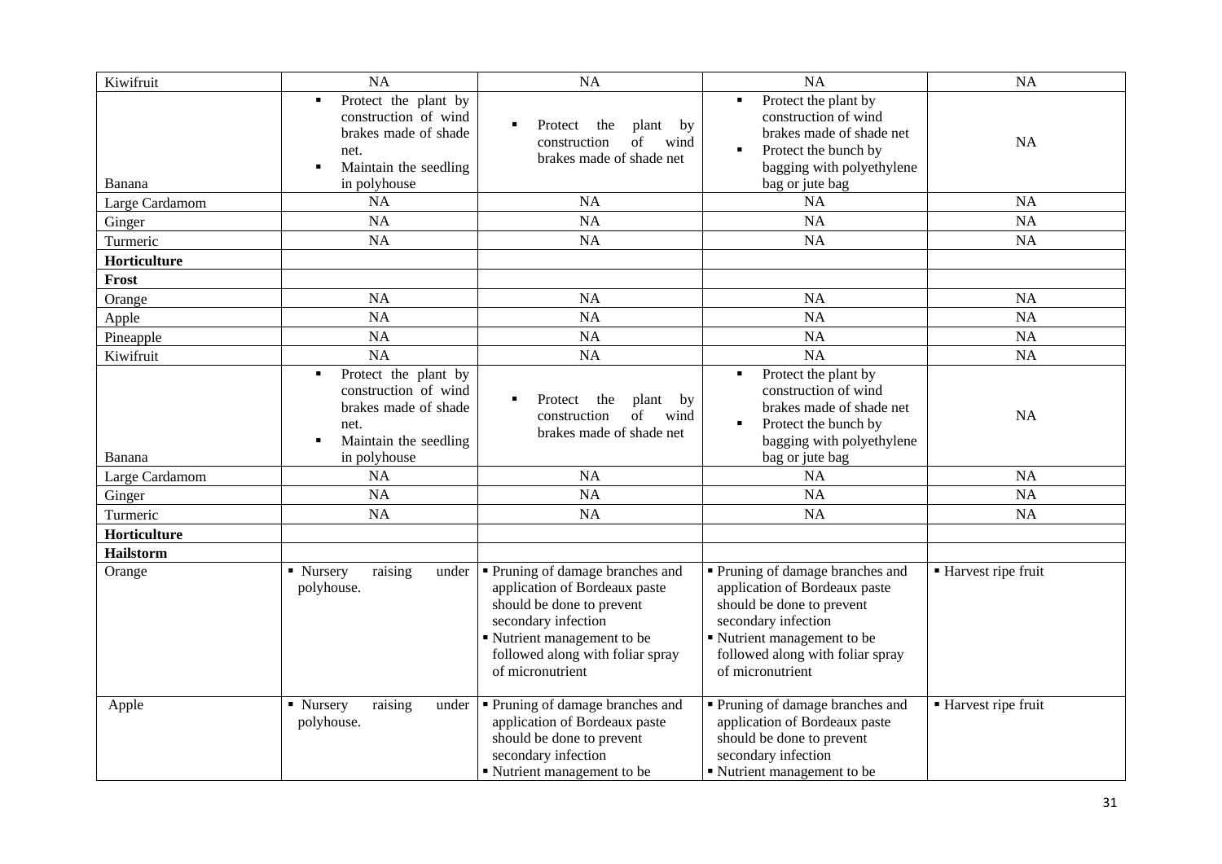| | | | | |
|---|---|---|---|---|
| Kiwifruit | NA | NA | NA | NA |
| Banana | ▪ Protect the plant by construction of wind brakes made of shade net.<br>▪ Maintain the seedling in polyhouse | ▪ Protect the plant by construction of wind brakes made of shade net | ▪ Protect the plant by construction of wind brakes made of shade net<br>▪ Protect the bunch by bagging with polyethylene bag or jute bag | NA |
| Large Cardamom | NA | NA | NA | NA |
| Ginger | NA | NA | NA | NA |
| Turmeric | NA | NA | NA | NA |
| **Horticulture** | | | | |
| **Frost** | | | | |
| Orange | NA | NA | NA | NA |
| Apple | NA | NA | NA | NA |
| Pineapple | NA | NA | NA | NA |
| Kiwifruit | NA | NA | NA | NA |
| Banana | ▪ Protect the plant by construction of wind brakes made of shade net.<br>▪ Maintain the seedling in polyhouse | ▪ Protect the plant by construction of wind brakes made of shade net | ▪ Protect the plant by construction of wind brakes made of shade net<br>▪ Protect the bunch by bagging with polyethylene bag or jute bag | NA |
| Large Cardamom | NA | NA | NA | NA |
| Ginger | NA | NA | NA | NA |
| Turmeric | NA | NA | NA | NA |
| **Horticulture** | | | | |
| **Hailstorm** | | | | |
| Orange | ▪ Nursery raising under polyhouse. | ▪ Pruning of damage branches and application of Bordeaux paste should be done to prevent secondary infection<br>▪ Nutrient management to be followed along with foliar spray of micronutrient | ▪ Pruning of damage branches and application of Bordeaux paste should be done to prevent secondary infection<br>▪ Nutrient management to be followed along with foliar spray of micronutrient | ▪ Harvest ripe fruit |
| Apple | ▪ Nursery raising under polyhouse. | ▪ Pruning of damage branches and application of Bordeaux paste should be done to prevent secondary infection<br>▪ Nutrient management to be | ▪ Pruning of damage branches and application of Bordeaux paste should be done to prevent secondary infection<br>▪ Nutrient management to be | ▪ Harvest ripe fruit |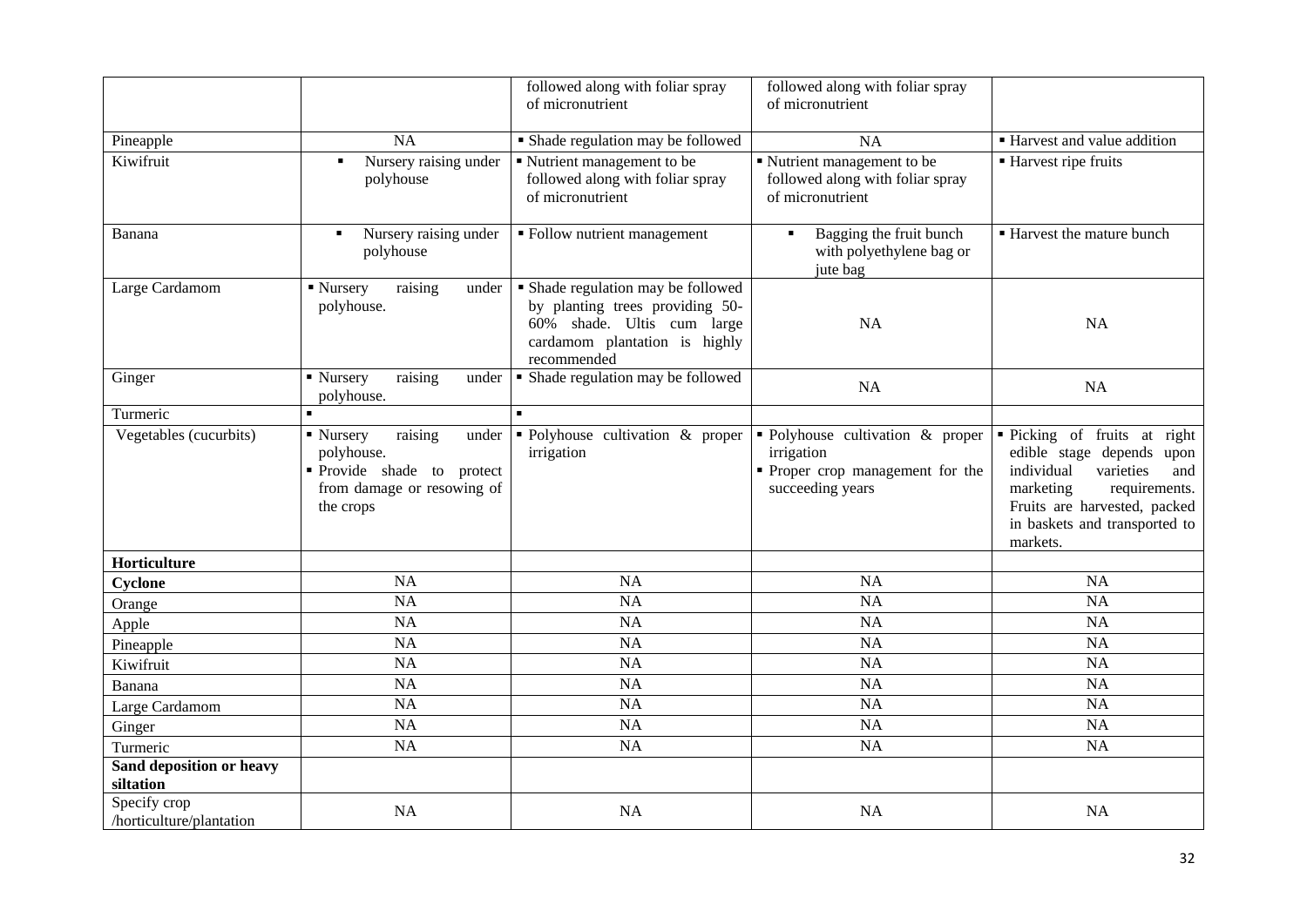| | | | | |
|---|---|---|---|---|
| | | followed along with foliar spray of micronutrient | followed along with foliar spray of micronutrient | |
| Pineapple | NA | ▪ Shade regulation may be followed | NA | ▪ Harvest and value addition |
| Kiwifruit | ▪ Nursery raising under polyhouse | ▪ Nutrient management to be followed along with foliar spray of micronutrient | ▪ Nutrient management to be followed along with foliar spray of micronutrient | ▪ Harvest ripe fruits |
| Banana | ▪ Nursery raising under polyhouse | ▪ Follow nutrient management | ▪ Bagging the fruit bunch with polyethylene bag or jute bag | ▪ Harvest the mature bunch |
| Large Cardamom | ▪ Nursery raising under polyhouse. | ▪ Shade regulation may be followed by planting trees providing 50-60% shade. Ultis cum large cardamom plantation is highly recommended | NA | NA |
| Ginger | ▪ Nursery raising under polyhouse. | ▪ Shade regulation may be followed | NA | NA |
| Turmeric | ▪ | ▪ | | |
| Vegetables (cucurbits) | ▪ Nursery raising under polyhouse.<br>▪ Provide shade to protect from damage or resowing of the crops | ▪ Polyhouse cultivation & proper irrigation | ▪ Polyhouse cultivation & proper irrigation<br>▪ Proper crop management for the succeeding years | ▪ Picking of fruits at right edible stage depends upon individual varieties and marketing requirements. Fruits are harvested, packed in baskets and transported to markets. |
| **Horticulture** | | | | |
| **Cyclone** | NA | NA | NA | NA |
| Orange | NA | NA | NA | NA |
| Apple | NA | NA | NA | NA |
| Pineapple | NA | NA | NA | NA |
| Kiwifruit | NA | NA | NA | NA |
| Banana | NA | NA | NA | NA |
| Large Cardamom | NA | NA | NA | NA |
| Ginger | NA | NA | NA | NA |
| Turmeric | NA | NA | NA | NA |
| **Sand deposition or heavy siltation** | | | | |
| Specify crop /horticulture/plantation | NA | NA | NA | NA |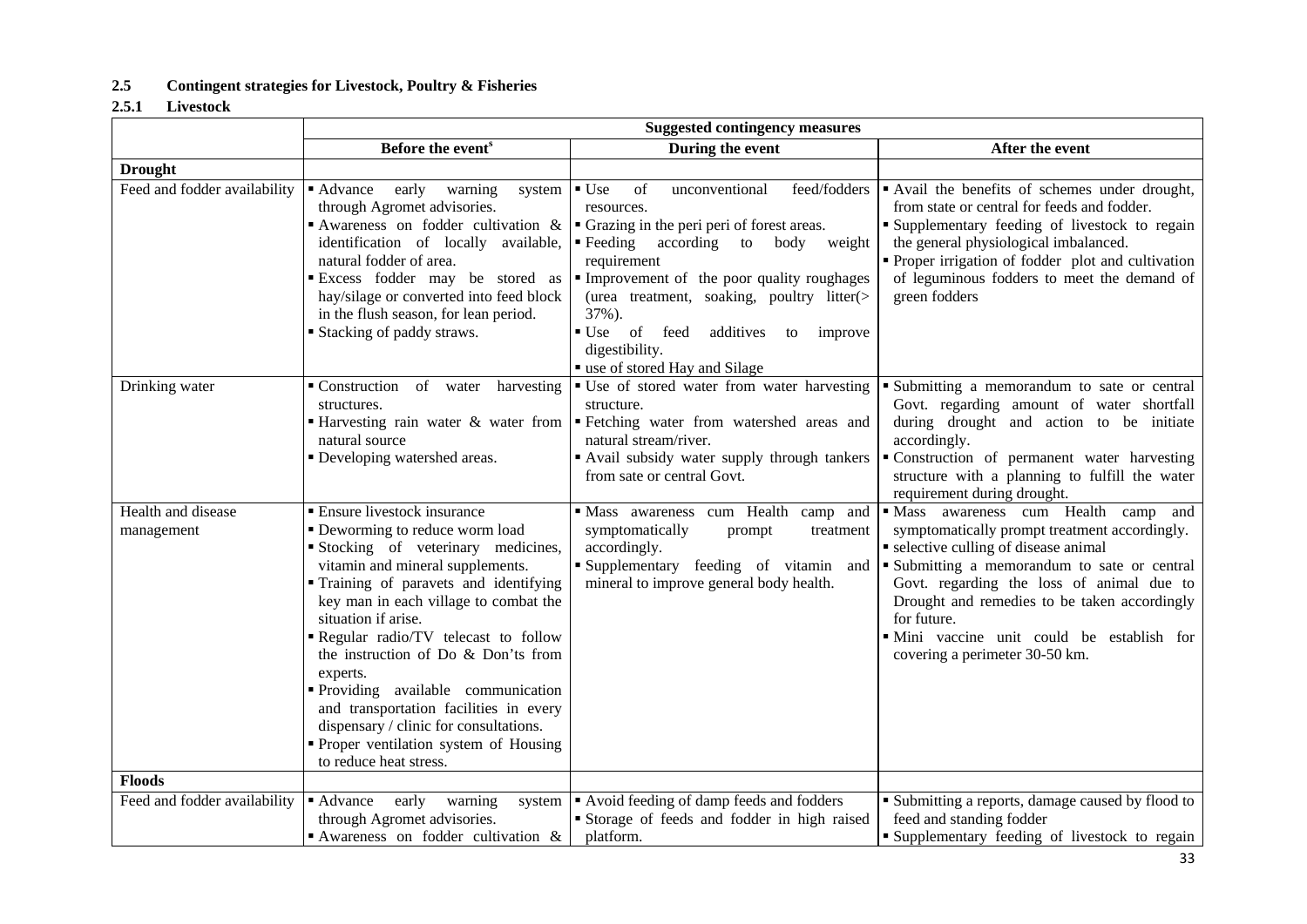## 2.5 Contingent strategies for Livestock, Poultry & Fisheries

### 2.5.1 Livestock

| | Suggested contingency measures | | |
|---|---|---|---|
| | **Before the event[s]** | **During the event** | **After the event** |
| **Drought** | | | |
| Feed and fodder availability | ▪ Advance early warning system through Agromet advisories.<br>▪ Awareness on fodder cultivation & identification of locally available, natural fodder of area.<br>▪ Excess fodder may be stored as hay/silage or converted into feed block in the flush season, for lean period.<br>▪ Stacking of paddy straws. | ▪ Use of unconventional feed/fodders resources.<br>▪ Grazing in the peri peri of forest areas.<br>▪ Feeding according to body weight requirement<br>▪ Improvement of the poor quality roughages (urea treatment, soaking, poultry litter(> 37%).<br>▪ Use of feed additives to improve digestibility.<br>▪ use of stored Hay and Silage | ▪ Avail the benefits of schemes under drought, from state or central for feeds and fodder.<br>▪ Supplementary feeding of livestock to regain the general physiological imbalanced.<br>▪ Proper irrigation of fodder plot and cultivation of leguminous fodders to meet the demand of green fodders |
| Drinking water | ▪ Construction of water harvesting structures.<br>▪ Harvesting rain water & water from natural source<br>▪ Developing watershed areas. | ▪ Use of stored water from water harvesting structure.<br>▪ Fetching water from watershed areas and natural stream/river.<br>▪ Avail subsidy water supply through tankers from sate or central Govt. | ▪ Submitting a memorandum to sate or central Govt. regarding amount of water shortfall during drought and action to be initiate accordingly.<br>▪ Construction of permanent water harvesting structure with a planning to fulfill the water requirement during drought. |
| Health and disease management | ▪ Ensure livestock insurance<br>▪ Deworming to reduce worm load<br>▪ Stocking of veterinary medicines, vitamin and mineral supplements.<br>▪ Training of paravets and identifying key man in each village to combat the situation if arise.<br>▪ Regular radio/TV telecast to follow the instruction of Do & Don'ts from experts.<br>▪ Providing available communication and transportation facilities in every dispensary / clinic for consultations.<br>▪ Proper ventilation system of Housing to reduce heat stress. | ▪ Mass awareness cum Health camp and symptomatically prompt treatment accordingly.<br>▪ Supplementary feeding of vitamin and mineral to improve general body health. | ▪ Mass awareness cum Health camp and symptomatically prompt treatment accordingly.<br>▪ selective culling of disease animal<br>▪ Submitting a memorandum to sate or central Govt. regarding the loss of animal due to Drought and remedies to be taken accordingly for future.<br>▪ Mini vaccine unit could be establish for covering a perimeter 30-50 km. |
| **Floods** | | | |
| Feed and fodder availability | ▪ Advance early warning system through Agromet advisories.<br>▪ Awareness on fodder cultivation & | ▪ Avoid feeding of damp feeds and fodders<br>▪ Storage of feeds and fodder in high raised platform. | ▪ Submitting a reports, damage caused by flood to feed and standing fodder<br>▪ Supplementary feeding of livestock to regain |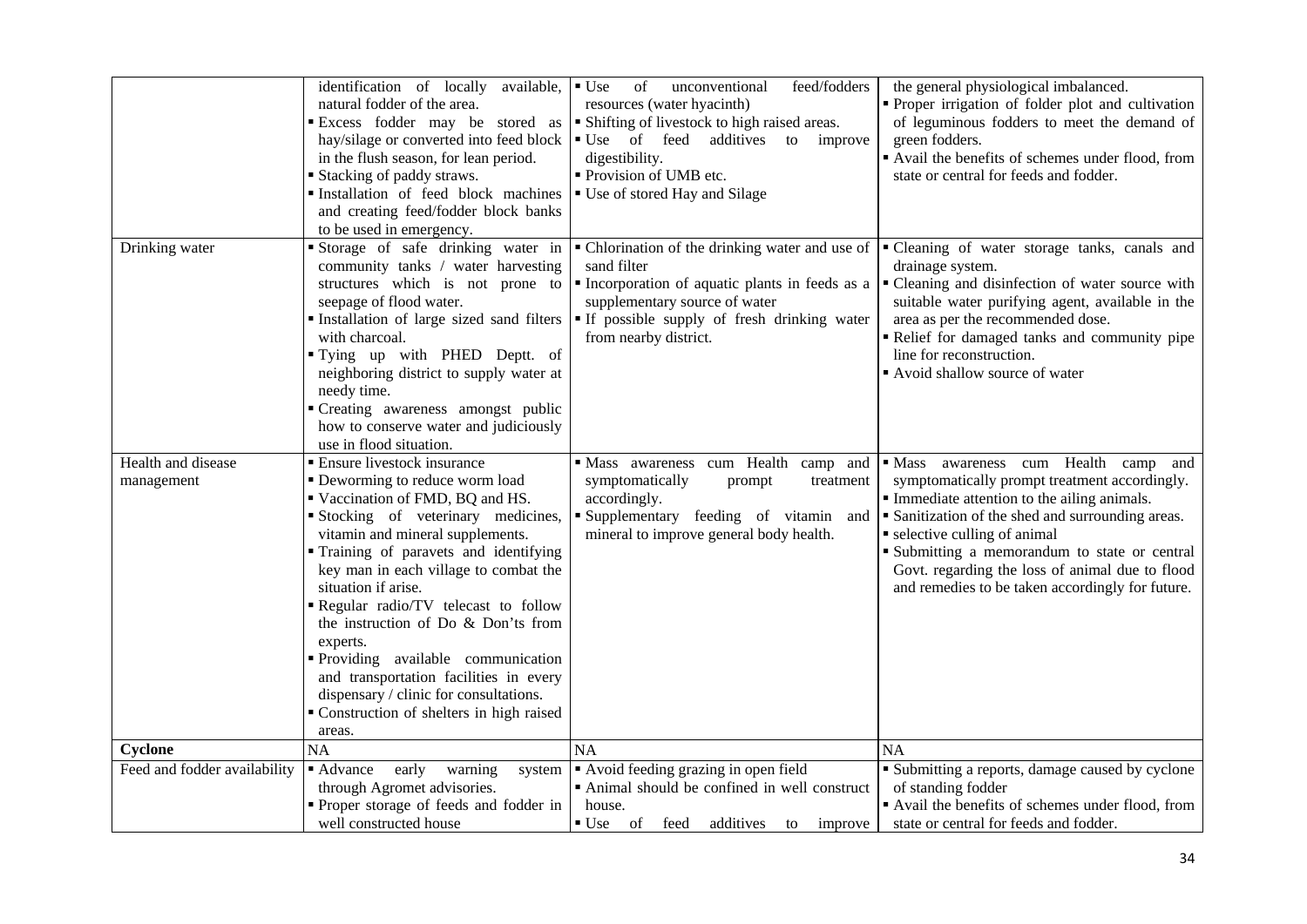| | | | |
|---|---|---|---|
| | identification of locally available, natural fodder of the area.<br>▪ Excess fodder may be stored as hay/silage or converted into feed block in the flush season, for lean period.<br>▪ Stacking of paddy straws.<br>▪ Installation of feed block machines and creating feed/fodder block banks to be used in emergency. | ▪ Use of unconventional feed/fodders resources (water hyacinth)<br>▪ Shifting of livestock to high raised areas.<br>▪ Use of feed additives to improve digestibility.<br>▪ Provision of UMB etc.<br>▪ Use of stored Hay and Silage | the general physiological imbalanced.<br>▪ Proper irrigation of folder plot and cultivation of leguminous fodders to meet the demand of green fodders.<br>▪ Avail the benefits of schemes under flood, from state or central for feeds and fodder. |
| Drinking water | ▪ Storage of safe drinking water in community tanks / water harvesting structures which is not prone to seepage of flood water.<br>▪ Installation of large sized sand filters with charcoal.<br>▪ Tying up with PHED Deptt. of neighboring district to supply water at needy time.<br>▪ Creating awareness amongst public how to conserve water and judiciously use in flood situation. | ▪ Chlorination of the drinking water and use of sand filter<br>▪ Incorporation of aquatic plants in feeds as a supplementary source of water<br>▪ If possible supply of fresh drinking water from nearby district. | ▪ Cleaning of water storage tanks, canals and drainage system.<br>▪ Cleaning and disinfection of water source with suitable water purifying agent, available in the area as per the recommended dose.<br>▪ Relief for damaged tanks and community pipe line for reconstruction.<br>▪ Avoid shallow source of water |
| Health and disease management | ▪ Ensure livestock insurance<br>▪ Deworming to reduce worm load<br>▪ Vaccination of FMD, BQ and HS.<br>▪ Stocking of veterinary medicines, vitamin and mineral supplements.<br>▪ Training of paravets and identifying key man in each village to combat the situation if arise.<br>▪ Regular radio/TV telecast to follow the instruction of Do & Don'ts from experts.<br>▪ Providing available communication and transportation facilities in every dispensary / clinic for consultations.<br>▪ Construction of shelters in high raised areas. | ▪ Mass awareness cum Health camp and symptomatically prompt treatment accordingly.<br>▪ Supplementary feeding of vitamin and mineral to improve general body health. | ▪ Mass awareness cum Health camp and symptomatically prompt treatment accordingly.<br>▪ Immediate attention to the ailing animals.<br>▪ Sanitization of the shed and surrounding areas.<br>▪ selective culling of animal<br>▪ Submitting a memorandum to state or central Govt. regarding the loss of animal due to flood and remedies to be taken accordingly for future. |
| **Cyclone** | NA | NA | NA |
| Feed and fodder availability | ▪ Advance early warning system through Agromet advisories.<br>▪ Proper storage of feeds and fodder in well constructed house | ▪ Avoid feeding grazing in open field<br>▪ Animal should be confined in well construct house.<br>▪ Use of feed additives to improve | ▪ Submitting a reports, damage caused by cyclone of standing fodder<br>▪ Avail the benefits of schemes under flood, from state or central for feeds and fodder. |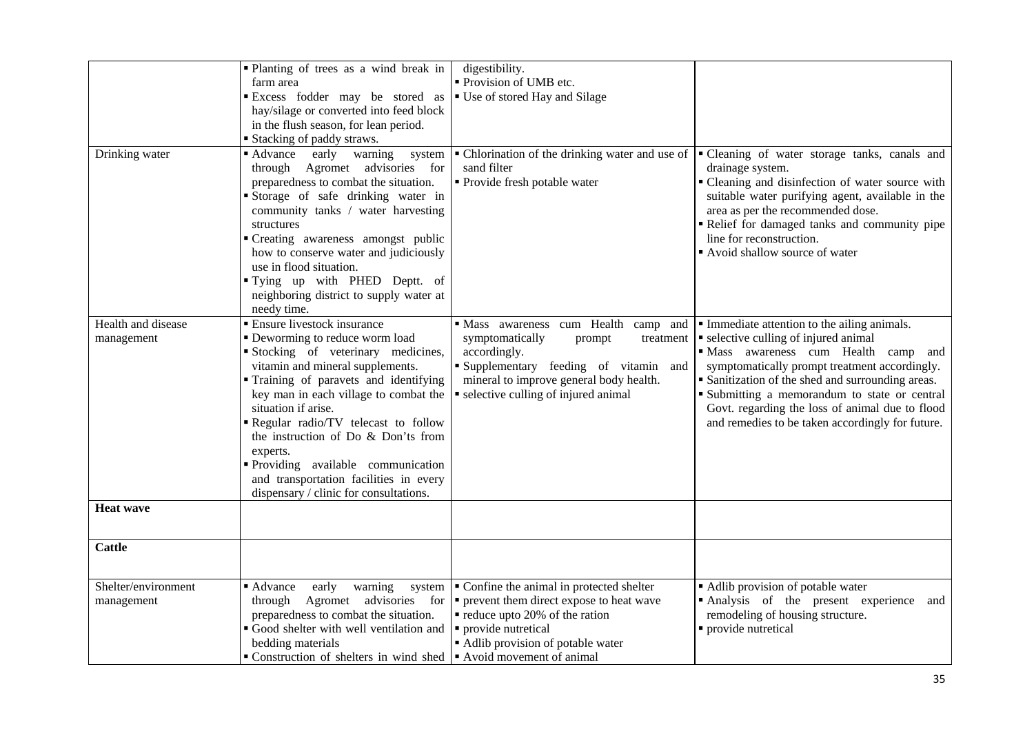| | | | |
|---|---|---|---|
| | ▪ Planting of trees as a wind break in farm area<br>▪ Excess fodder may be stored as hay/silage or converted into feed block in the flush season, for lean period.<br>▪ Stacking of paddy straws. | digestibility.<br>▪ Provision of UMB etc.<br>▪ Use of stored Hay and Silage | |
| Drinking water | ▪ Advance early warning system through Agromet advisories for preparedness to combat the situation.<br>▪ Storage of safe drinking water in community tanks / water harvesting structures<br>▪ Creating awareness amongst public how to conserve water and judiciously use in flood situation.<br>▪ Tying up with PHED Deptt. of neighboring district to supply water at needy time. | ▪ Chlorination of the drinking water and use of sand filter<br>▪ Provide fresh potable water | ▪ Cleaning of water storage tanks, canals and drainage system.<br>▪ Cleaning and disinfection of water source with suitable water purifying agent, available in the area as per the recommended dose.<br>▪ Relief for damaged tanks and community pipe line for reconstruction.<br>▪ Avoid shallow source of water |
| Health and disease management | ▪ Ensure livestock insurance<br>▪ Deworming to reduce worm load<br>▪ Stocking of veterinary medicines, vitamin and mineral supplements.<br>▪ Training of paravets and identifying key man in each village to combat the situation if arise.<br>▪ Regular radio/TV telecast to follow the instruction of Do & Don'ts from experts.<br>▪ Providing available communication and transportation facilities in every dispensary / clinic for consultations. | ▪ Mass awareness cum Health camp and symptomatically prompt treatment accordingly.<br>▪ Supplementary feeding of vitamin and mineral to improve general body health.<br>▪ selective culling of injured animal | ▪ Immediate attention to the ailing animals.<br>▪ selective culling of injured animal<br>▪ Mass awareness cum Health camp and symptomatically prompt treatment accordingly.<br>▪ Sanitization of the shed and surrounding areas.<br>▪ Submitting a memorandum to state or central Govt. regarding the loss of animal due to flood and remedies to be taken accordingly for future. |
| **Heat wave** | | | |
| **Cattle** | | | |
| Shelter/environment management | ▪ Advance early warning system through Agromet advisories for preparedness to combat the situation.<br>▪ Good shelter with well ventilation and bedding materials<br>▪ Construction of shelters in wind shed | ▪ Confine the animal in protected shelter<br>▪ prevent them direct expose to heat wave<br>▪ reduce upto 20% of the ration<br>▪ provide nutretical<br>▪ Adlib provision of potable water<br>▪ Avoid movement of animal | ▪ Adlib provision of potable water<br>▪ Analysis of the present experience and remodeling of housing structure.<br>▪ provide nutretical |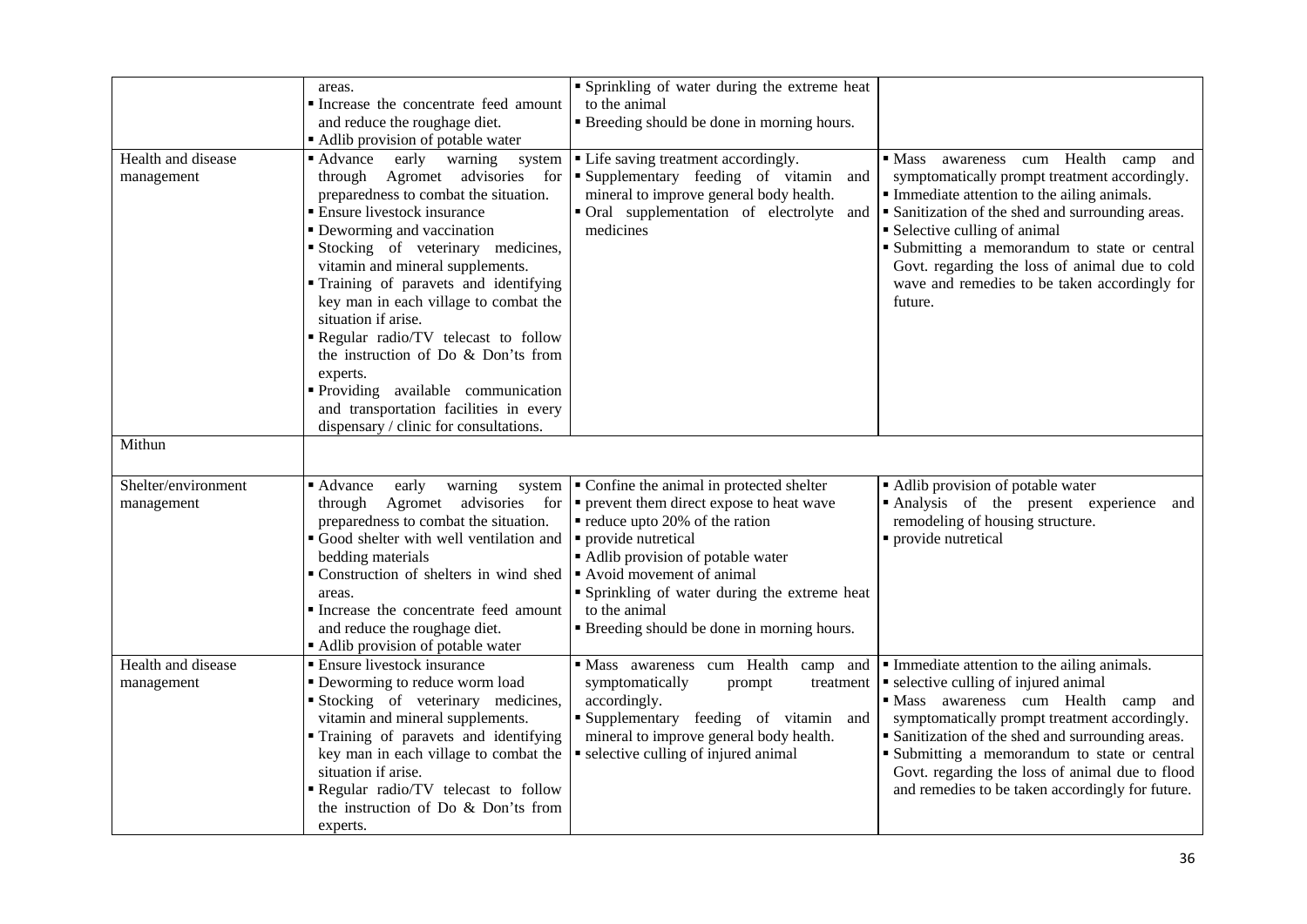| | | | |
|---|---|---|---|
| | areas.<br>▪ Increase the concentrate feed amount and reduce the roughage diet.<br>▪ Adlib provision of potable water | ▪ Sprinkling of water during the extreme heat to the animal<br>▪ Breeding should be done in morning hours. | |
| Health and disease management | ▪ Advance early warning system through Agromet advisories for preparedness to combat the situation.<br>▪ Ensure livestock insurance<br>▪ Deworming and vaccination<br>▪ Stocking of veterinary medicines, vitamin and mineral supplements.<br>▪ Training of paravets and identifying key man in each village to combat the situation if arise.<br>▪ Regular radio/TV telecast to follow the instruction of Do & Don'ts from experts.<br>▪ Providing available communication and transportation facilities in every dispensary / clinic for consultations. | ▪ Life saving treatment accordingly.<br>▪ Supplementary feeding of vitamin and mineral to improve general body health.<br>▪ Oral supplementation of electrolyte and medicines | ▪ Mass awareness cum Health camp and symptomatically prompt treatment accordingly.<br>▪ Immediate attention to the ailing animals.<br>▪ Sanitization of the shed and surrounding areas.<br>▪ Selective culling of animal<br>▪ Submitting a memorandum to state or central Govt. regarding the loss of animal due to cold wave and remedies to be taken accordingly for future. |
| Mithun | | | |
| Shelter/environment management | ▪ Advance early warning system through Agromet advisories for preparedness to combat the situation.<br>▪ Good shelter with well ventilation and bedding materials<br>▪ Construction of shelters in wind shed areas.<br>▪ Increase the concentrate feed amount and reduce the roughage diet.<br>▪ Adlib provision of potable water | ▪ Confine the animal in protected shelter<br>▪ prevent them direct expose to heat wave<br>▪ reduce upto 20% of the ration<br>▪ provide nutretical<br>▪ Adlib provision of potable water<br>▪ Avoid movement of animal<br>▪ Sprinkling of water during the extreme heat to the animal<br>▪ Breeding should be done in morning hours. | ▪ Adlib provision of potable water<br>▪ Analysis of the present experience and remodeling of housing structure.<br>▪ provide nutretical |
| Health and disease management | ▪ Ensure livestock insurance<br>▪ Deworming to reduce worm load<br>▪ Stocking of veterinary medicines, vitamin and mineral supplements.<br>▪ Training of paravets and identifying key man in each village to combat the situation if arise.<br>▪ Regular radio/TV telecast to follow the instruction of Do & Don'ts from experts. | ▪ Mass awareness cum Health camp and symptomatically prompt treatment accordingly.<br>▪ Supplementary feeding of vitamin and mineral to improve general body health.<br>▪ selective culling of injured animal | ▪ Immediate attention to the ailing animals.<br>▪ selective culling of injured animal<br>▪ Mass awareness cum Health camp and symptomatically prompt treatment accordingly.<br>▪ Sanitization of the shed and surrounding areas.<br>▪ Submitting a memorandum to state or central Govt. regarding the loss of animal due to flood and remedies to be taken accordingly for future. |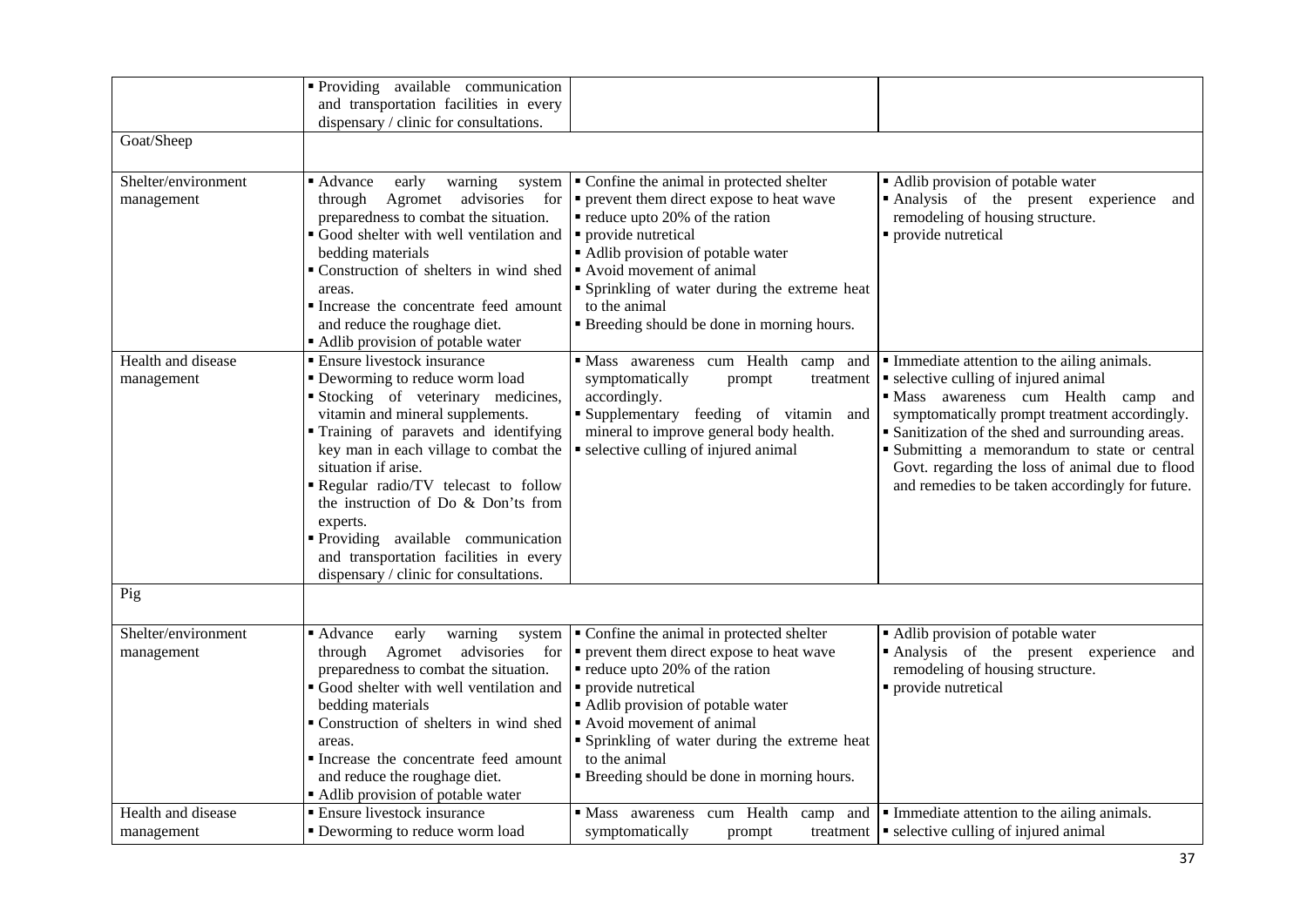| | | | |
|---|---|---|---|
| | ▪ Providing available communication and transportation facilities in every dispensary / clinic for consultations. | | |
| Goat/Sheep | | | |
| Shelter/environment management | ▪ Advance early warning system through Agromet advisories for preparedness to combat the situation.<br>▪ Good shelter with well ventilation and bedding materials<br>▪ Construction of shelters in wind shed areas.<br>▪ Increase the concentrate feed amount and reduce the roughage diet.<br>▪ Adlib provision of potable water | ▪ Confine the animal in protected shelter<br>▪ prevent them direct expose to heat wave<br>▪ reduce upto 20% of the ration<br>▪ provide nutretical<br>▪ Adlib provision of potable water<br>▪ Avoid movement of animal<br>▪ Sprinkling of water during the extreme heat to the animal<br>▪ Breeding should be done in morning hours. | ▪ Adlib provision of potable water<br>▪ Analysis of the present experience and remodeling of housing structure.<br>▪ provide nutretical |
| Health and disease management | ▪ Ensure livestock insurance<br>▪ Deworming to reduce worm load<br>▪ Stocking of veterinary medicines, vitamin and mineral supplements.<br>▪ Training of paravets and identifying key man in each village to combat the situation if arise.<br>▪ Regular radio/TV telecast to follow the instruction of Do & Don'ts from experts.<br>▪ Providing available communication and transportation facilities in every dispensary / clinic for consultations. | ▪ Mass awareness cum Health camp and symptomatically prompt treatment accordingly.<br>▪ Supplementary feeding of vitamin and mineral to improve general body health.<br>▪ selective culling of injured animal | ▪ Immediate attention to the ailing animals.<br>▪ selective culling of injured animal<br>▪ Mass awareness cum Health camp and symptomatically prompt treatment accordingly.<br>▪ Sanitization of the shed and surrounding areas.<br>▪ Submitting a memorandum to state or central Govt. regarding the loss of animal due to flood and remedies to be taken accordingly for future. |
| Pig | | | |
| Shelter/environment management | ▪ Advance early warning system through Agromet advisories for preparedness to combat the situation.<br>▪ Good shelter with well ventilation and bedding materials<br>▪ Construction of shelters in wind shed areas.<br>▪ Increase the concentrate feed amount and reduce the roughage diet.<br>▪ Adlib provision of potable water | ▪ Confine the animal in protected shelter<br>▪ prevent them direct expose to heat wave<br>▪ reduce upto 20% of the ration<br>▪ provide nutretical<br>▪ Adlib provision of potable water<br>▪ Avoid movement of animal<br>▪ Sprinkling of water during the extreme heat to the animal<br>▪ Breeding should be done in morning hours. | ▪ Adlib provision of potable water<br>▪ Analysis of the present experience and remodeling of housing structure.<br>▪ provide nutretical |
| Health and disease management | ▪ Ensure livestock insurance<br>▪ Deworming to reduce worm load | ▪ Mass awareness cum Health camp and symptomatically prompt treatment | ▪ Immediate attention to the ailing animals.<br>▪ selective culling of injured animal |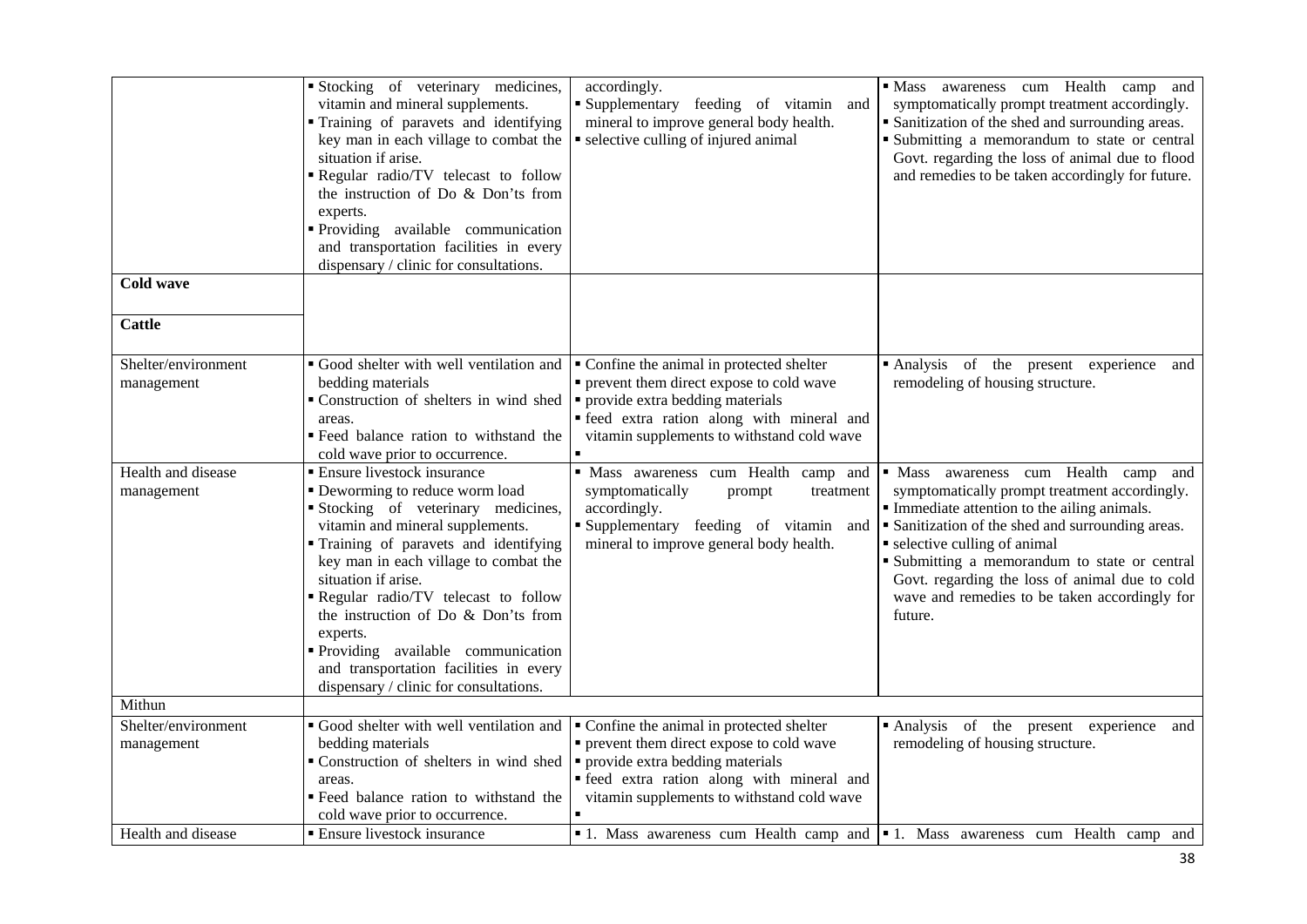| | | | |
|---|---|---|---|
| | ▪ Stocking of veterinary medicines, vitamin and mineral supplements.<br>▪ Training of paravets and identifying key man in each village to combat the situation if arise.<br>▪ Regular radio/TV telecast to follow the instruction of Do & Don's from experts.<br>▪ Providing available communication and transportation facilities in every dispensary / clinic for consultations. | accordingly.<br>▪ Supplementary feeding of vitamin and mineral to improve general body health.<br>▪ selective culling of injured animal | ▪ Mass awareness cum Health camp and symptomatically prompt treatment accordingly.<br>▪ Sanitization of the shed and surrounding areas.<br>▪ Submitting a memorandum to state or central Govt. regarding the loss of animal due to flood and remedies to be taken accordingly for future. |
| **Cold wave** | | | |
| **Cattle** | | | |
| Shelter/environment management | ▪ Good shelter with well ventilation and bedding materials<br>▪ Construction of shelters in wind shed areas.<br>▪ Feed balance ration to withstand the cold wave prior to occurrence. | ▪ Confine the animal in protected shelter<br>▪ prevent them direct expose to cold wave<br>▪ provide extra bedding materials<br>▪ feed extra ration along with mineral and vitamin supplements to withstand cold wave<br>▪ | ▪ Analysis of the present experience and remodeling of housing structure. |
| Health and disease management | ▪ Ensure livestock insurance<br>▪ Deworming to reduce worm load<br>▪ Stocking of veterinary medicines, vitamin and mineral supplements.<br>▪ Training of paravets and identifying key man in each village to combat the situation if arise.<br>▪ Regular radio/TV telecast to follow the instruction of Do & Don's from experts.<br>▪ Providing available communication and transportation facilities in every dispensary / clinic for consultations. | ▪ Mass awareness cum Health camp and symptomatically prompt treatment accordingly.<br>▪ Supplementary feeding of vitamin and mineral to improve general body health. | ▪ Mass awareness cum Health camp and symptomatically prompt treatment accordingly.<br>▪ Immediate attention to the ailing animals.<br>▪ Sanitization of the shed and surrounding areas.<br>▪ selective culling of animal<br>▪ Submitting a memorandum to state or central Govt. regarding the loss of animal due to cold wave and remedies to be taken accordingly for future. |
| Mithun | | | |
| Shelter/environment management | ▪ Good shelter with well ventilation and bedding materials<br>▪ Construction of shelters in wind shed areas.<br>▪ Feed balance ration to withstand the cold wave prior to occurrence. | ▪ Confine the animal in protected shelter<br>▪ prevent them direct expose to cold wave<br>▪ provide extra bedding materials<br>▪ feed extra ration along with mineral and vitamin supplements to withstand cold wave<br>▪ | ▪ Analysis of the present experience and remodeling of housing structure. |
| Health and disease | ▪ Ensure livestock insurance | ▪ 1. Mass awareness cum Health camp and | ▪ 1. Mass awareness cum Health camp and |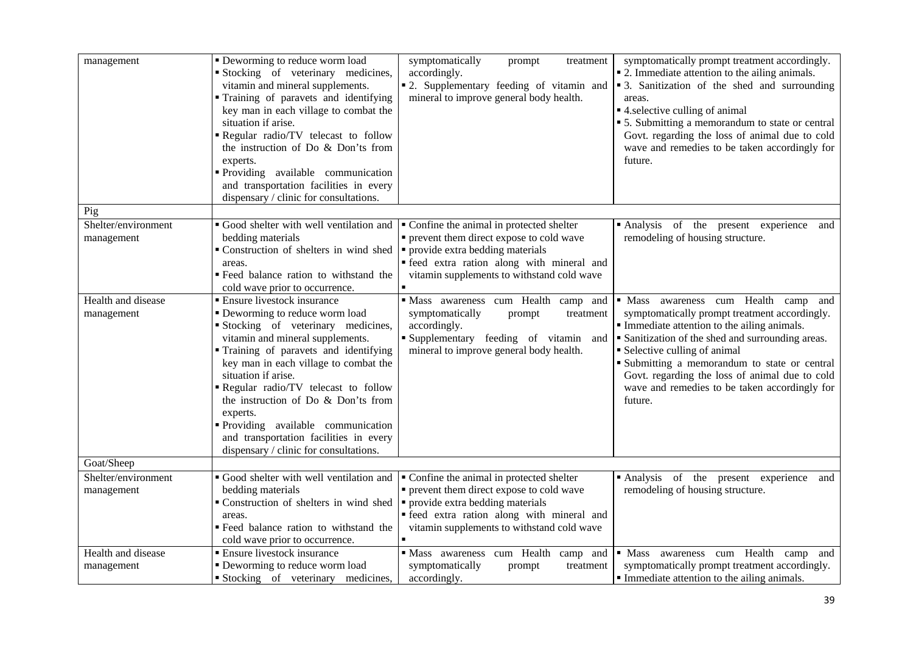| management | ▪ Deworming to reduce worm load<br>▪ Stocking of veterinary medicines, vitamin and mineral supplements.<br>▪ Training of paravets and identifying key man in each village to combat the situation if arise.<br>▪ Regular radio/TV telecast to follow the instruction of Do & Don'ts from experts.<br>▪ Providing available communication and transportation facilities in every dispensary / clinic for consultations. | symptomatically prompt treatment accordingly.<br>▪ 2. Supplementary feeding of vitamin and mineral to improve general body health. | symptomatically prompt treatment accordingly.<br>▪ 2. Immediate attention to the ailing animals.<br>▪ 3. Sanitization of the shed and surrounding areas.<br>▪ 4.selective culling of animal<br>▪ 5. Submitting a memorandum to state or central Govt. regarding the loss of animal due to cold wave and remedies to be taken accordingly for future. |
|---|---|---|---|
| Pig | | | |
| Shelter/environment management | ▪ Good shelter with well ventilation and bedding materials<br>▪ Construction of shelters in wind shed areas.<br>▪ Feed balance ration to withstand the cold wave prior to occurrence. | ▪ Confine the animal in protected shelter<br>▪ prevent them direct expose to cold wave<br>▪ provide extra bedding materials<br>▪ feed extra ration along with mineral and vitamin supplements to withstand cold wave<br>▪ | ▪ Analysis of the present experience and remodeling of housing structure. |
| Health and disease management | ▪ Ensure livestock insurance<br>▪ Deworming to reduce worm load<br>▪ Stocking of veterinary medicines, vitamin and mineral supplements.<br>▪ Training of paravets and identifying key man in each village to combat the situation if arise.<br>▪ Regular radio/TV telecast to follow the instruction of Do & Don'ts from experts.<br>▪ Providing available communication and transportation facilities in every dispensary / clinic for consultations. | ▪ Mass awareness cum Health camp and symptomatically prompt treatment accordingly.<br>▪ Supplementary feeding of vitamin and mineral to improve general body health. | ▪ Mass awareness cum Health camp and symptomatically prompt treatment accordingly.<br>▪ Immediate attention to the ailing animals.<br>▪ Sanitization of the shed and surrounding areas.<br>▪ Selective culling of animal<br>▪ Submitting a memorandum to state or central Govt. regarding the loss of animal due to cold wave and remedies to be taken accordingly for future. |
| Goat/Sheep | | | |
| Shelter/environment management | ▪ Good shelter with well ventilation and bedding materials<br>▪ Construction of shelters in wind shed areas.<br>▪ Feed balance ration to withstand the cold wave prior to occurrence. | ▪ Confine the animal in protected shelter<br>▪ prevent them direct expose to cold wave<br>▪ provide extra bedding materials<br>▪ feed extra ration along with mineral and vitamin supplements to withstand cold wave<br>▪ | ▪ Analysis of the present experience and remodeling of housing structure. |
| Health and disease management | ▪ Ensure livestock insurance<br>▪ Deworming to reduce worm load<br>▪ Stocking of veterinary medicines, | ▪ Mass awareness cum Health camp and symptomatically prompt treatment accordingly. | ▪ Mass awareness cum Health camp and symptomatically prompt treatment accordingly.<br>▪ Immediate attention to the ailing animals. |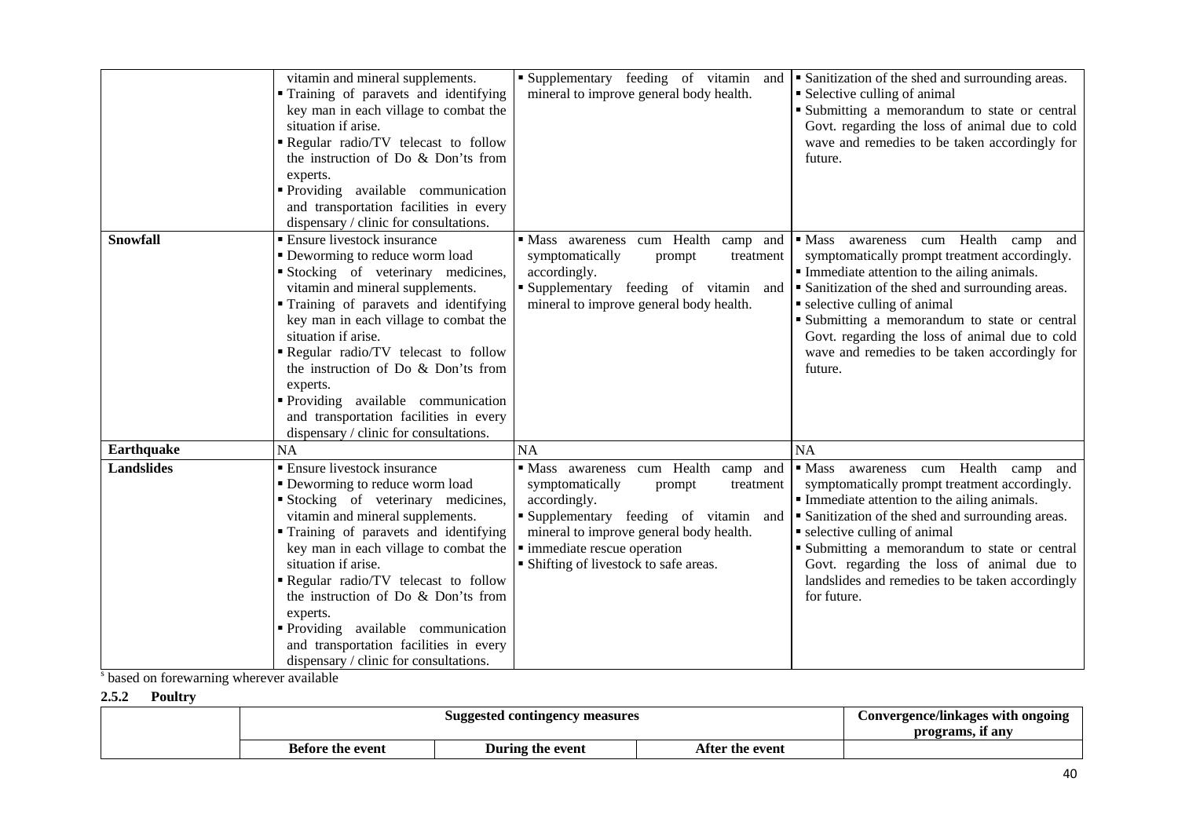| | | | |
|---|---|---|---|
| | vitamin and mineral supplements.<br>▪ Training of paravets and identifying key man in each village to combat the situation if arise.<br>▪ Regular radio/TV telecast to follow the instruction of Do & Don'ts from experts.<br>▪ Providing available communication and transportation facilities in every dispensary / clinic for consultations. | ▪ Supplementary feeding of vitamin and mineral to improve general body health. | ▪ Sanitization of the shed and surrounding areas.<br>▪ Selective culling of animal<br>▪ Submitting a memorandum to state or central Govt. regarding the loss of animal due to cold wave and remedies to be taken accordingly for future. |
| **Snowfall** | ▪ Ensure livestock insurance<br>▪ Deworming to reduce worm load<br>▪ Stocking of veterinary medicines, vitamin and mineral supplements.<br>▪ Training of paravets and identifying key man in each village to combat the situation if arise.<br>▪ Regular radio/TV telecast to follow the instruction of Do & Don'ts from experts.<br>▪ Providing available communication and transportation facilities in every dispensary / clinic for consultations. | ▪ Mass awareness cum Health camp and symptomatically prompt treatment accordingly.<br>▪ Supplementary feeding of vitamin and mineral to improve general body health. | ▪ Mass awareness cum Health camp and symptomatically prompt treatment accordingly.<br>▪ Immediate attention to the ailing animals.<br>▪ Sanitization of the shed and surrounding areas.<br>▪ selective culling of animal<br>▪ Submitting a memorandum to state or central Govt. regarding the loss of animal due to cold wave and remedies to be taken accordingly for future. |
| **Earthquake** | NA | NA | NA |
| **Landslides** | ▪ Ensure livestock insurance<br>▪ Deworming to reduce worm load<br>▪ Stocking of veterinary medicines, vitamin and mineral supplements.<br>▪ Training of paravets and identifying key man in each village to combat the situation if arise.<br>▪ Regular radio/TV telecast to follow the instruction of Do & Don'ts from experts.<br>▪ Providing available communication and transportation facilities in every dispensary / clinic for consultations. | ▪ Mass awareness cum Health camp and symptomatically prompt treatment accordingly.<br>▪ Supplementary feeding of vitamin and mineral to improve general body health.<br>▪ immediate rescue operation<br>▪ Shifting of livestock to safe areas. | ▪ Mass awareness cum Health camp and symptomatically prompt treatment accordingly.<br>▪ Immediate attention to the ailing animals.<br>▪ Sanitization of the shed and surrounding areas.<br>▪ selective culling of animal<br>▪ Submitting a memorandum to state or central Govt. regarding the loss of animal due to landslides and remedies to be taken accordingly for future. |

$^{s}$ based on forewarning wherever available

**2.5.2 Poultry**

| | Suggested contingency measures | | | Convergence/linkages with ongoing programs, if any |
|---|---|---|---|---|
| | Before the event | During the event | After the event | |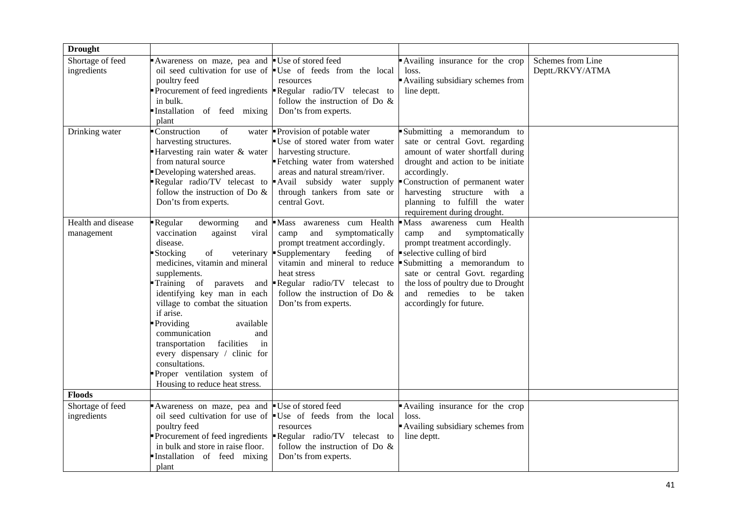| **Drought** | | | | |
|---|---|---|---|---|
| Shortage of feed ingredients | ▪ Awareness on maze, pea and oil seed cultivation for use of poultry feed<br>▪ Procurement of feed ingredients in bulk.<br>▪ Installation of feed mixing plant | ▪ Use of stored feed<br>▪ Use of feeds from the local resources<br>▪ Regular radio/TV telecast to follow the instruction of Do & Don'ts from experts. | ▪ Availing insurance for the crop loss.<br>▪ Availing subsidiary schemes from line deptt. | Schemes from Line Deptt./RKVY/ATMA |
| Drinking water | ▪ Construction of water harvesting structures.<br>▪ Harvesting rain water & water from natural source<br>▪ Developing watershed areas.<br>▪ Regular radio/TV telecast to follow the instruction of Do & Don'ts from experts. | ▪ Provision of potable water<br>▪ Use of stored water from water harvesting structure.<br>▪ Fetching water from watershed areas and natural stream/river.<br>▪ Avail subsidy water supply through tankers from sate or central Govt. | ▪ Submitting a memorandum to sate or central Govt. regarding amount of water shortfall during drought and action to be initiate accordingly.<br>▪ Construction of permanent water harvesting structure with a planning to fulfill the water requirement during drought. | |
| Health and disease management | ▪ Regular deworming and vaccination against viral disease.<br>▪ Stocking of veterinary medicines, vitamin and mineral supplements.<br>▪ Training of paravets and identifying key man in each village to combat the situation if arise.<br>▪ Providing available communication and transportation facilities in every dispensary / clinic for consultations.<br>▪ Proper ventilation system of Housing to reduce heat stress. | ▪ Mass awareness cum Health camp and symptomatically prompt treatment accordingly.<br>▪ Supplementary feeding of vitamin and mineral to reduce heat stress<br>▪ Regular radio/TV telecast to follow the instruction of Do & Don'ts from experts. | ▪ Mass awareness cum Health camp and symptomatically prompt treatment accordingly.<br>▪ selective culling of bird<br>▪ Submitting a memorandum to sate or central Govt. regarding the loss of poultry due to Drought and remedies to be taken accordingly for future. | |
| **Floods** | | | | |
| Shortage of feed ingredients | ▪ Awareness on maze, pea and oil seed cultivation for use of poultry feed<br>▪ Procurement of feed ingredients in bulk and store in raise floor.<br>▪ Installation of feed mixing plant | ▪ Use of stored feed<br>▪ Use of feeds from the local resources<br>▪ Regular radio/TV telecast to follow the instruction of Do & Don'ts from experts. | ▪ Availing insurance for the crop loss.<br>▪ Availing subsidiary schemes from line deptt. | |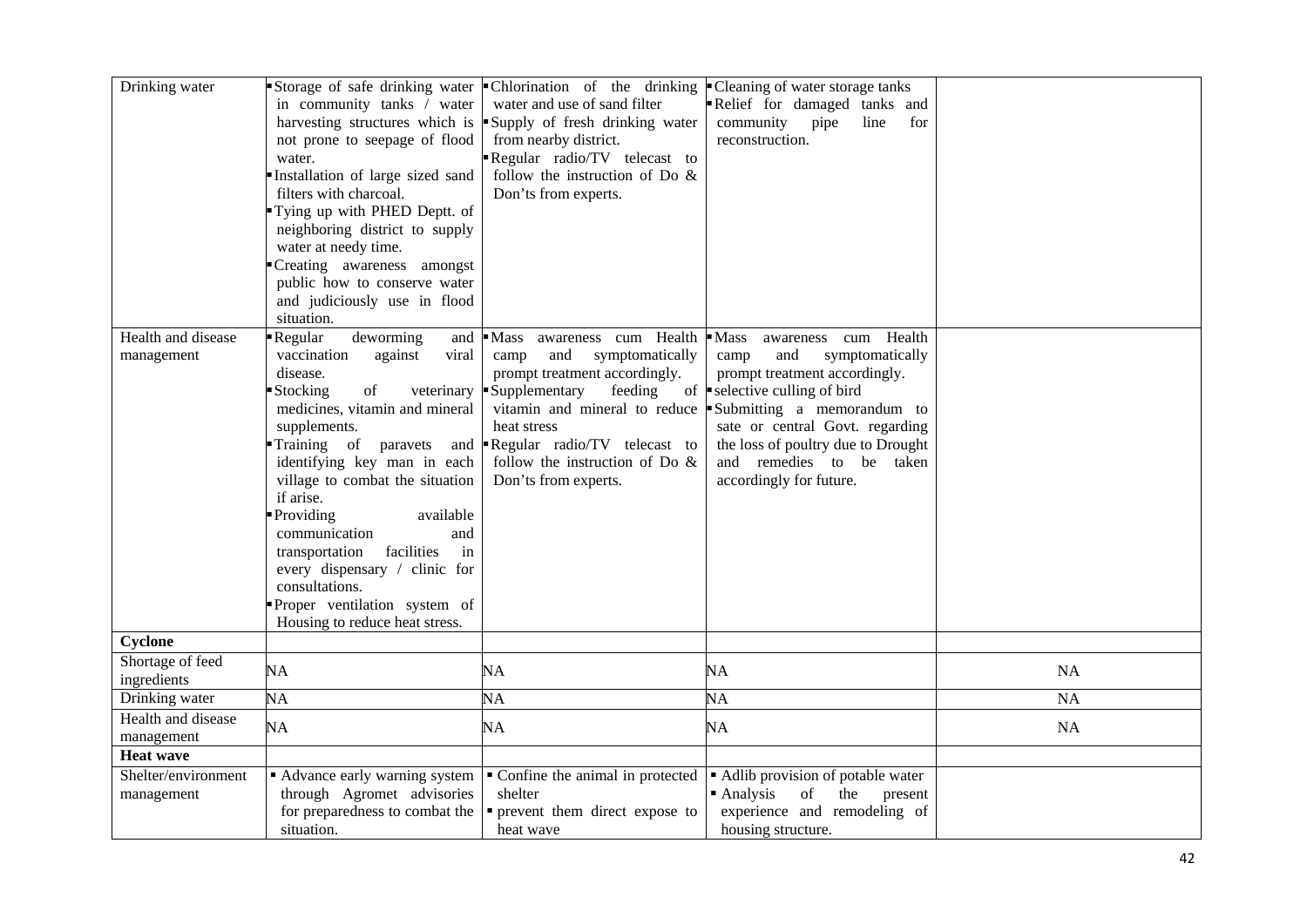| | | | | |
|---|---|---|---|---|
| Drinking water | ▪ Storage of safe drinking water in community tanks / water harvesting structures which is not prone to seepage of flood water.<br>▪ Installation of large sized sand filters with charcoal.<br>▪ Tying up with PHED Deptt. of neighboring district to supply water at needy time.<br>▪ Creating awareness amongst public how to conserve water and judiciously use in flood situation. | ▪ Chlorination of the drinking water and use of sand filter<br>▪ Supply of fresh drinking water from nearby district.<br>▪ Regular radio/TV telecast to follow the instruction of Do & Don'ts from experts. | ▪ Cleaning of water storage tanks<br>▪ Relief for damaged tanks and community pipe line for reconstruction. | |
| Health and disease management | ▪ Regular deworming and vaccination against viral disease.<br>▪ Stocking of veterinary medicines, vitamin and mineral supplements.<br>▪ Training of paravets and identifying key man in each village to combat the situation if arise.<br>▪ Providing available communication and transportation facilities in every dispensary / clinic for consultations.<br>▪ Proper ventilation system of Housing to reduce heat stress. | ▪ Mass awareness cum Health camp and symptomatically prompt treatment accordingly.<br>▪ Supplementary feeding of vitamin and mineral to reduce heat stress<br>▪ Regular radio/TV telecast to follow the instruction of Do & Don's from experts. | ▪ Mass awareness cum Health camp and symptomatically prompt treatment accordingly.<br>▪ selective culling of bird<br>▪ Submitting a memorandum to sate or central Govt. regarding the loss of poultry due to Drought and remedies to be taken accordingly for future. | |
| **Cyclone** | | | | |
| Shortage of feed ingredients | NA | NA | NA | NA |
| Drinking water | NA | NA | NA | NA |
| Health and disease management | NA | NA | NA | NA |
| **Heat wave** | | | | |
| Shelter/environment management | ▪ Advance early warning system through Agromet advisories for preparedness to combat the situation. | ▪ Confine the animal in protected shelter<br>▪ prevent them direct expose to heat wave | ▪ Adlib provision of potable water<br>▪ Analysis of the present experience and remodeling of housing structure. | |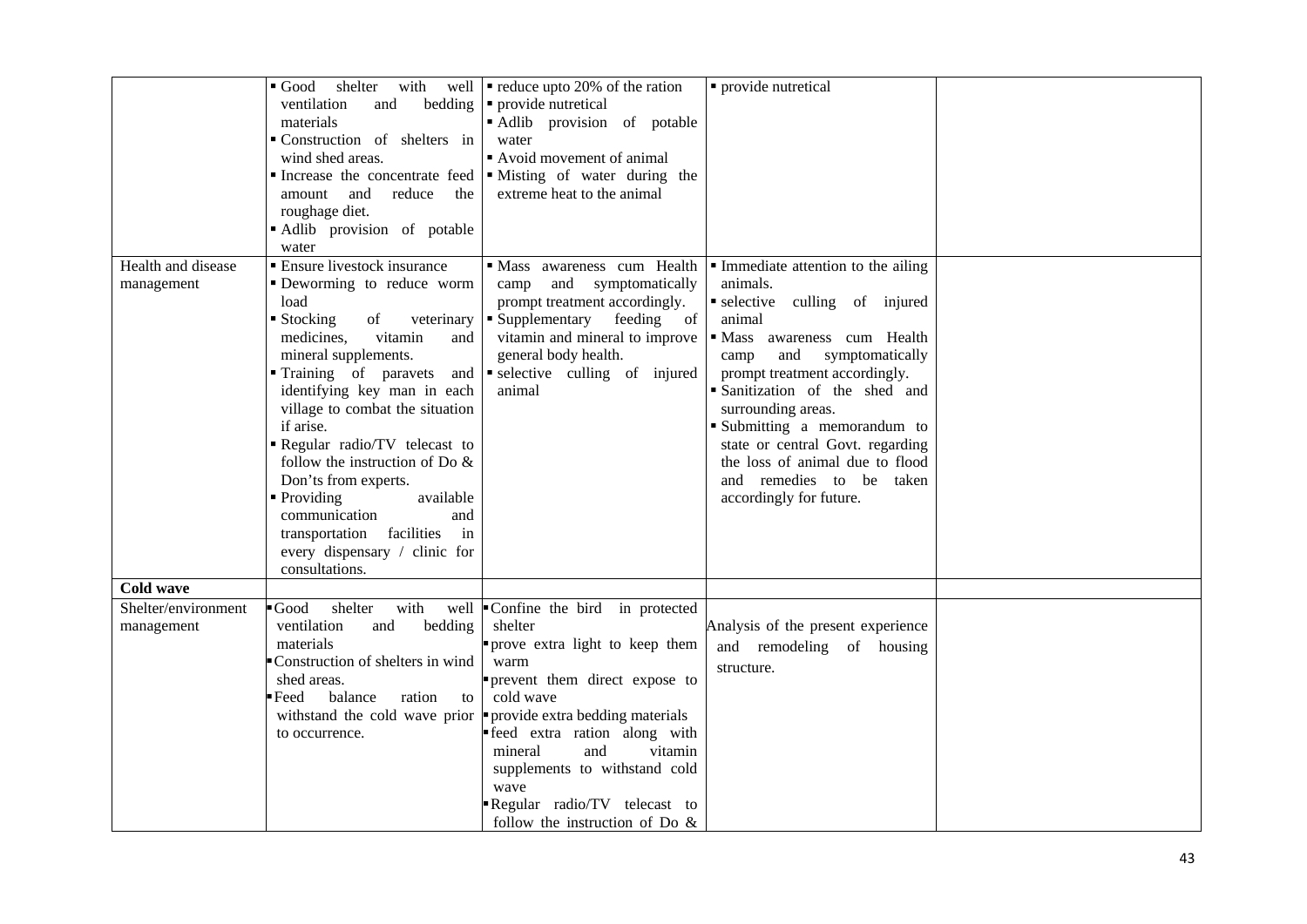| | | | | |
|---|---|---|---|---|
| | ▪ Good shelter with well ventilation and bedding materials<br>▪ Construction of shelters in wind shed areas.<br>▪ Increase the concentrate feed amount and reduce the roughage diet.<br>▪ Adlib provision of potable water | ▪ reduce upto 20% of the ration<br>▪ provide nutretical<br>▪ Adlib provision of potable water<br>▪ Avoid movement of animal<br>▪ Misting of water during the extreme heat to the animal | ▪ provide nutretical | |
| Health and disease management | ▪ Ensure livestock insurance<br>▪ Deworming to reduce worm load<br>▪ Stocking of veterinary medicines, vitamin and mineral supplements.<br>▪ Training of paravets and identifying key man in each village to combat the situation if arise.<br>▪ Regular radio/TV telecast to follow the instruction of Do & Don'ts from experts.<br>▪ Providing available communication and transportation facilities in every dispensary / clinic for consultations. | ▪ Mass awareness cum Health camp and symptomatically prompt treatment accordingly.<br>▪ Supplementary feeding of vitamin and mineral to improve general body health.<br>▪ selective culling of injured animal | ▪ Immediate attention to the ailing animals.<br>▪ selective culling of injured animal<br>▪ Mass awareness cum Health camp and symptomatically prompt treatment accordingly.<br>▪ Sanitization of the shed and surrounding areas.<br>▪ Submitting a memorandum to state or central Govt. regarding the loss of animal due to flood and remedies to be taken accordingly for future. | |
| **Cold wave** | | | | |
| Shelter/environment management | ▪ Good shelter with well ventilation and bedding materials<br>▪ Construction of shelters in wind shed areas.<br>▪ Feed balance ration to withstand the cold wave prior to occurrence. | ▪ Confine the bird in protected shelter<br>▪ prove extra light to keep them warm<br>▪ prevent them direct expose to cold wave<br>▪ provide extra bedding materials<br>▪ feed extra ration along with mineral and vitamin supplements to withstand cold wave<br>▪ Regular radio/TV telecast to follow the instruction of Do & | Analysis of the present experience and remodeling of housing structure. | |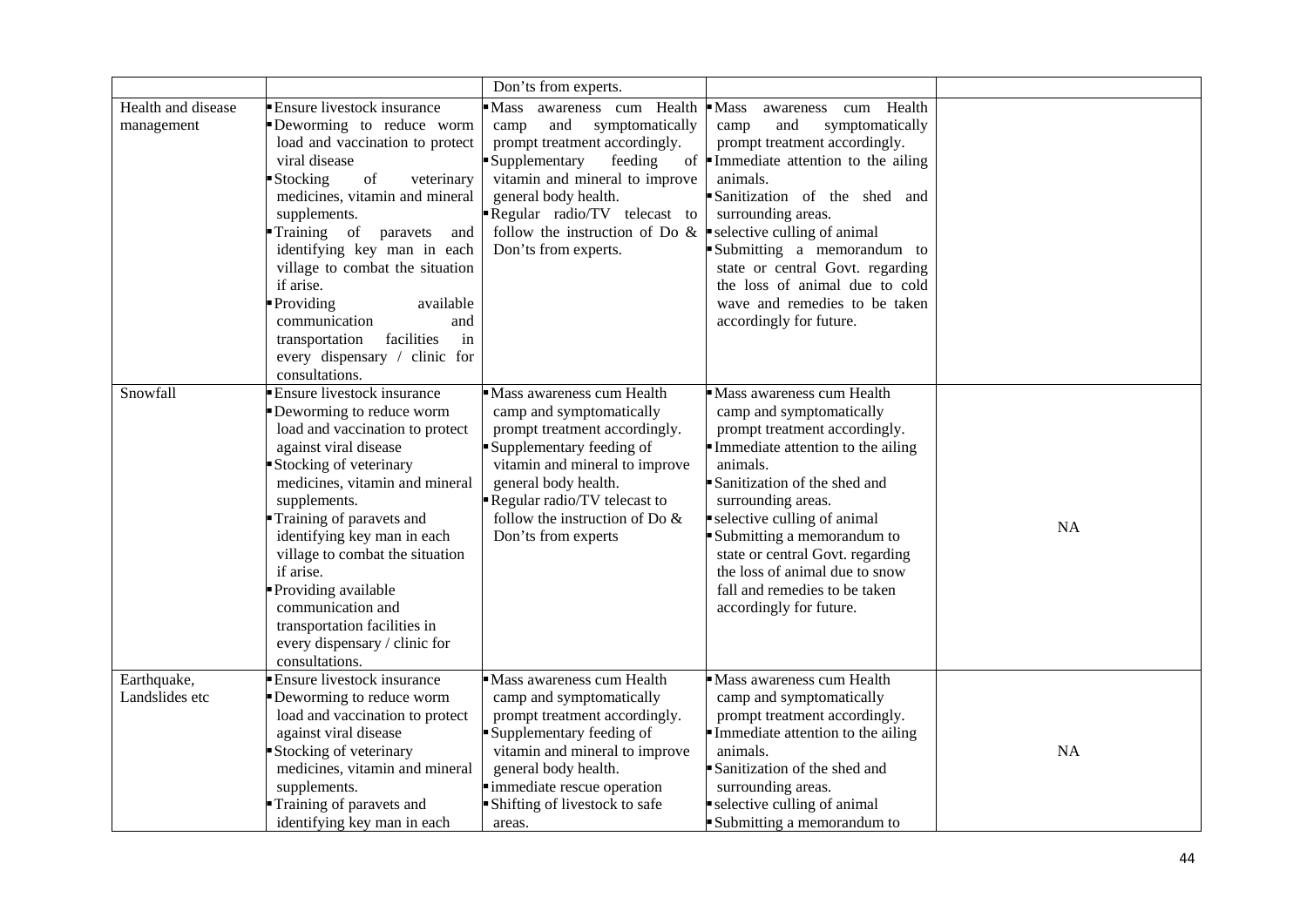| | | | | |
|---|---|---|---|---|
| | | Don'ts from experts. | | |
| Health and disease management | ▪ Ensure livestock insurance<br>▪ Deworming to reduce worm load and vaccination to protect viral disease<br>▪ Stocking of veterinary medicines, vitamin and mineral supplements.<br>▪ Training of paravets and identifying key man in each village to combat the situation if arise.<br>▪ Providing available communication and transportation facilities in every dispensary / clinic for consultations. | ▪ Mass awareness cum Health camp and symptomatically prompt treatment accordingly.<br>▪ Supplementary feeding of vitamin and mineral to improve general body health.<br>▪ Regular radio/TV telecast to follow the instruction of Do & Don's from experts. | ▪ Mass awareness cum Health camp and symptomatically prompt treatment accordingly.<br>▪ Immediate attention to the ailing animals.<br>▪ Sanitization of the shed and surrounding areas.<br>▪ selective culling of animal<br>▪ Submitting a memorandum to state or central Govt. regarding the loss of animal due to cold wave and remedies to be taken accordingly for future. | |
| Snowfall | ▪ Ensure livestock insurance<br>▪ Deworming to reduce worm load and vaccination to protect against viral disease<br>▪ Stocking of veterinary medicines, vitamin and mineral supplements.<br>▪ Training of paravets and identifying key man in each village to combat the situation if arise.<br>▪ Providing available communication and transportation facilities in every dispensary / clinic for consultations. | ▪ Mass awareness cum Health camp and symptomatically prompt treatment accordingly.<br>▪ Supplementary feeding of vitamin and mineral to improve general body health.<br>▪ Regular radio/TV telecast to follow the instruction of Do & Don's from experts | ▪ Mass awareness cum Health camp and symptomatically prompt treatment accordingly.<br>▪ Immediate attention to the ailing animals.<br>▪ Sanitization of the shed and surrounding areas.<br>▪ selective culling of animal<br>▪ Submitting a memorandum to state or central Govt. regarding the loss of animal due to snow fall and remedies to be taken accordingly for future. | NA |
| Earthquake, Landslides etc | ▪ Ensure livestock insurance<br>▪ Deworming to reduce worm load and vaccination to protect against viral disease<br>▪ Stocking of veterinary medicines, vitamin and mineral supplements.<br>▪ Training of paravets and identifying key man in each | ▪ Mass awareness cum Health camp and symptomatically prompt treatment accordingly.<br>▪ Supplementary feeding of vitamin and mineral to improve general body health.<br>▪ immediate rescue operation<br>▪ Shifting of livestock to safe areas. | ▪ Mass awareness cum Health camp and symptomatically prompt treatment accordingly.<br>▪ Immediate attention to the ailing animals.<br>▪ Sanitization of the shed and surrounding areas.<br>▪ selective culling of animal<br>▪ Submitting a memorandum to | NA |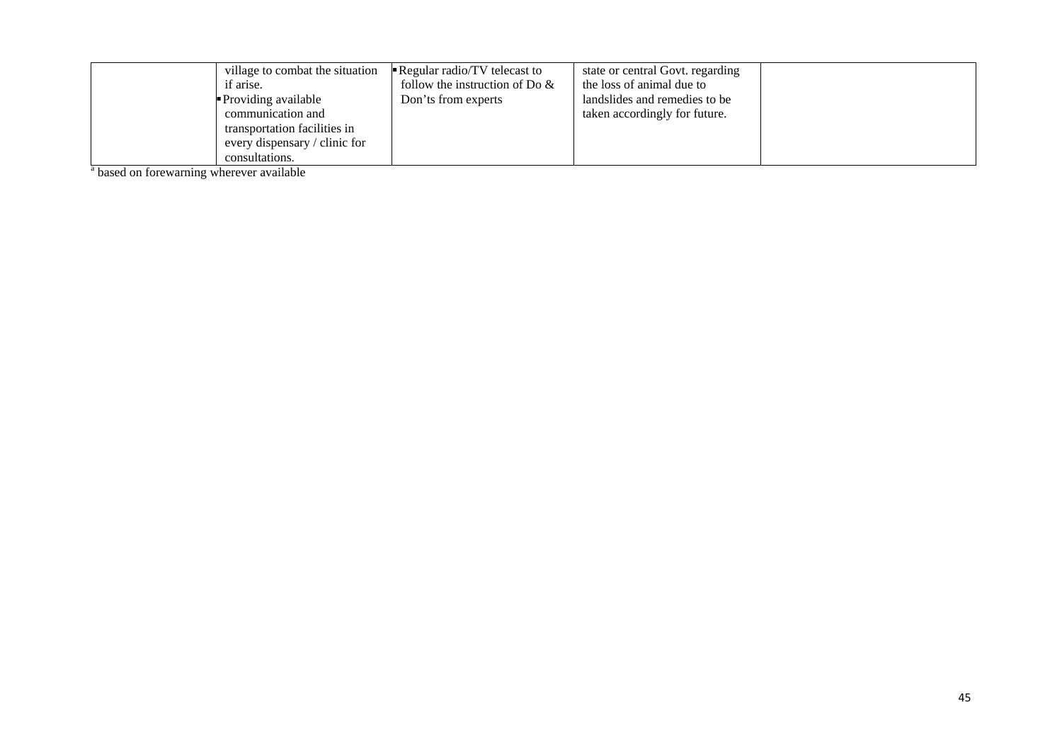| | | | | |
|---|---|---|---|---|
| | village to combat the situation if arise.<br>▪ Providing available communication and transportation facilities in every dispensary / clinic for consultations. | ▪ Regular radio/TV telecast to follow the instruction of Do & Don'ts from experts | state or central Govt. regarding the loss of animal due to landslides and remedies to be taken accordingly for future. | |

[a] based on forewarning wherever available